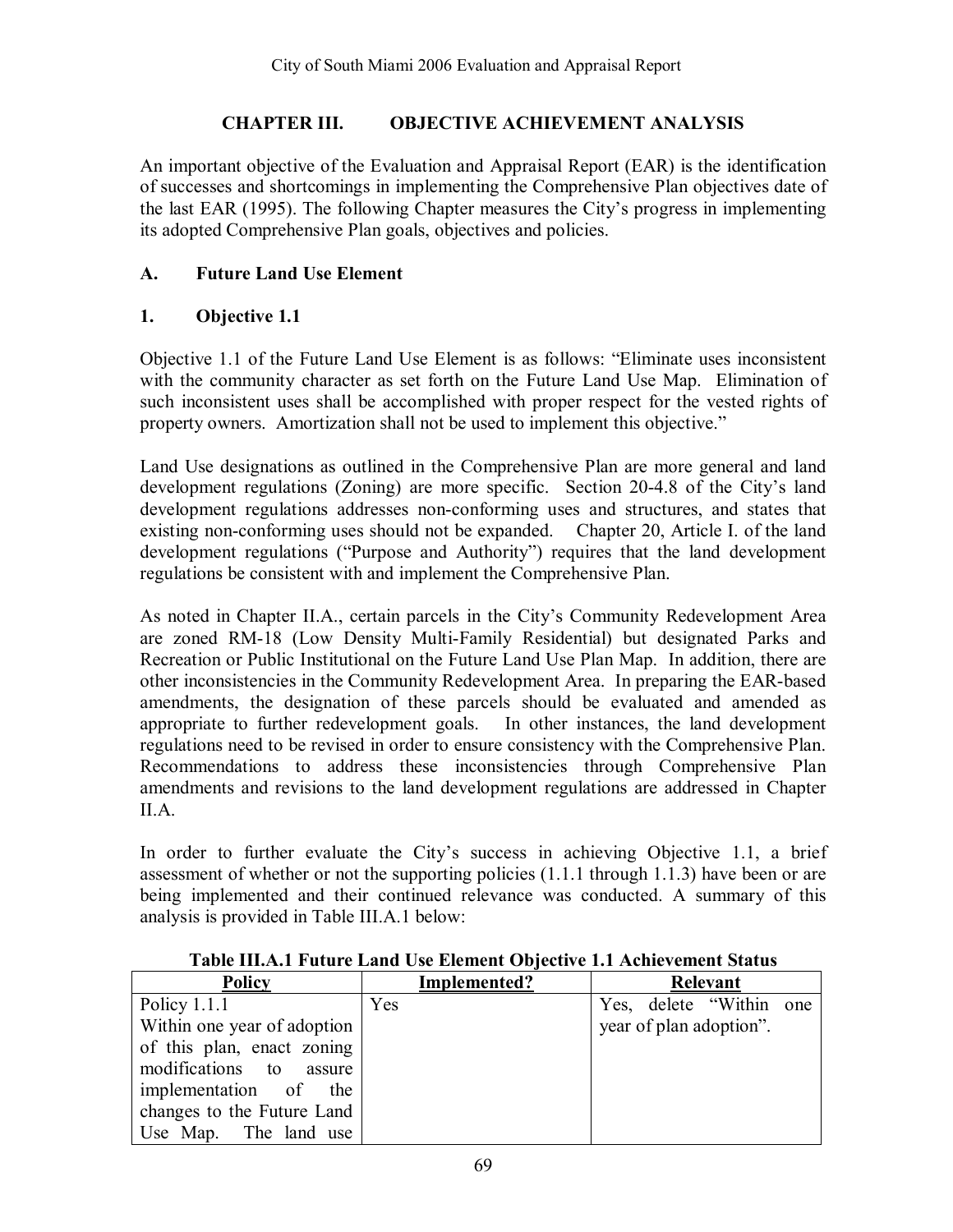# CHAPTER III. OBJECTIVE ACHIEVEMENT ANALYSIS

An important objective of the Evaluation and Appraisal Report (EAR) is the identification of successes and shortcomings in implementing the Comprehensive Plan objectives date of the last EAR (1995). The following Chapter measures the City's progress in implementing its adopted Comprehensive Plan goals, objectives and policies.

## A. Future Land Use Element

### 1. Objective 1.1

Objective 1.1 of the Future Land Use Element is as follows: "Eliminate uses inconsistent with the community character as set forth on the Future Land Use Map. Elimination of such inconsistent uses shall be accomplished with proper respect for the vested rights of property owners. Amortization shall not be used to implement this objective."

Land Use designations as outlined in the Comprehensive Plan are more general and land development regulations (Zoning) are more specific. Section 20-4.8 of the City's land development regulations addresses non-conforming uses and structures, and states that existing non-conforming uses should not be expanded. Chapter 20, Article I. of the land development regulations ("Purpose and Authority") requires that the land development regulations be consistent with and implement the Comprehensive Plan.

As noted in Chapter II.A., certain parcels in the City's Community Redevelopment Area are zoned RM-18 (Low Density Multi-Family Residential) but designated Parks and Recreation or Public Institutional on the Future Land Use Plan Map. In addition, there are other inconsistencies in the Community Redevelopment Area. In preparing the EAR-based amendments, the designation of these parcels should be evaluated and amended as appropriate to further redevelopment goals. In other instances, the land development regulations need to be revised in order to ensure consistency with the Comprehensive Plan. Recommendations to address these inconsistencies through Comprehensive Plan amendments and revisions to the land development regulations are addressed in Chapter II.A.

In order to further evaluate the City's success in achieving Objective 1.1, a brief assessment of whether or not the supporting policies (1.1.1 through 1.1.3) have been or are being implemented and their continued relevance was conducted. A summary of this analysis is provided in Table III.A.1 below:

**Table III.A.1 Future Land Use Element Objective 1.1 Achievement Status**

| Policy | Implemented? | Relevant |
|---|---|---|
| Policy 1.1.1 Within one year of adoption of this plan, enact zoning modifications to assure implementation of the changes to the Future Land Use Map. The land use | Yes | Yes, delete "Within one year of plan adoption". |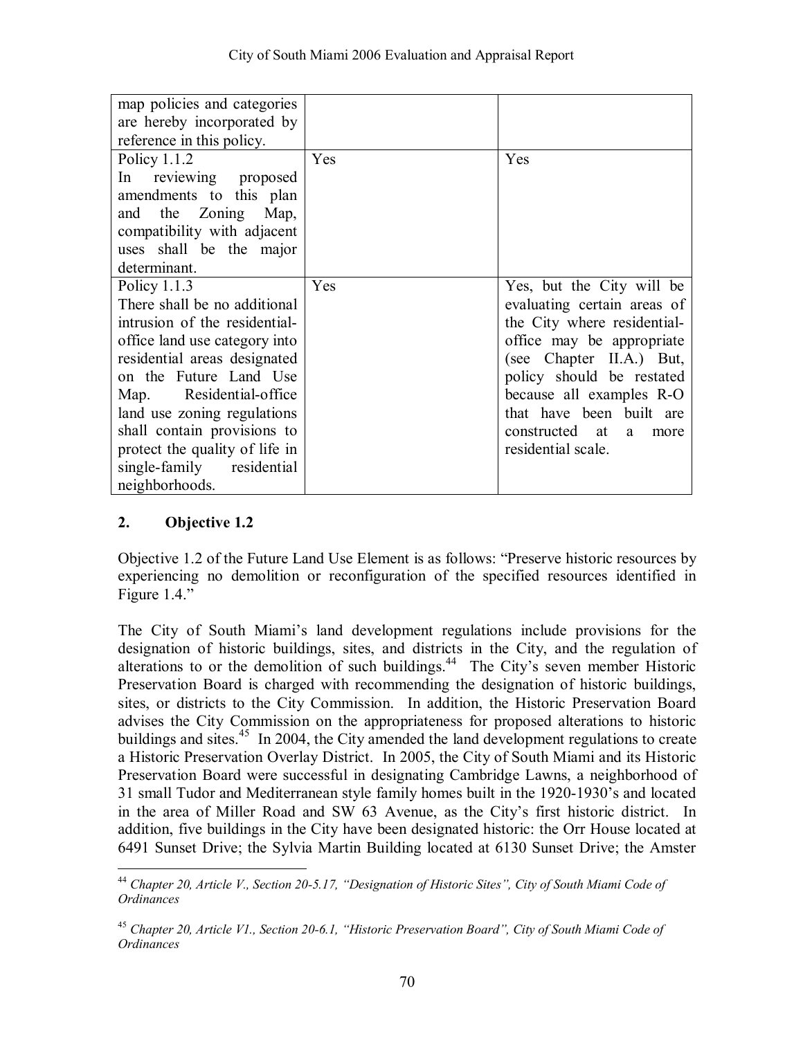| | | |
|---|---|---|
| map policies and categories are hereby incorporated by reference in this policy. | | |
| Policy 1.1.2 In reviewing proposed amendments to this plan and the Zoning Map, compatibility with adjacent uses shall be the major determinant. | Yes | Yes |
| Policy 1.1.3 There shall be no additional intrusion of the residential-office land use category into residential areas designated on the Future Land Use Map. Residential-office land use zoning regulations shall contain provisions to protect the quality of life in single-family residential neighborhoods. | Yes | Yes, but the City will be evaluating certain areas of the City where residential-office may be appropriate (see Chapter II.A.) But, policy should be restated because all examples R-O that have been built are constructed at a more residential scale. |

## 2. Objective 1.2

Objective 1.2 of the Future Land Use Element is as follows: "Preserve historic resources by experiencing no demolition or reconfiguration of the specified resources identified in Figure 1.4."

The City of South Miami's land development regulations include provisions for the designation of historic buildings, sites, and districts in the City, and the regulation of alterations to or the demolition of such buildings.[44] The City's seven member Historic Preservation Board is charged with recommending the designation of historic buildings, sites, or districts to the City Commission. In addition, the Historic Preservation Board advises the City Commission on the appropriateness for proposed alterations to historic buildings and sites.[45] In 2004, the City amended the land development regulations to create a Historic Preservation Overlay District. In 2005, the City of South Miami and its Historic Preservation Board were successful in designating Cambridge Lawns, a neighborhood of 31 small Tudor and Mediterranean style family homes built in the 1920-1930's and located in the area of Miller Road and SW 63 Avenue, as the City's first historic district. In addition, five buildings in the City have been designated historic: the Orr House located at 6491 Sunset Drive; the Sylvia Martin Building located at 6130 Sunset Drive; the Amster

[44] *Chapter 20, Article V., Section 20-5.17, "Designation of Historic Sites", City of South Miami Code of Ordinances*

[45] *Chapter 20, Article V1., Section 20-6.1, "Historic Preservation Board", City of South Miami Code of Ordinances*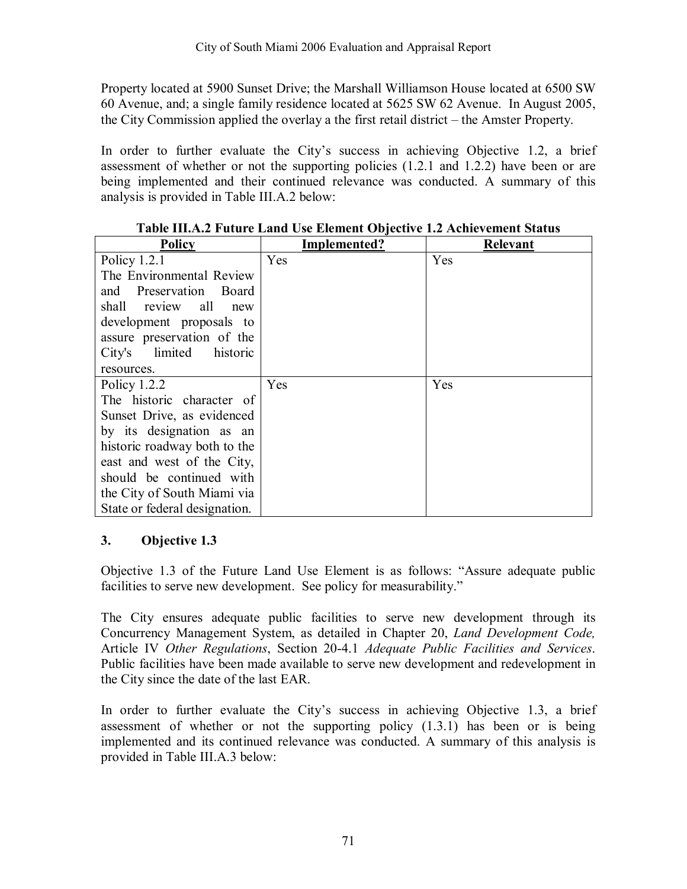Property located at 5900 Sunset Drive; the Marshall Williamson House located at 6500 SW 60 Avenue, and; a single family residence located at 5625 SW 62 Avenue. In August 2005, the City Commission applied the overlay a the first retail district – the Amster Property.

In order to further evaluate the City's success in achieving Objective 1.2, a brief assessment of whether or not the supporting policies (1.2.1 and 1.2.2) have been or are being implemented and their continued relevance was conducted. A summary of this analysis is provided in Table III.A.2 below:

**Table III.A.2 Future Land Use Element Objective 1.2 Achievement Status**

| Policy | Implemented? | Relevant |
|---|---|---|
| Policy 1.2.1 The Environmental Review and Preservation Board shall review all new development proposals to assure preservation of the City's limited historic resources. | Yes | Yes |
| Policy 1.2.2 The historic character of Sunset Drive, as evidenced by its designation as an historic roadway both to the east and west of the City, should be continued with the City of South Miami via State or federal designation. | Yes | Yes |

### 3. Objective 1.3

Objective 1.3 of the Future Land Use Element is as follows: "Assure adequate public facilities to serve new development. See policy for measurability."

The City ensures adequate public facilities to serve new development through its Concurrency Management System, as detailed in Chapter 20, *Land Development Code,* Article IV *Other Regulations*, Section 20-4.1 *Adequate Public Facilities and Services*. Public facilities have been made available to serve new development and redevelopment in the City since the date of the last EAR.

In order to further evaluate the City's success in achieving Objective 1.3, a brief assessment of whether or not the supporting policy (1.3.1) has been or is being implemented and its continued relevance was conducted. A summary of this analysis is provided in Table III.A.3 below: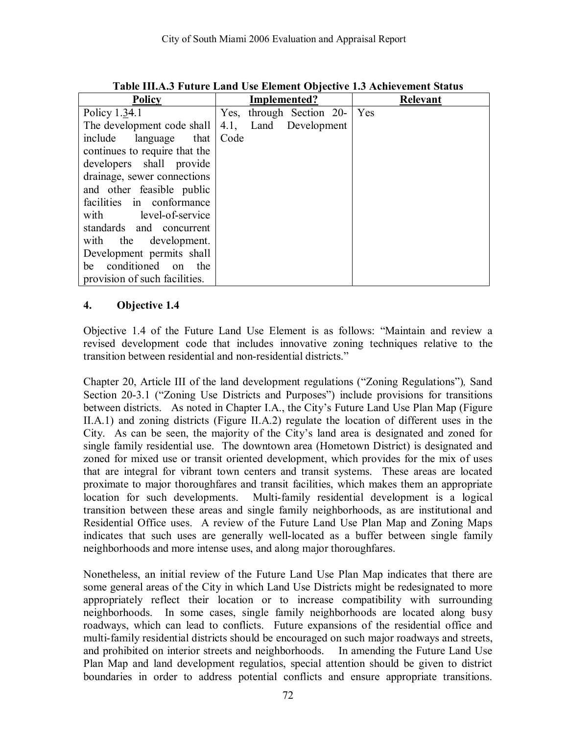**Table III.A.3 Future Land Use Element Objective 1.3 Achievement Status**

| Policy | Implemented? | Relevant |
|---|---|---|
| Policy 1.34.1 The development code shall include language that continues to require that the developers shall provide drainage, sewer connections and other feasible public facilities in conformance with level-of-service standards and concurrent with the development. Development permits shall be conditioned on the provision of such facilities. | Yes, through Section 20-4.1, Land Development Code | Yes |

## 4. Objective 1.4

Objective 1.4 of the Future Land Use Element is as follows: "Maintain and review a revised development code that includes innovative zoning techniques relative to the transition between residential and non-residential districts."

Chapter 20, Article III of the land development regulations ("Zoning Regulations"), Sand Section 20-3.1 ("Zoning Use Districts and Purposes") include provisions for transitions between districts. As noted in Chapter I.A., the City's Future Land Use Plan Map (Figure II.A.1) and zoning districts (Figure II.A.2) regulate the location of different uses in the City. As can be seen, the majority of the City's land area is designated and zoned for single family residential use. The downtown area (Hometown District) is designated and zoned for mixed use or transit oriented development, which provides for the mix of uses that are integral for vibrant town centers and transit systems. These areas are located proximate to major thoroughfares and transit facilities, which makes them an appropriate location for such developments. Multi-family residential development is a logical transition between these areas and single family neighborhoods, as are institutional and Residential Office uses. A review of the Future Land Use Plan Map and Zoning Maps indicates that such uses are generally well-located as a buffer between single family neighborhoods and more intense uses, and along major thoroughfares.

Nonetheless, an initial review of the Future Land Use Plan Map indicates that there are some general areas of the City in which Land Use Districts might be redesignated to more appropriately reflect their location or to increase compatibility with surrounding neighborhoods. In some cases, single family neighborhoods are located along busy roadways, which can lead to conflicts. Future expansions of the residential office and multi-family residential districts should be encouraged on such major roadways and streets, and prohibited on interior streets and neighborhoods. In amending the Future Land Use Plan Map and land development regulatios, special attention should be given to district boundaries in order to address potential conflicts and ensure appropriate transitions.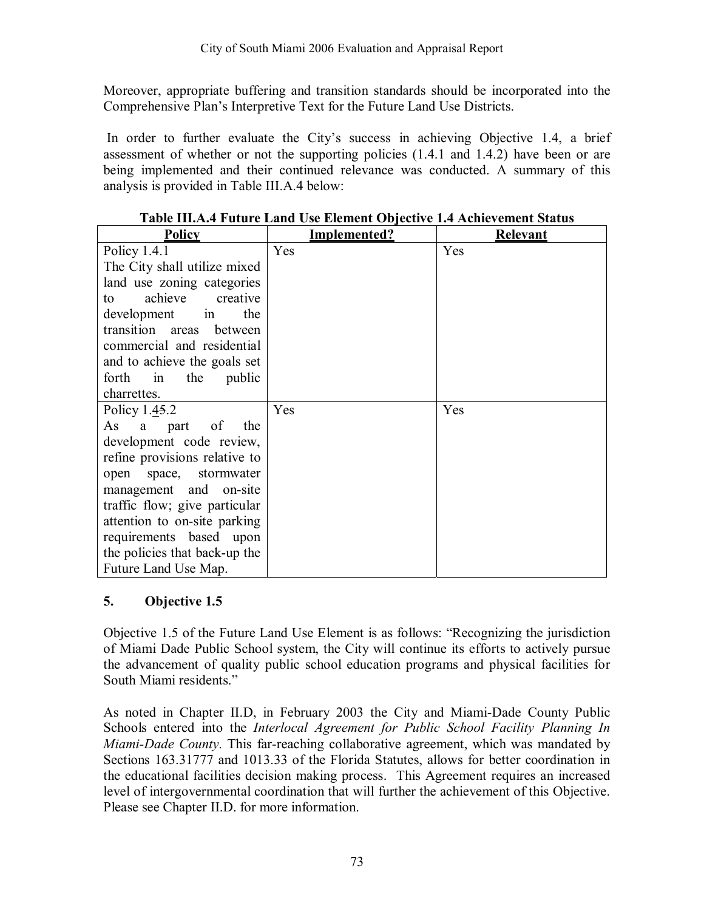Moreover, appropriate buffering and transition standards should be incorporated into the Comprehensive Plan's Interpretive Text for the Future Land Use Districts.

In order to further evaluate the City's success in achieving Objective 1.4, a brief assessment of whether or not the supporting policies (1.4.1 and 1.4.2) have been or are being implemented and their continued relevance was conducted. A summary of this analysis is provided in Table III.A.4 below:

**Table III.A.4 Future Land Use Element Objective 1.4 Achievement Status**

| Policy | Implemented? | Relevant |
|---|---|---|
| Policy 1.4.1<br>The City shall utilize mixed land use zoning categories to achieve creative development in the transition areas between commercial and residential and to achieve the goals set forth in the public charrettes. | Yes | Yes |
| Policy 1.45.2<br>As a part of the development code review, refine provisions relative to open space, stormwater management and on-site traffic flow; give particular attention to on-site parking requirements based upon the policies that back-up the Future Land Use Map. | Yes | Yes |

## 5. Objective 1.5

Objective 1.5 of the Future Land Use Element is as follows: "Recognizing the jurisdiction of Miami Dade Public School system, the City will continue its efforts to actively pursue the advancement of quality public school education programs and physical facilities for South Miami residents."

As noted in Chapter II.D, in February 2003 the City and Miami-Dade County Public Schools entered into the *Interlocal Agreement for Public School Facility Planning In Miami-Dade County*. This far-reaching collaborative agreement, which was mandated by Sections 163.31777 and 1013.33 of the Florida Statutes, allows for better coordination in the educational facilities decision making process. This Agreement requires an increased level of intergovernmental coordination that will further the achievement of this Objective. Please see Chapter II.D. for more information.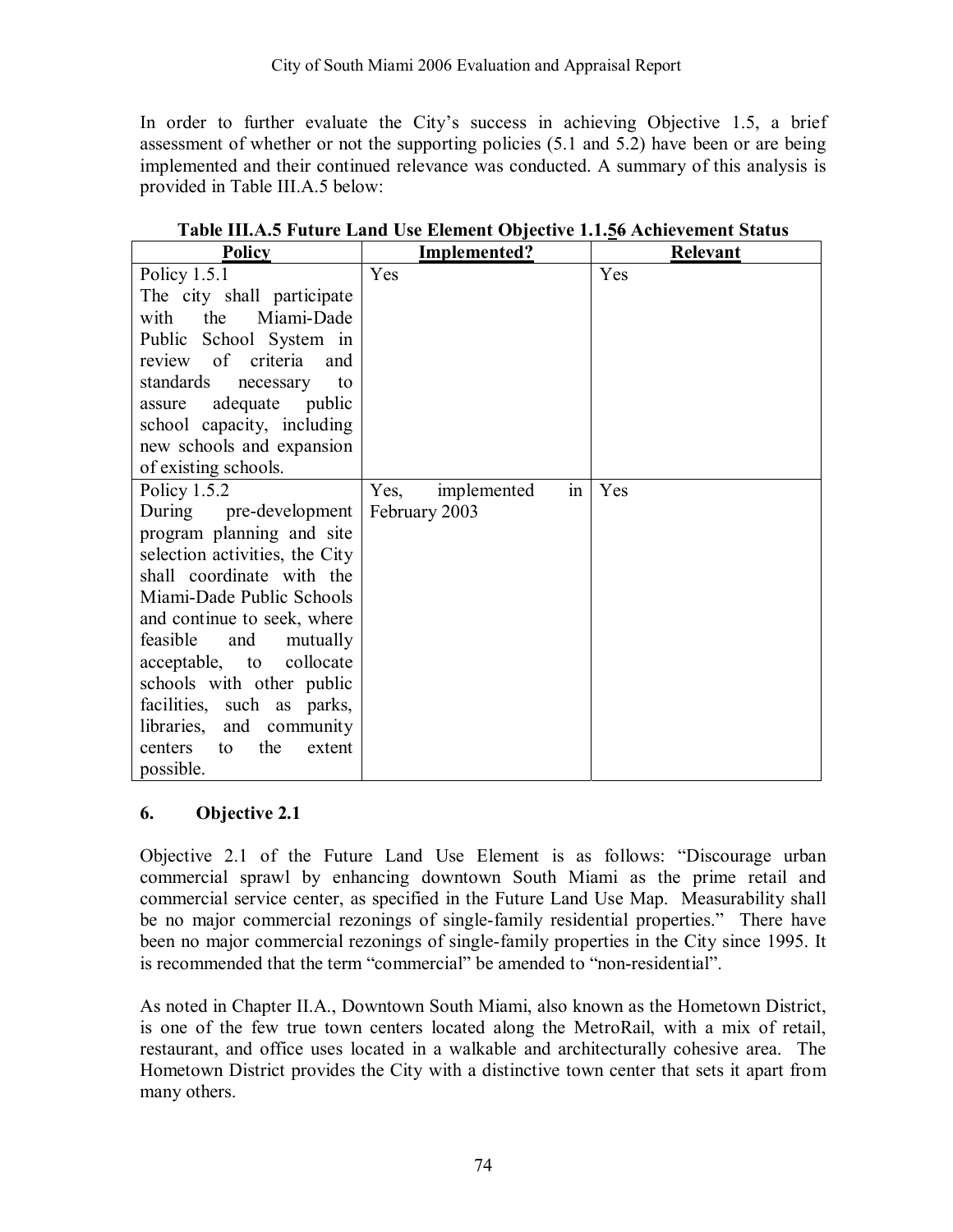In order to further evaluate the City's success in achieving Objective 1.5, a brief assessment of whether or not the supporting policies (5.1 and 5.2) have been or are being implemented and their continued relevance was conducted. A summary of this analysis is provided in Table III.A.5 below:

**Table III.A.5 Future Land Use Element Objective 1.1.56 Achievement Status**

| Policy | Implemented? | Relevant |
|---|---|---|
| Policy 1.5.1 The city shall participate with the Miami-Dade Public School System in review of criteria and standards necessary to assure adequate public school capacity, including new schools and expansion of existing schools. | Yes | Yes |
| Policy 1.5.2 During pre-development program planning and site selection activities, the City shall coordinate with the Miami-Dade Public Schools and continue to seek, where feasible and mutually acceptable, to collocate schools with other public facilities, such as parks, libraries, and community centers to the extent possible. | Yes, implemented in February 2003 | Yes |

## 6. Objective 2.1

Objective 2.1 of the Future Land Use Element is as follows: "Discourage urban commercial sprawl by enhancing downtown South Miami as the prime retail and commercial service center, as specified in the Future Land Use Map. Measurability shall be no major commercial rezonings of single-family residential properties." There have been no major commercial rezonings of single-family properties in the City since 1995. It is recommended that the term "commercial" be amended to "non-residential".

As noted in Chapter II.A., Downtown South Miami, also known as the Hometown District, is one of the few true town centers located along the MetroRail, with a mix of retail, restaurant, and office uses located in a walkable and architecturally cohesive area. The Hometown District provides the City with a distinctive town center that sets it apart from many others.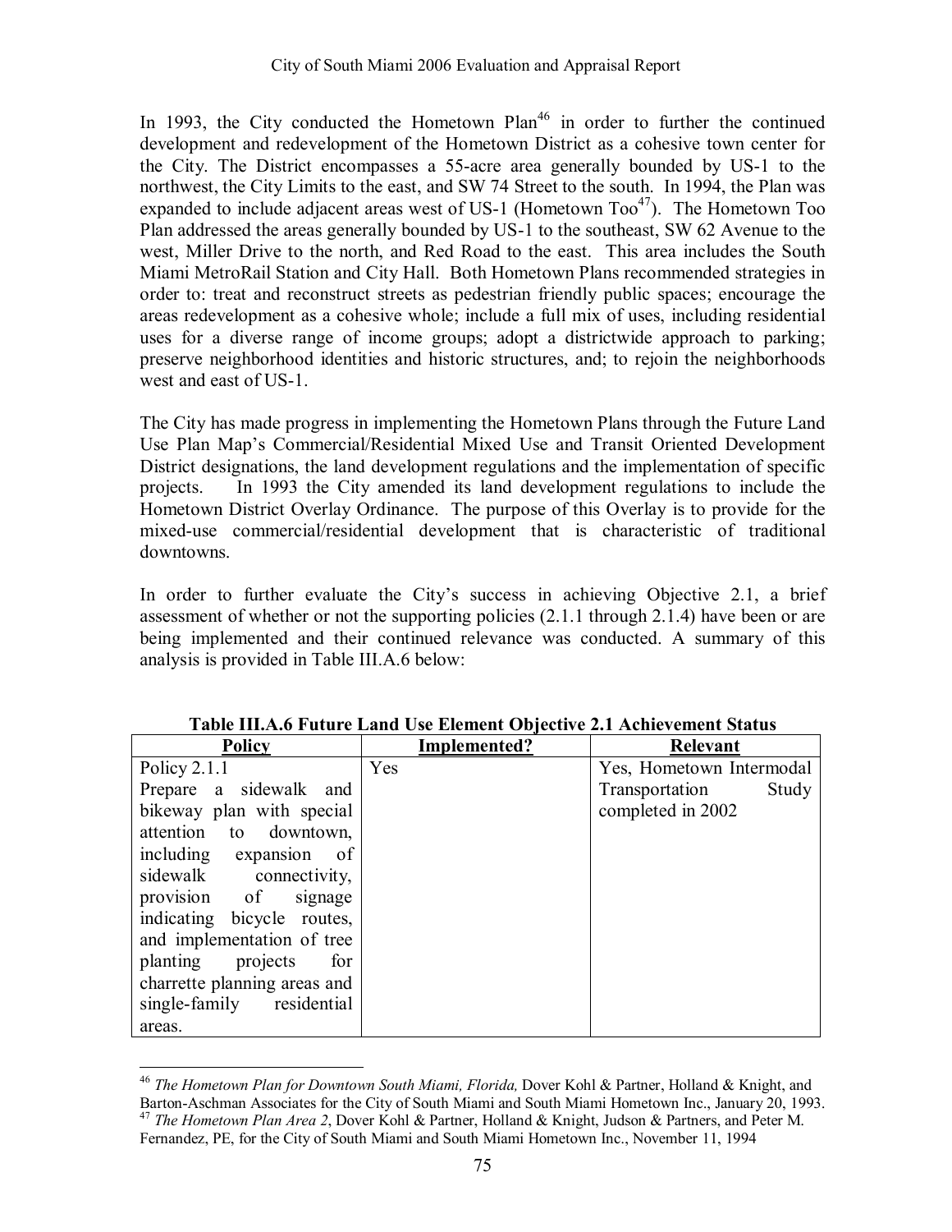In 1993, the City conducted the Hometown Plan[46] in order to further the continued development and redevelopment of the Hometown District as a cohesive town center for the City. The District encompasses a 55-acre area generally bounded by US-1 to the northwest, the City Limits to the east, and SW 74 Street to the south. In 1994, the Plan was expanded to include adjacent areas west of US-1 (Hometown Too[47]). The Hometown Too Plan addressed the areas generally bounded by US-1 to the southeast, SW 62 Avenue to the west, Miller Drive to the north, and Red Road to the east. This area includes the South Miami MetroRail Station and City Hall. Both Hometown Plans recommended strategies in order to: treat and reconstruct streets as pedestrian friendly public spaces; encourage the areas redevelopment as a cohesive whole; include a full mix of uses, including residential uses for a diverse range of income groups; adopt a districtwide approach to parking; preserve neighborhood identities and historic structures, and; to rejoin the neighborhoods west and east of US-1.

The City has made progress in implementing the Hometown Plans through the Future Land Use Plan Map's Commercial/Residential Mixed Use and Transit Oriented Development District designations, the land development regulations and the implementation of specific projects. In 1993 the City amended its land development regulations to include the Hometown District Overlay Ordinance. The purpose of this Overlay is to provide for the mixed-use commercial/residential development that is characteristic of traditional downtowns.

In order to further evaluate the City's success in achieving Objective 2.1, a brief assessment of whether or not the supporting policies (2.1.1 through 2.1.4) have been or are being implemented and their continued relevance was conducted. A summary of this analysis is provided in Table III.A.6 below:

**Table III.A.6 Future Land Use Element Objective 2.1 Achievement Status**

| Policy | Implemented? | Relevant |
|---|---|---|
| Policy 2.1.1 Prepare a sidewalk and bikeway plan with special attention to downtown, including expansion of sidewalk connectivity, provision of signage indicating bicycle routes, and implementation of tree planting projects for charrette planning areas and single-family residential areas. | Yes | Yes, Hometown Intermodal Transportation Study completed in 2002 |

[46] *The Hometown Plan for Downtown South Miami, Florida,* Dover Kohl & Partner, Holland & Knight, and Barton-Aschman Associates for the City of South Miami and South Miami Hometown Inc., January 20, 1993.

[47] *The Hometown Plan Area 2*, Dover Kohl & Partner, Holland & Knight, Judson & Partners, and Peter M. Fernandez, PE, for the City of South Miami and South Miami Hometown Inc., November 11, 1994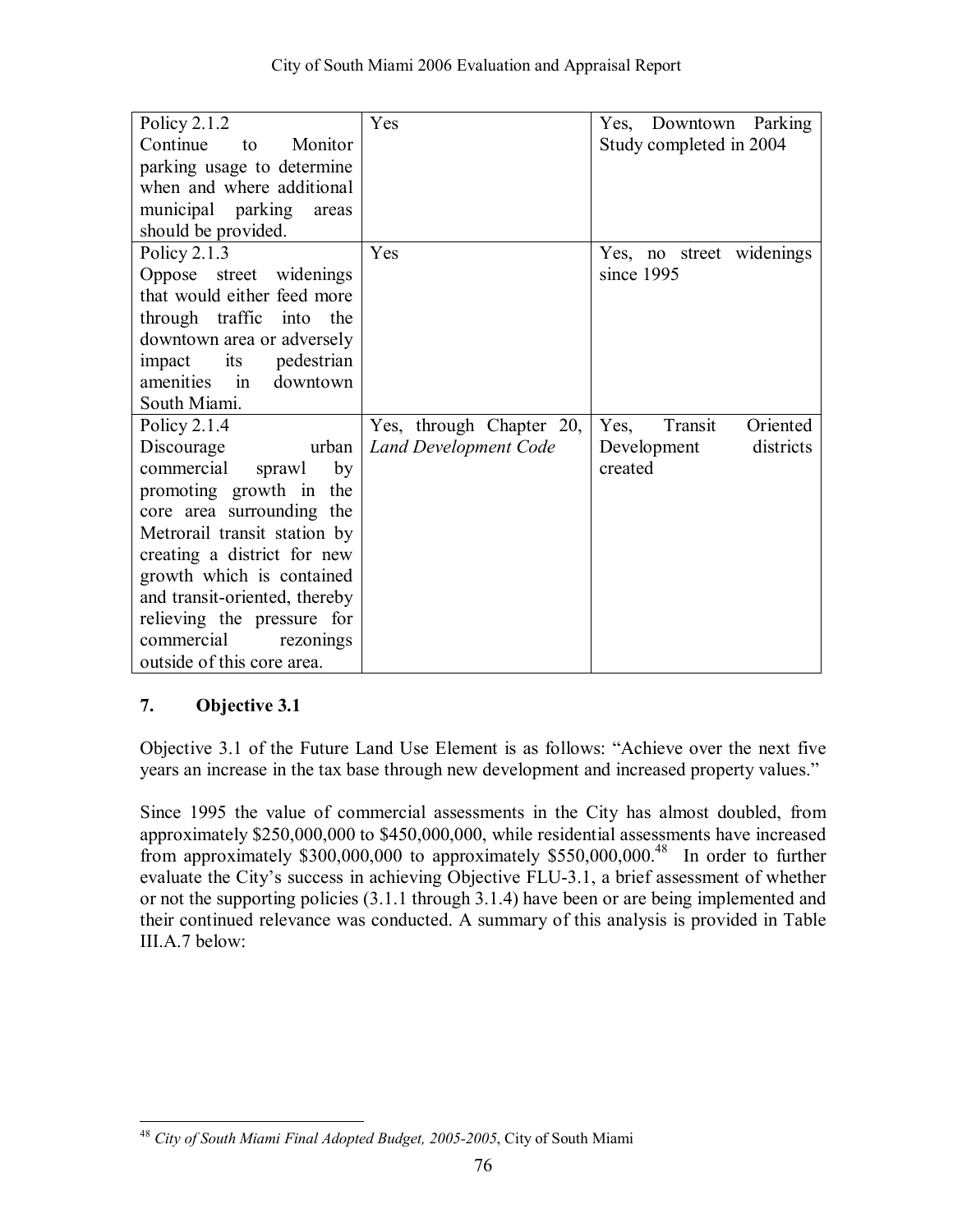| Policy 2.1.2<br>Continue to Monitor parking usage to determine when and where additional municipal parking areas should be provided. | Yes | Yes, Downtown Parking Study completed in 2004 |
|---|---|---|
| Policy 2.1.3<br>Oppose street widenings that would either feed more through traffic into the downtown area or adversely impact its pedestrian amenities in downtown South Miami. | Yes | Yes, no street widenings since 1995 |
| Policy 2.1.4<br>Discourage urban commercial sprawl by promoting growth in the core area surrounding the Metrorail transit station by creating a district for new growth which is contained and transit-oriented, thereby relieving the pressure for commercial rezonings outside of this core area. | Yes, through Chapter 20, *Land Development Code* | Yes, Transit Oriented Development districts created |

## 7. Objective 3.1

Objective 3.1 of the Future Land Use Element is as follows: "Achieve over the next five years an increase in the tax base through new development and increased property values."

Since 1995 the value of commercial assessments in the City has almost doubled, from approximately \$250,000,000 to \$450,000,000, while residential assessments have increased from approximately \$300,000,000 to approximately \$550,000,000.[48] In order to further evaluate the City's success in achieving Objective FLU-3.1, a brief assessment of whether or not the supporting policies (3.1.1 through 3.1.4) have been or are being implemented and their continued relevance was conducted. A summary of this analysis is provided in Table III.A.7 below:

[48] *City of South Miami Final Adopted Budget, 2005-2005*, City of South Miami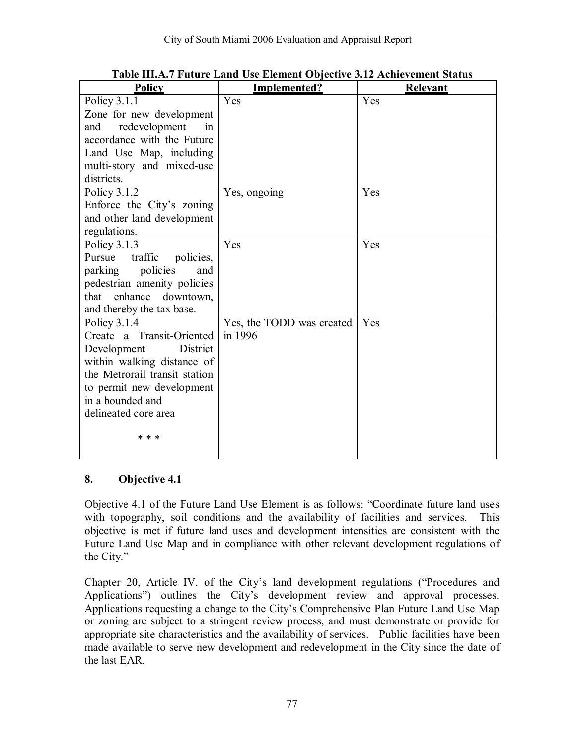**Table III.A.7 Future Land Use Element Objective 3.12 Achievement Status**

| Policy | Implemented? | Relevant |
|---|---|---|
| Policy 3.1.1 Zone for new development and redevelopment in accordance with the Future Land Use Map, including multi-story and mixed-use districts. | Yes | Yes |
| Policy 3.1.2 Enforce the City's zoning and other land development regulations. | Yes, ongoing | Yes |
| Policy 3.1.3 Pursue traffic policies, parking policies and pedestrian amenity policies that enhance downtown, and thereby the tax base. | Yes | Yes |
| Policy 3.1.4 Create a Transit-Oriented Development District within walking distance of the Metrorail transit station to permit new development in a bounded and delineated core area * * * | Yes, the TODD was created in 1996 | Yes |

### 8. Objective 4.1

Objective 4.1 of the Future Land Use Element is as follows: "Coordinate future land uses with topography, soil conditions and the availability of facilities and services. This objective is met if future land uses and development intensities are consistent with the Future Land Use Map and in compliance with other relevant development regulations of the City."

Chapter 20, Article IV. of the City's land development regulations ("Procedures and Applications") outlines the City's development review and approval processes. Applications requesting a change to the City's Comprehensive Plan Future Land Use Map or zoning are subject to a stringent review process, and must demonstrate or provide for appropriate site characteristics and the availability of services. Public facilities have been made available to serve new development and redevelopment in the City since the date of the last EAR.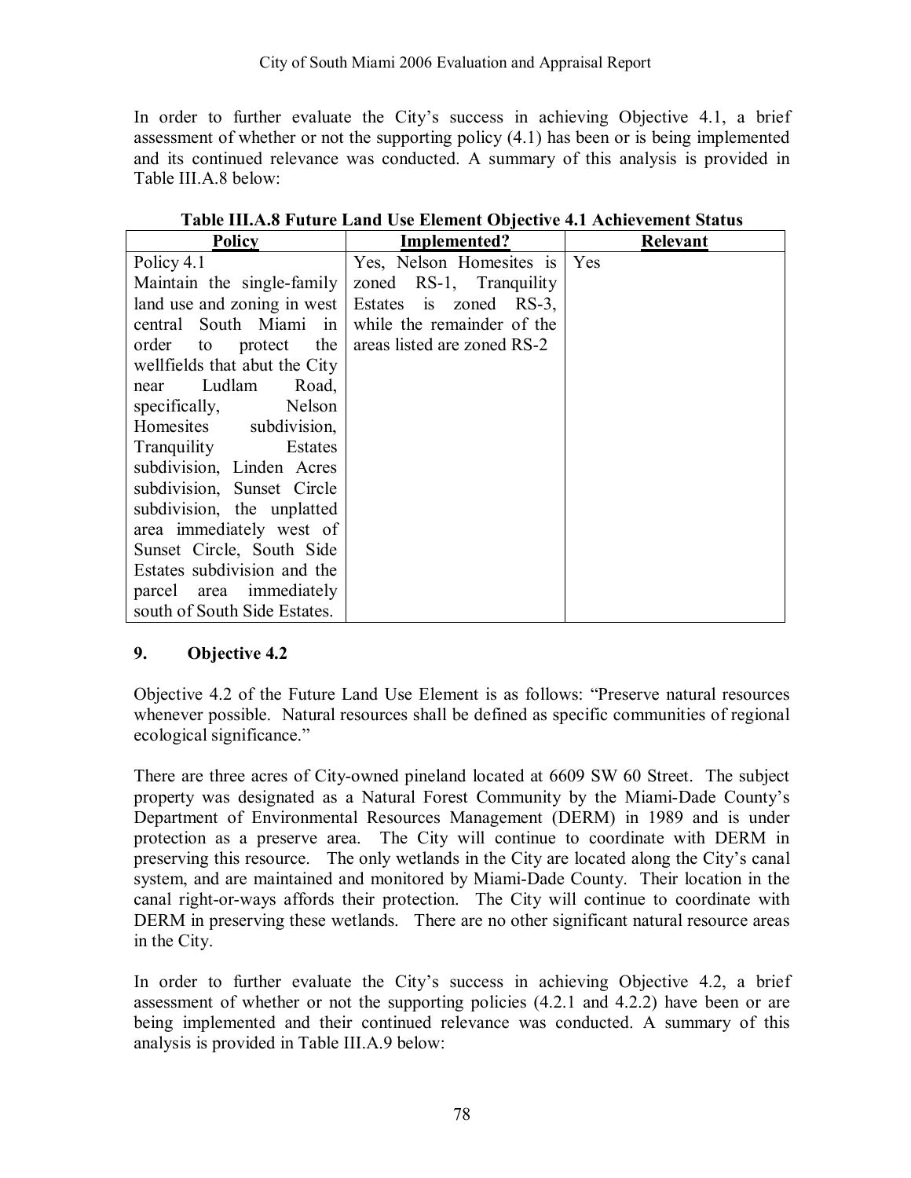In order to further evaluate the City's success in achieving Objective 4.1, a brief assessment of whether or not the supporting policy (4.1) has been or is being implemented and its continued relevance was conducted. A summary of this analysis is provided in Table III.A.8 below:

**Table III.A.8 Future Land Use Element Objective 4.1 Achievement Status**

| Policy | Implemented? | Relevant |
|---|---|---|
| Policy 4.1 Maintain the single-family land use and zoning in west central South Miami in order to protect the wellfields that abut the City near Ludlam Road, specifically, Nelson Homesites subdivision, Tranquility Estates subdivision, Linden Acres subdivision, Sunset Circle subdivision, the unplatted area immediately west of Sunset Circle, South Side Estates subdivision and the parcel area immediately south of South Side Estates. | Yes, Nelson Homesites is zoned RS-1, Tranquility Estates is zoned RS-3, while the remainder of the areas listed are zoned RS-2 | Yes |

### 9. Objective 4.2

Objective 4.2 of the Future Land Use Element is as follows: "Preserve natural resources whenever possible. Natural resources shall be defined as specific communities of regional ecological significance."

There are three acres of City-owned pineland located at 6609 SW 60 Street. The subject property was designated as a Natural Forest Community by the Miami-Dade County's Department of Environmental Resources Management (DERM) in 1989 and is under protection as a preserve area. The City will continue to coordinate with DERM in preserving this resource. The only wetlands in the City are located along the City's canal system, and are maintained and monitored by Miami-Dade County. Their location in the canal right-or-ways affords their protection. The City will continue to coordinate with DERM in preserving these wetlands. There are no other significant natural resource areas in the City.

In order to further evaluate the City's success in achieving Objective 4.2, a brief assessment of whether or not the supporting policies (4.2.1 and 4.2.2) have been or are being implemented and their continued relevance was conducted. A summary of this analysis is provided in Table III.A.9 below: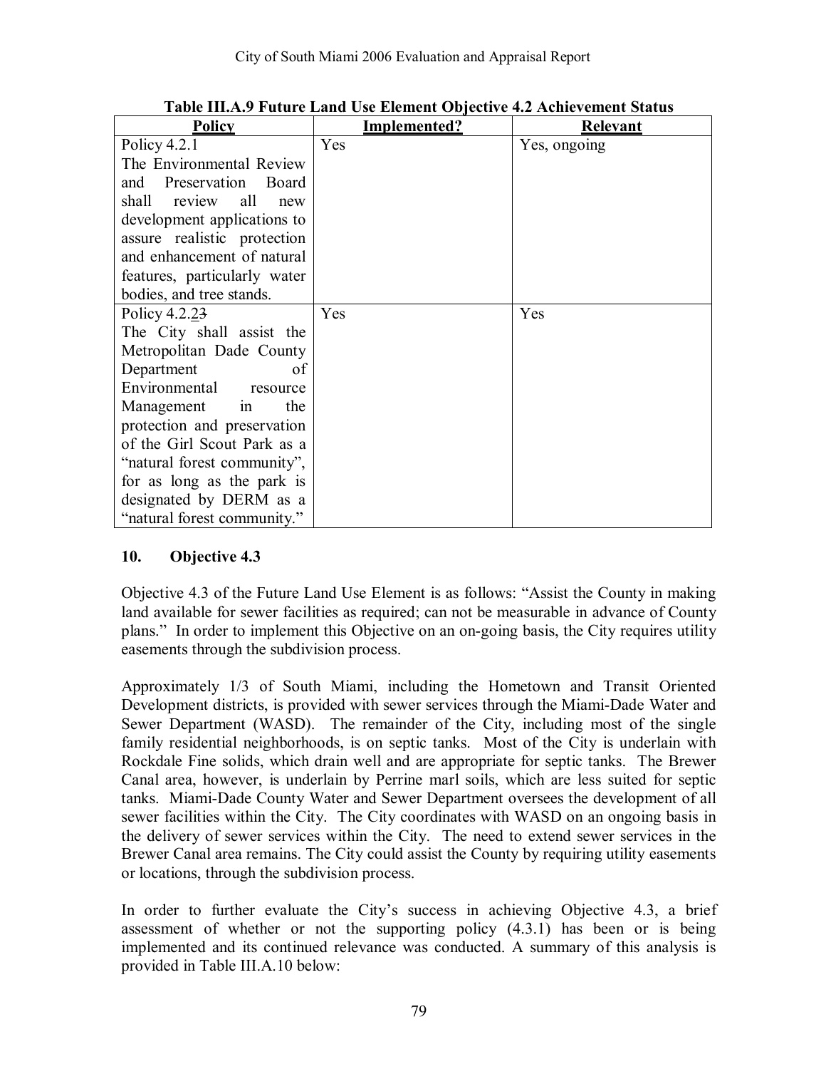**Table III.A.9 Future Land Use Element Objective 4.2 Achievement Status**

| Policy | Implemented? | Relevant |
|---|---|---|
| Policy 4.2.1 The Environmental Review and Preservation Board shall review all new development applications to assure realistic protection and enhancement of natural features, particularly water bodies, and tree stands. | Yes | Yes, ongoing |
| Policy 4.2.~~3~~2 The City shall assist the Metropolitan Dade County Department of Environmental resource Management in the protection and preservation of the Girl Scout Park as a "natural forest community", for as long as the park is designated by DERM as a "natural forest community." | Yes | Yes |

## 10. Objective 4.3

Objective 4.3 of the Future Land Use Element is as follows: "Assist the County in making land available for sewer facilities as required; can not be measurable in advance of County plans." In order to implement this Objective on an on-going basis, the City requires utility easements through the subdivision process.

Approximately 1/3 of South Miami, including the Hometown and Transit Oriented Development districts, is provided with sewer services through the Miami-Dade Water and Sewer Department (WASD). The remainder of the City, including most of the single family residential neighborhoods, is on septic tanks. Most of the City is underlain with Rockdale Fine solids, which drain well and are appropriate for septic tanks. The Brewer Canal area, however, is underlain by Perrine marl soils, which are less suited for septic tanks. Miami-Dade County Water and Sewer Department oversees the development of all sewer facilities within the City. The City coordinates with WASD on an ongoing basis in the delivery of sewer services within the City. The need to extend sewer services in the Brewer Canal area remains. The City could assist the County by requiring utility easements or locations, through the subdivision process.

In order to further evaluate the City's success in achieving Objective 4.3, a brief assessment of whether or not the supporting policy (4.3.1) has been or is being implemented and its continued relevance was conducted. A summary of this analysis is provided in Table III.A.10 below: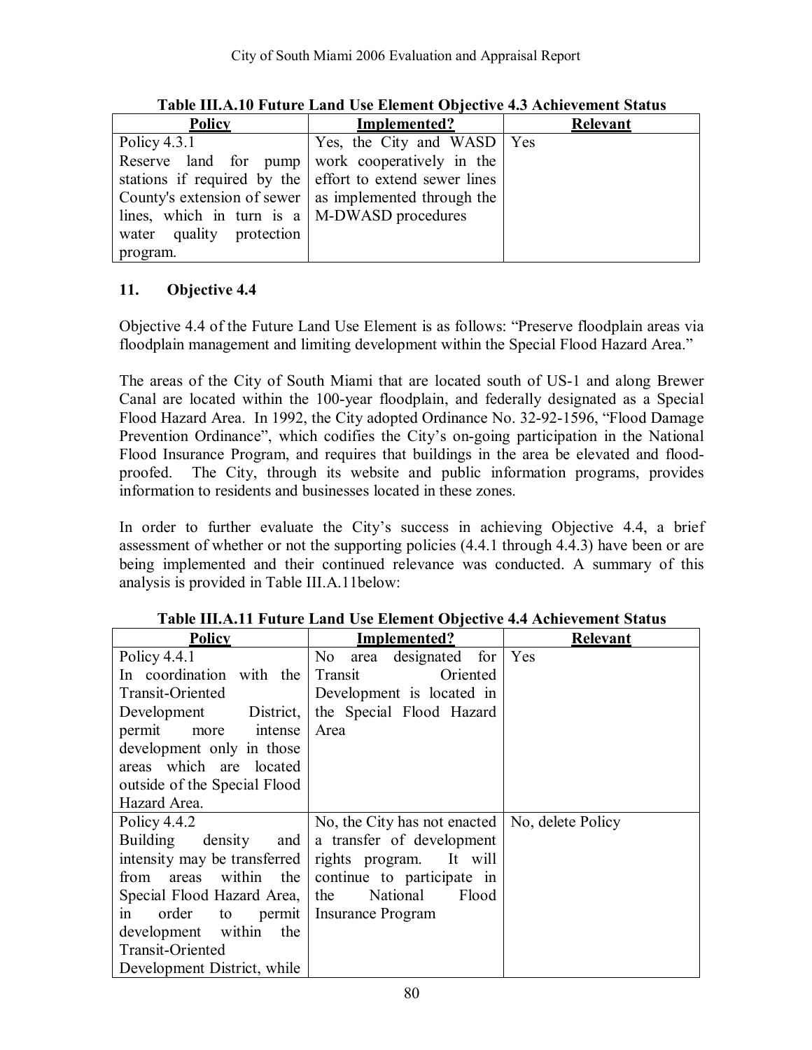**Table III.A.10 Future Land Use Element Objective 4.3 Achievement Status**

| Policy | Implemented? | Relevant |
|---|---|---|
| Policy 4.3.1 Reserve land for pump stations if required by the County's extension of sewer lines, which in turn is a water quality protection program. | Yes, the City and WASD work cooperatively in the effort to extend sewer lines as implemented through the M-DWASD procedures | Yes |

## 11. Objective 4.4

Objective 4.4 of the Future Land Use Element is as follows: "Preserve floodplain areas via floodplain management and limiting development within the Special Flood Hazard Area."

The areas of the City of South Miami that are located south of US-1 and along Brewer Canal are located within the 100-year floodplain, and federally designated as a Special Flood Hazard Area. In 1992, the City adopted Ordinance No. 32-92-1596, "Flood Damage Prevention Ordinance", which codifies the City's on-going participation in the National Flood Insurance Program, and requires that buildings in the area be elevated and flood-proofed. The City, through its website and public information programs, provides information to residents and businesses located in these zones.

In order to further evaluate the City's success in achieving Objective 4.4, a brief assessment of whether or not the supporting policies (4.4.1 through 4.4.3) have been or are being implemented and their continued relevance was conducted. A summary of this analysis is provided in Table III.A.11below:

**Table III.A.11 Future Land Use Element Objective 4.4 Achievement Status**

| Policy | Implemented? | Relevant |
|---|---|---|
| Policy 4.4.1 In coordination with the Transit-Oriented Development District, permit more intense development only in those areas which are located outside of the Special Flood Hazard Area. | No area designated for Transit Oriented Development is located in the Special Flood Hazard Area | Yes |
| Policy 4.4.2 Building density and intensity may be transferred from areas within the Special Flood Hazard Area, in order to permit development within the Transit-Oriented Development District, while | No, the City has not enacted a transfer of development rights program. It will continue to participate in the National Flood Insurance Program | No, delete Policy |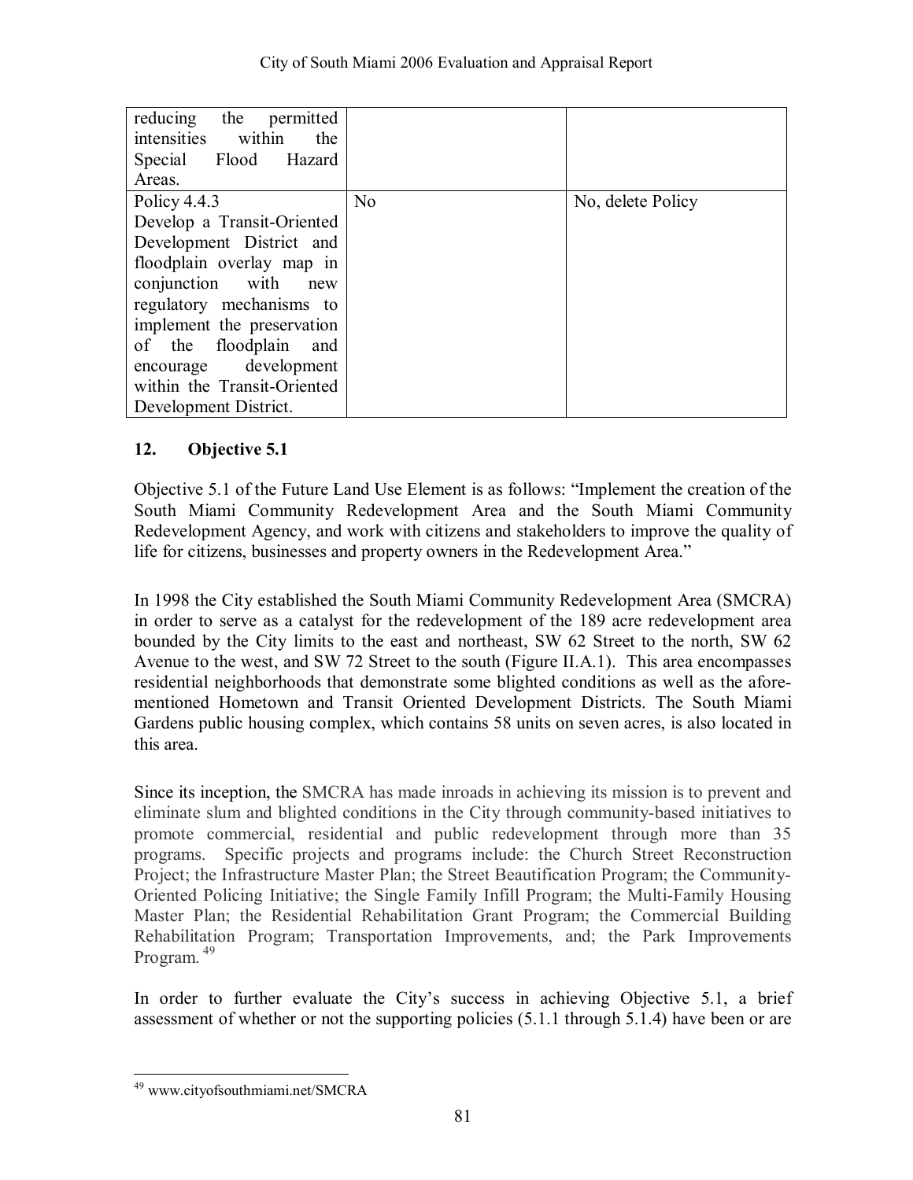| | | |
|---|---|---|
| reducing the permitted intensities within the Special Flood Hazard Areas. | | |
| Policy 4.4.3 Develop a Transit-Oriented Development District and floodplain overlay map in conjunction with new regulatory mechanisms to implement the preservation of the floodplain and encourage development within the Transit-Oriented Development District. | No | No, delete Policy |

## 12. Objective 5.1

Objective 5.1 of the Future Land Use Element is as follows: "Implement the creation of the South Miami Community Redevelopment Area and the South Miami Community Redevelopment Agency, and work with citizens and stakeholders to improve the quality of life for citizens, businesses and property owners in the Redevelopment Area."

In 1998 the City established the South Miami Community Redevelopment Area (SMCRA) in order to serve as a catalyst for the redevelopment of the 189 acre redevelopment area bounded by the City limits to the east and northeast, SW 62 Street to the north, SW 62 Avenue to the west, and SW 72 Street to the south (Figure II.A.1). This area encompasses residential neighborhoods that demonstrate some blighted conditions as well as the afore-mentioned Hometown and Transit Oriented Development Districts. The South Miami Gardens public housing complex, which contains 58 units on seven acres, is also located in this area.

Since its inception, the SMCRA has made inroads in achieving its mission is to prevent and eliminate slum and blighted conditions in the City through community-based initiatives to promote commercial, residential and public redevelopment through more than 35 programs. Specific projects and programs include: the Church Street Reconstruction Project; the Infrastructure Master Plan; the Street Beautification Program; the Community-Oriented Policing Initiative; the Single Family Infill Program; the Multi-Family Housing Master Plan; the Residential Rehabilitation Grant Program; the Commercial Building Rehabilitation Program; Transportation Improvements, and; the Park Improvements Program.[49]

In order to further evaluate the City's success in achieving Objective 5.1, a brief assessment of whether or not the supporting policies (5.1.1 through 5.1.4) have been or are

[49] www.cityofsouthmiami.net/SMCRA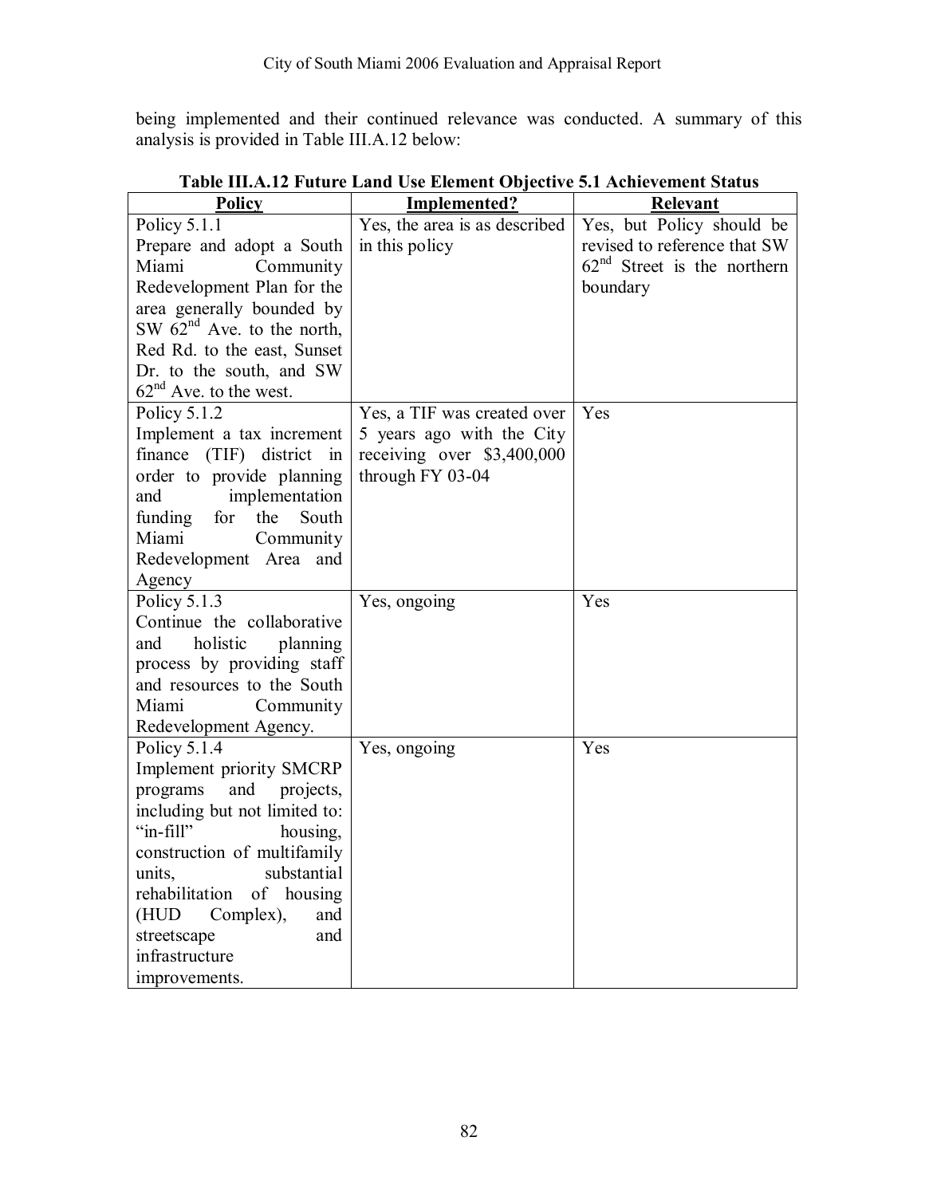being implemented and their continued relevance was conducted. A summary of this analysis is provided in Table III.A.12 below:

**Table III.A.12 Future Land Use Element Objective 5.1 Achievement Status**

| Policy | Implemented? | Relevant |
|---|---|---|
| Policy 5.1.1 Prepare and adopt a South Miami Community Redevelopment Plan for the area generally bounded by SW 62nd Ave. to the north, Red Rd. to the east, Sunset Dr. to the south, and SW 62nd Ave. to the west. | Yes, the area is as described in this policy | Yes, but Policy should be revised to reference that SW 62nd Street is the northern boundary |
| Policy 5.1.2 Implement a tax increment finance (TIF) district in order to provide planning and implementation funding for the South Miami Community Redevelopment Area and Agency | Yes, a TIF was created over 5 years ago with the City receiving over $3,400,000 through FY 03-04 | Yes |
| Policy 5.1.3 Continue the collaborative and holistic planning process by providing staff and resources to the South Miami Community Redevelopment Agency. | Yes, ongoing | Yes |
| Policy 5.1.4 Implement priority SMCRP programs and projects, including but not limited to: "in-fill" housing, construction of multifamily units, substantial rehabilitation of housing (HUD Complex), and streetscape and infrastructure improvements. | Yes, ongoing | Yes |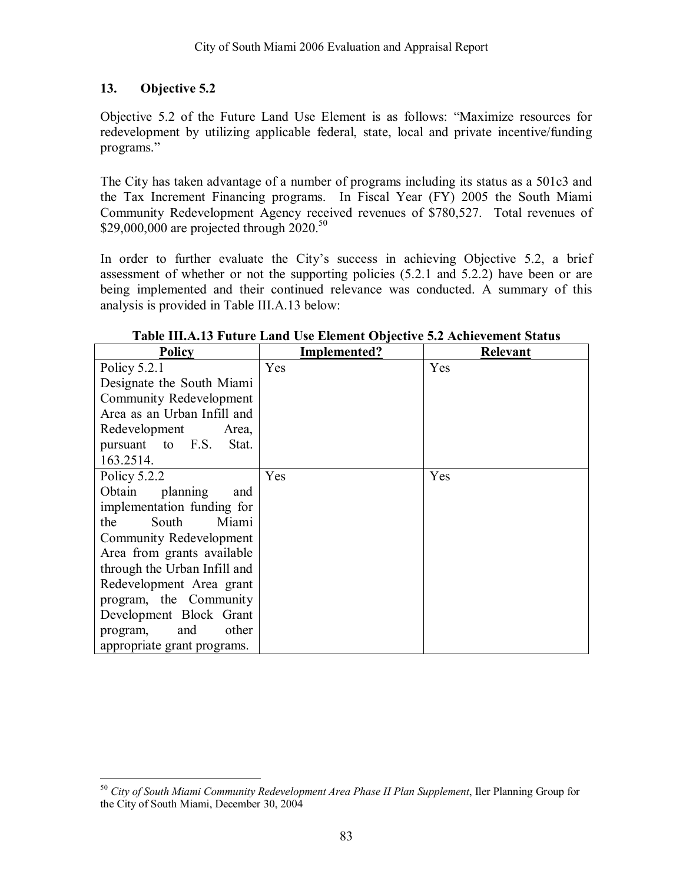## 13. Objective 5.2

Objective 5.2 of the Future Land Use Element is as follows: "Maximize resources for redevelopment by utilizing applicable federal, state, local and private incentive/funding programs."

The City has taken advantage of a number of programs including its status as a 501c3 and the Tax Increment Financing programs. In Fiscal Year (FY) 2005 the South Miami Community Redevelopment Agency received revenues of $780,527. Total revenues of $29,000,000 are projected through 2020.[50]

In order to further evaluate the City's success in achieving Objective 5.2, a brief assessment of whether or not the supporting policies (5.2.1 and 5.2.2) have been or are being implemented and their continued relevance was conducted. A summary of this analysis is provided in Table III.A.13 below:

**Table III.A.13 Future Land Use Element Objective 5.2 Achievement Status**

| Policy | Implemented? | Relevant |
|---|---|---|
| Policy 5.2.1 Designate the South Miami Community Redevelopment Area as an Urban Infill and Redevelopment Area, pursuant to F.S. Stat. 163.2514. | Yes | Yes |
| Policy 5.2.2 Obtain planning and implementation funding for the South Miami Community Redevelopment Area from grants available through the Urban Infill and Redevelopment Area grant program, the Community Development Block Grant program, and other appropriate grant programs. | Yes | Yes |

[50] *City of South Miami Community Redevelopment Area Phase II Plan Supplement*, Iler Planning Group for the City of South Miami, December 30, 2004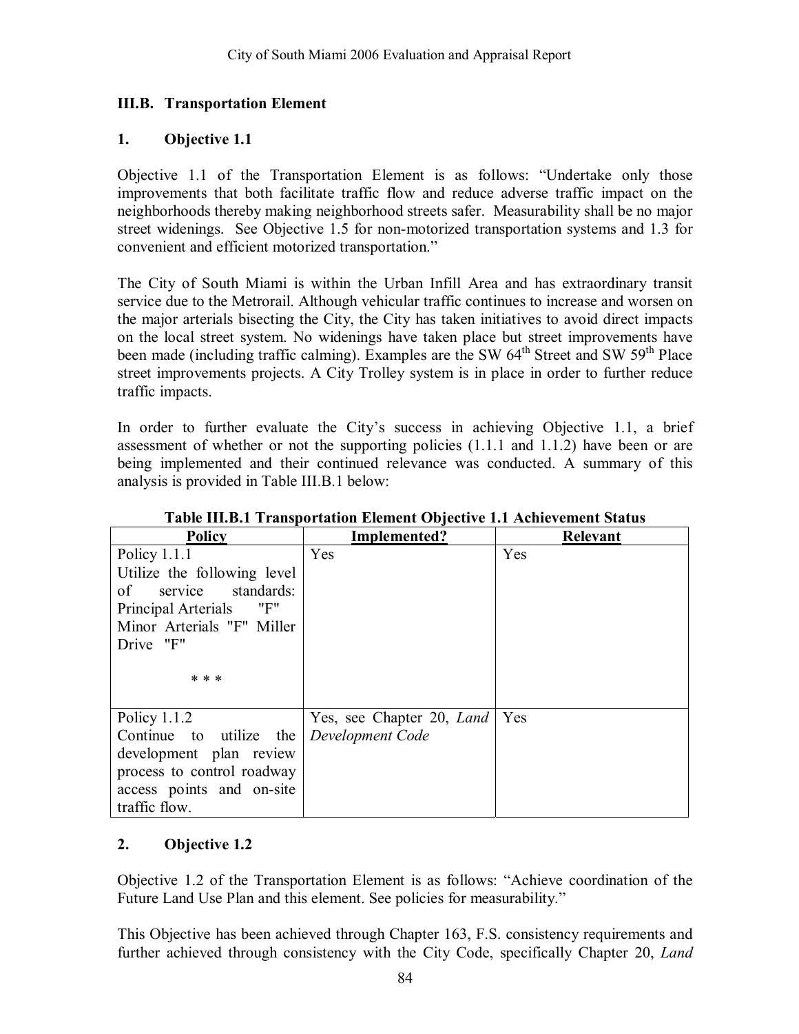## III.B. Transportation Element

### 1. Objective 1.1

Objective 1.1 of the Transportation Element is as follows: "Undertake only those improvements that both facilitate traffic flow and reduce adverse traffic impact on the neighborhoods thereby making neighborhood streets safer. Measurability shall be no major street widenings. See Objective 1.5 for non-motorized transportation systems and 1.3 for convenient and efficient motorized transportation."

The City of South Miami is within the Urban Infill Area and has extraordinary transit service due to the Metrorail. Although vehicular traffic continues to increase and worsen on the major arterials bisecting the City, the City has taken initiatives to avoid direct impacts on the local street system. No widenings have taken place but street improvements have been made (including traffic calming). Examples are the SW 64th Street and SW 59th Place street improvements projects. A City Trolley system is in place in order to further reduce traffic impacts.

In order to further evaluate the City's success in achieving Objective 1.1, a brief assessment of whether or not the supporting policies (1.1.1 and 1.1.2) have been or are being implemented and their continued relevance was conducted. A summary of this analysis is provided in Table III.B.1 below:

**Table III.B.1 Transportation Element Objective 1.1 Achievement Status**

| Policy | Implemented? | Relevant |
|---|---|---|
| Policy 1.1.1<br>Utilize the following level of service standards:<br>Principal Arterials "F"<br>Minor Arterials "F" Miller Drive "F"<br><br>* * * | Yes | Yes |
| Policy 1.1.2<br>Continue to utilize the development plan review process to control roadway access points and on-site traffic flow. | Yes, see Chapter 20, *Land Development Code* | Yes |

### 2. Objective 1.2

Objective 1.2 of the Transportation Element is as follows: "Achieve coordination of the Future Land Use Plan and this element. See policies for measurability."

This Objective has been achieved through Chapter 163, F.S. consistency requirements and further achieved through consistency with the City Code, specifically Chapter 20, *Land*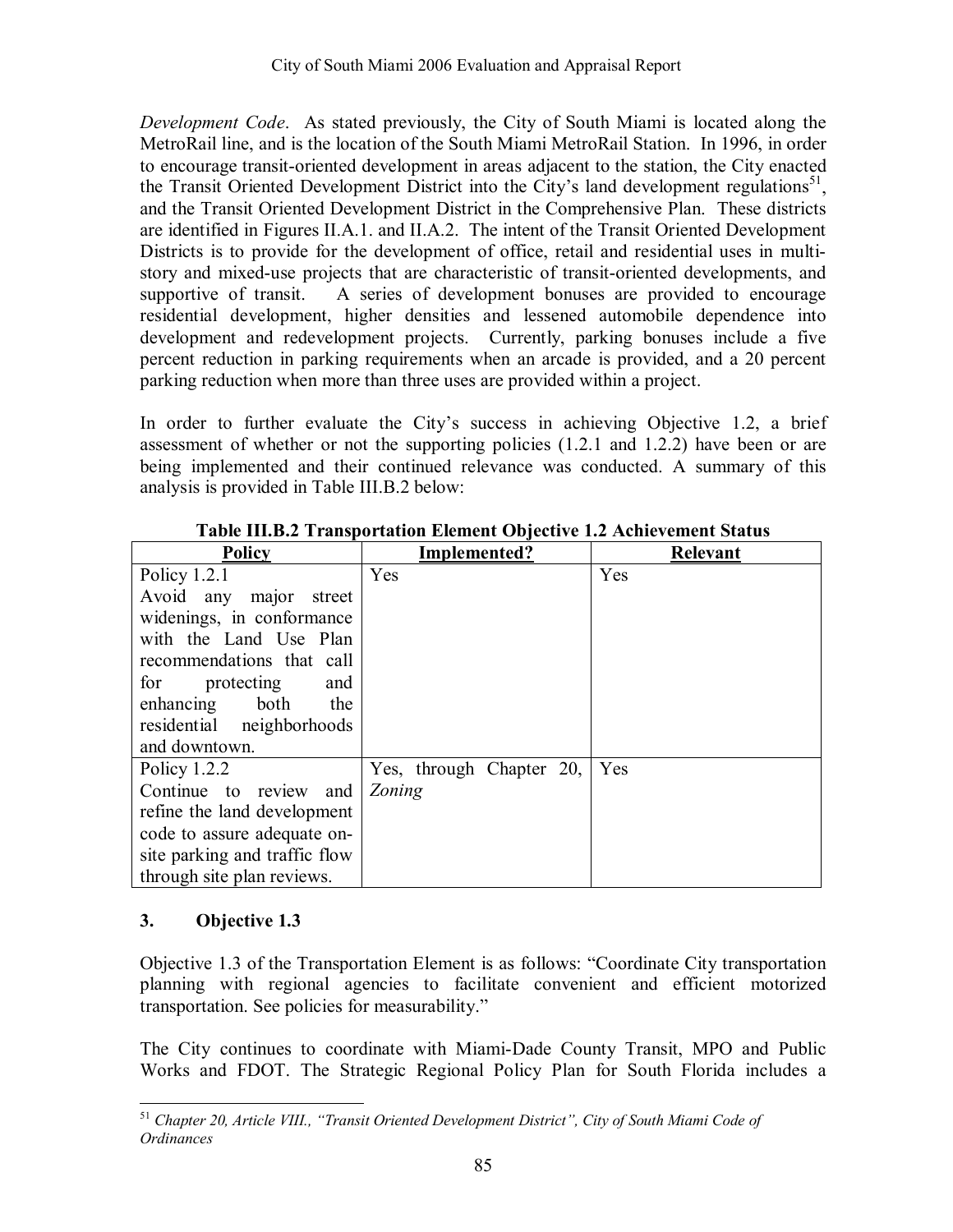*Development Code*. As stated previously, the City of South Miami is located along the MetroRail line, and is the location of the South Miami MetroRail Station. In 1996, in order to encourage transit-oriented development in areas adjacent to the station, the City enacted the Transit Oriented Development District into the City's land development regulations[51], and the Transit Oriented Development District in the Comprehensive Plan. These districts are identified in Figures II.A.1. and II.A.2. The intent of the Transit Oriented Development Districts is to provide for the development of office, retail and residential uses in multi-story and mixed-use projects that are characteristic of transit-oriented developments, and supportive of transit. A series of development bonuses are provided to encourage residential development, higher densities and lessened automobile dependence into development and redevelopment projects. Currently, parking bonuses include a five percent reduction in parking requirements when an arcade is provided, and a 20 percent parking reduction when more than three uses are provided within a project.

In order to further evaluate the City's success in achieving Objective 1.2, a brief assessment of whether or not the supporting policies (1.2.1 and 1.2.2) have been or are being implemented and their continued relevance was conducted. A summary of this analysis is provided in Table III.B.2 below:

**Table III.B.2 Transportation Element Objective 1.2 Achievement Status**

| Policy | Implemented? | Relevant |
|---|---|---|
| Policy 1.2.1 Avoid any major street widenings, in conformance with the Land Use Plan recommendations that call for protecting and enhancing both the residential neighborhoods and downtown. | Yes | Yes |
| Policy 1.2.2 Continue to review and refine the land development code to assure adequate on-site parking and traffic flow through site plan reviews. | Yes, through Chapter 20, *Zoning* | Yes |

### 3. Objective 1.3

Objective 1.3 of the Transportation Element is as follows: "Coordinate City transportation planning with regional agencies to facilitate convenient and efficient motorized transportation. See policies for measurability."

The City continues to coordinate with Miami-Dade County Transit, MPO and Public Works and FDOT. The Strategic Regional Policy Plan for South Florida includes a

---

[51] *Chapter 20, Article VIII., "Transit Oriented Development District", City of South Miami Code of Ordinances*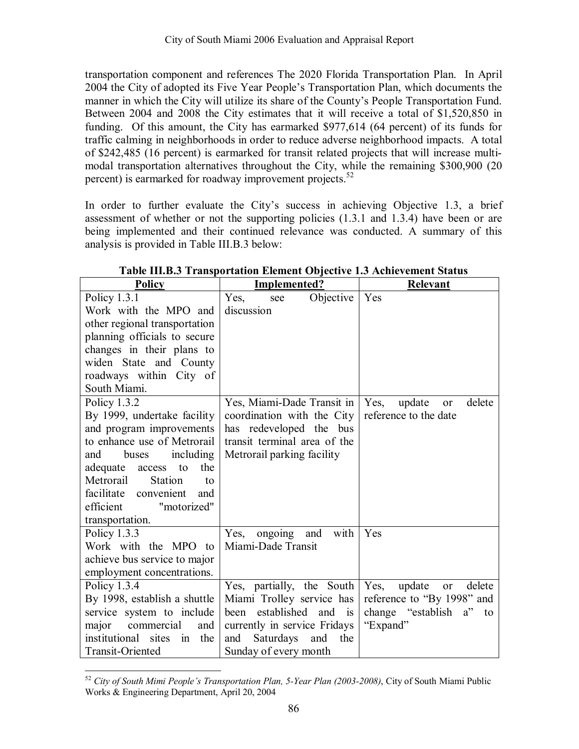transportation component and references The 2020 Florida Transportation Plan. In April 2004 the City of adopted its Five Year People's Transportation Plan, which documents the manner in which the City will utilize its share of the County's People Transportation Fund. Between 2004 and 2008 the City estimates that it will receive a total of $1,520,850 in funding. Of this amount, the City has earmarked $977,614 (64 percent) of its funds for traffic calming in neighborhoods in order to reduce adverse neighborhood impacts. A total of $242,485 (16 percent) is earmarked for transit related projects that will increase multi-modal transportation alternatives throughout the City, while the remaining $300,900 (20 percent) is earmarked for roadway improvement projects.[52]

In order to further evaluate the City's success in achieving Objective 1.3, a brief assessment of whether or not the supporting policies (1.3.1 and 1.3.4) have been or are being implemented and their continued relevance was conducted. A summary of this analysis is provided in Table III.B.3 below:

**Table III.B.3 Transportation Element Objective 1.3 Achievement Status**

| Policy | Implemented? | Relevant |
|---|---|---|
| Policy 1.3.1 Work with the MPO and other regional transportation planning officials to secure changes in their plans to widen State and County roadways within City of South Miami. | Yes, see Objective discussion | Yes |
| Policy 1.3.2 By 1999, undertake facility and program improvements to enhance use of Metrorail and buses including adequate access to the Metrorail Station to facilitate convenient and efficient "motorized" transportation. | Yes, Miami-Dade Transit in coordination with the City has redeveloped the bus transit terminal area of the Metrorail parking facility | Yes, update or delete reference to the date |
| Policy 1.3.3 Work with the MPO to achieve bus service to major employment concentrations. | Yes, ongoing and with Miami-Dade Transit | Yes |
| Policy 1.3.4 By 1998, establish a shuttle service system to include major commercial and institutional sites in the Transit-Oriented | Yes, partially, the South Miami Trolley service has been established and is currently in service Fridays and Saturdays and the Sunday of every month | Yes, update or delete reference to "By 1998" and change "establish a" to "Expand" |

[52] *City of South Mimi People's Transportation Plan, 5-Year Plan (2003-2008)*, City of South Miami Public Works & Engineering Department, April 20, 2004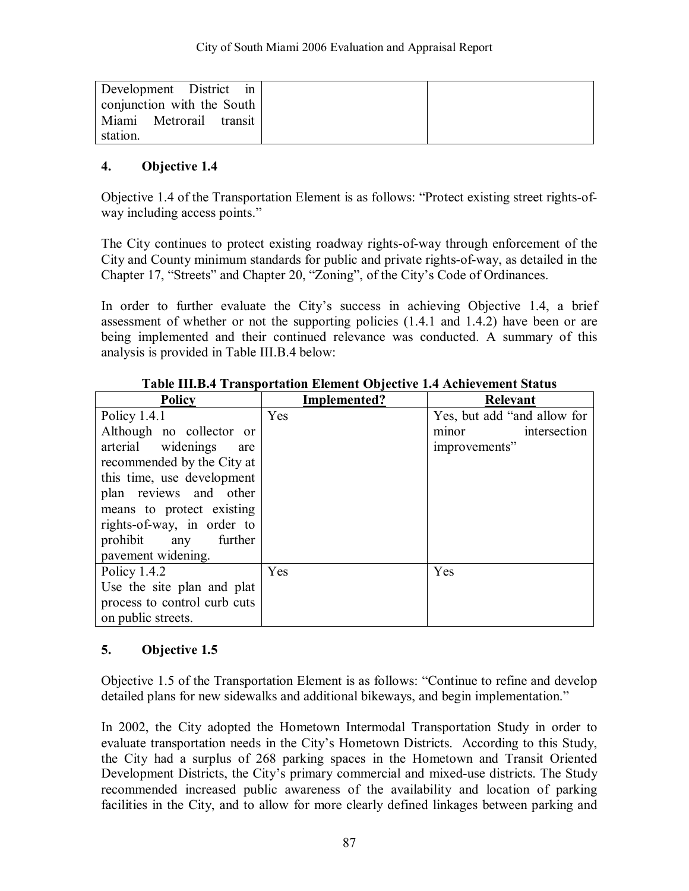| Development District in conjunction with the South Miami Metrorail transit station. | | |
|---|---|---|

## 4. Objective 1.4

Objective 1.4 of the Transportation Element is as follows: "Protect existing street rights-of-way including access points."

The City continues to protect existing roadway rights-of-way through enforcement of the City and County minimum standards for public and private rights-of-way, as detailed in the Chapter 17, "Streets" and Chapter 20, "Zoning", of the City's Code of Ordinances.

In order to further evaluate the City's success in achieving Objective 1.4, a brief assessment of whether or not the supporting policies (1.4.1 and 1.4.2) have been or are being implemented and their continued relevance was conducted. A summary of this analysis is provided in Table III.B.4 below:

**Table III.B.4 Transportation Element Objective 1.4 Achievement Status**

| Policy | Implemented? | Relevant |
|---|---|---|
| Policy 1.4.1<br>Although no collector or arterial widenings are recommended by the City at this time, use development plan reviews and other means to protect existing rights-of-way, in order to prohibit any further pavement widening. | Yes | Yes, but add "and allow for minor intersection improvements" |
| Policy 1.4.2<br>Use the site plan and plat process to control curb cuts on public streets. | Yes | Yes |

## 5. Objective 1.5

Objective 1.5 of the Transportation Element is as follows: "Continue to refine and develop detailed plans for new sidewalks and additional bikeways, and begin implementation."

In 2002, the City adopted the Hometown Intermodal Transportation Study in order to evaluate transportation needs in the City's Hometown Districts. According to this Study, the City had a surplus of 268 parking spaces in the Hometown and Transit Oriented Development Districts, the City's primary commercial and mixed-use districts. The Study recommended increased public awareness of the availability and location of parking facilities in the City, and to allow for more clearly defined linkages between parking and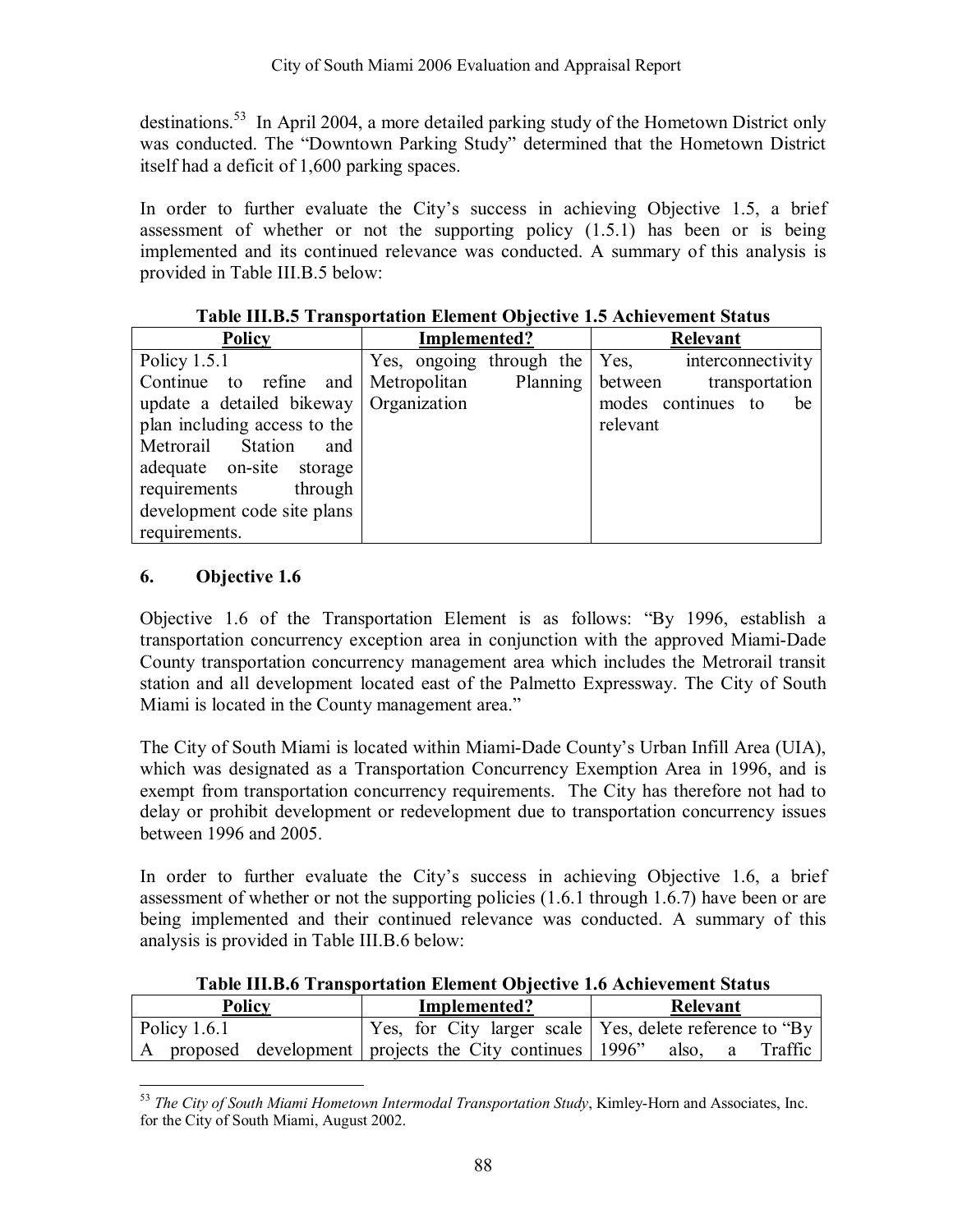destinations.[53] In April 2004, a more detailed parking study of the Hometown District only was conducted. The "Downtown Parking Study" determined that the Hometown District itself had a deficit of 1,600 parking spaces.

In order to further evaluate the City's success in achieving Objective 1.5, a brief assessment of whether or not the supporting policy (1.5.1) has been or is being implemented and its continued relevance was conducted. A summary of this analysis is provided in Table III.B.5 below:

**Table III.B.5 Transportation Element Objective 1.5 Achievement Status**

| Policy | Implemented? | Relevant |
|---|---|---|
| Policy 1.5.1 Continue to refine and update a detailed bikeway plan including access to the Metrorail Station and adequate on-site storage requirements through development code site plans requirements. | Yes, ongoing through the Metropolitan Planning Organization | Yes, interconnectivity between transportation modes continues to be relevant |

### 6. Objective 1.6

Objective 1.6 of the Transportation Element is as follows: "By 1996, establish a transportation concurrency exception area in conjunction with the approved Miami-Dade County transportation concurrency management area which includes the Metrorail transit station and all development located east of the Palmetto Expressway. The City of South Miami is located in the County management area."

The City of South Miami is located within Miami-Dade County's Urban Infill Area (UIA), which was designated as a Transportation Concurrency Exemption Area in 1996, and is exempt from transportation concurrency requirements. The City has therefore not had to delay or prohibit development or redevelopment due to transportation concurrency issues between 1996 and 2005.

In order to further evaluate the City's success in achieving Objective 1.6, a brief assessment of whether or not the supporting policies (1.6.1 through 1.6.7) have been or are being implemented and their continued relevance was conducted. A summary of this analysis is provided in Table III.B.6 below:

**Table III.B.6 Transportation Element Objective 1.6 Achievement Status**

| Policy | Implemented? | Relevant |
|---|---|---|
| Policy 1.6.1 A proposed development | Yes, for City larger scale projects the City continues | Yes, delete reference to "By 1996" also, a Traffic |

[53] *The City of South Miami Hometown Intermodal Transportation Study*, Kimley-Horn and Associates, Inc. for the City of South Miami, August 2002.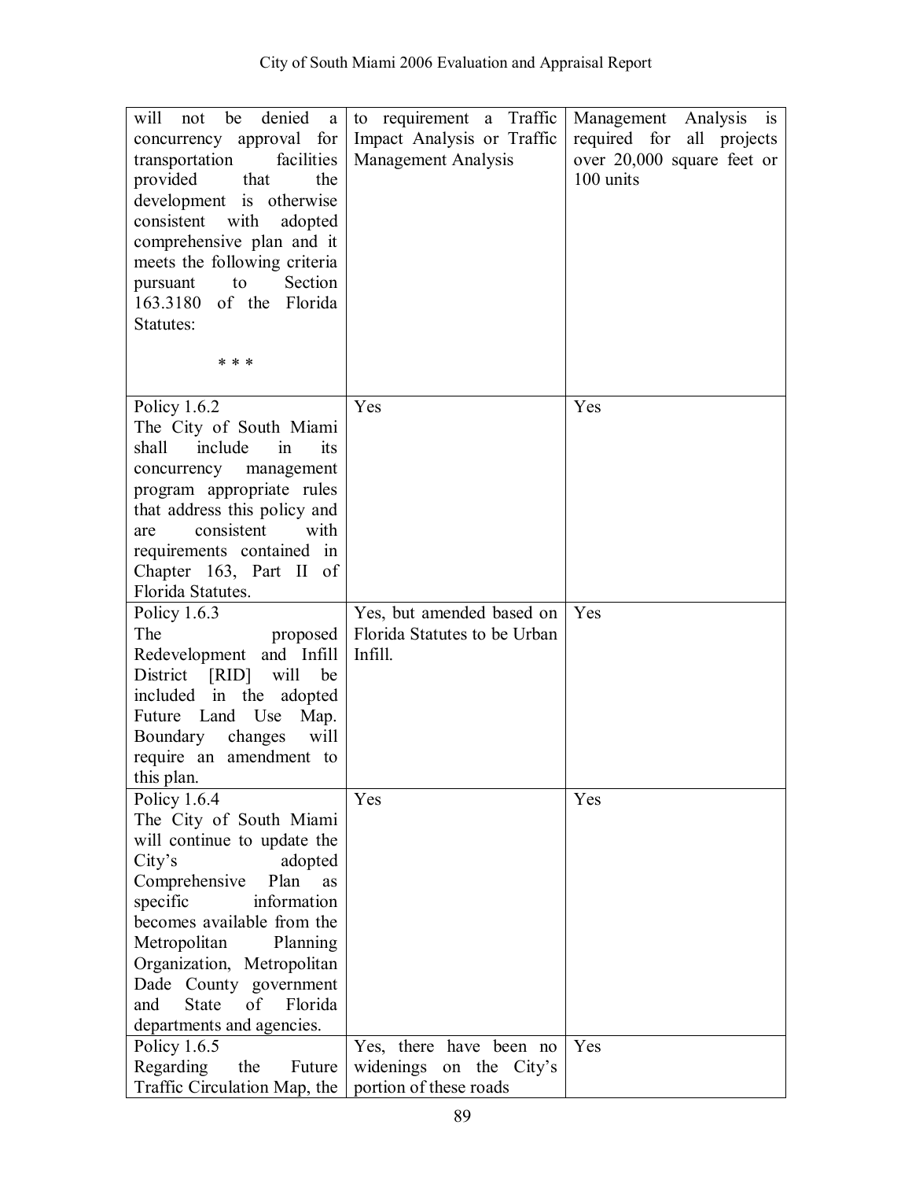| | | |
|---|---|---|
| will not be denied a concurrency approval for transportation facilities provided that the development is otherwise consistent with adopted comprehensive plan and it meets the following criteria pursuant to Section 163.3180 of the Florida Statutes: <br><br> * * * | to requirement a Traffic Impact Analysis or Traffic Management Analysis | Management Analysis is required for all projects over 20,000 square feet or 100 units |
| Policy 1.6.2 <br> The City of South Miami shall include in its concurrency management program appropriate rules that address this policy and are consistent with requirements contained in Chapter 163, Part II of Florida Statutes. | Yes | Yes |
| Policy 1.6.3 <br> The proposed Redevelopment and Infill District [RID] will be included in the adopted Future Land Use Map. Boundary changes will require an amendment to this plan. | Yes, but amended based on Florida Statutes to be Urban Infill. | Yes |
| Policy 1.6.4 <br> The City of South Miami will continue to update the City's adopted Comprehensive Plan as specific information becomes available from the Metropolitan Planning Organization, Metropolitan Dade County government and State of Florida departments and agencies. | Yes | Yes |
| Policy 1.6.5 <br> Regarding the Future Traffic Circulation Map, the | Yes, there have been no widenings on the City's portion of these roads | Yes |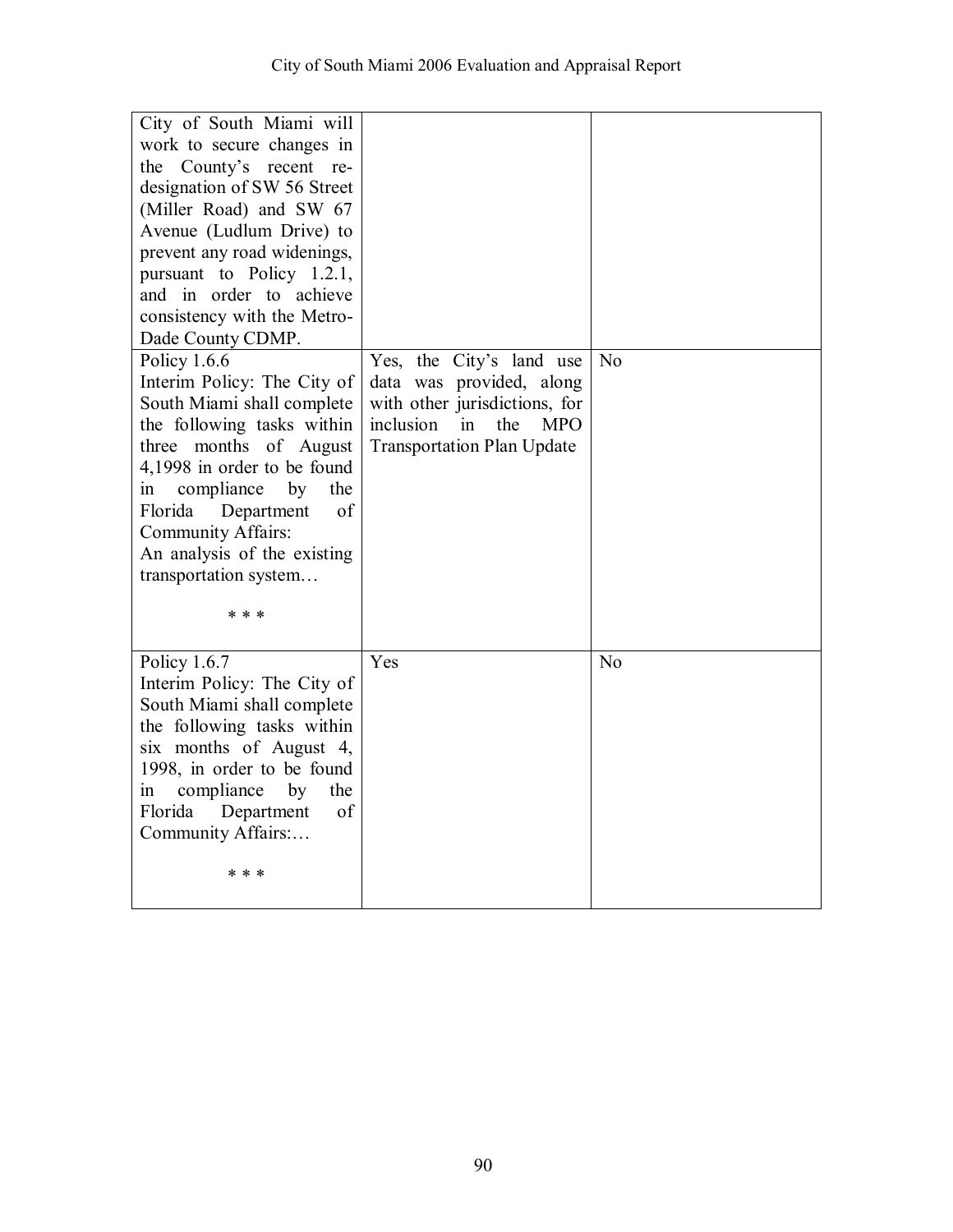| | | |
|---|---|---|
| City of South Miami will work to secure changes in the County's recent re-designation of SW 56 Street (Miller Road) and SW 67 Avenue (Ludlum Drive) to prevent any road widenings, pursuant to Policy 1.2.1, and in order to achieve consistency with the Metro-Dade County CDMP. | | |
| Policy 1.6.6<br>Interim Policy: The City of South Miami shall complete the following tasks within three months of August 4,1998 in order to be found in compliance by the Florida Department of Community Affairs:<br>An analysis of the existing transportation system…<br><br>* * * | Yes, the City's land use data was provided, along with other jurisdictions, for inclusion in the MPO Transportation Plan Update | No |
| Policy 1.6.7<br>Interim Policy: The City of South Miami shall complete the following tasks within six months of August 4, 1998, in order to be found in compliance by the Florida Department of Community Affairs:…<br><br>* * * | Yes | No |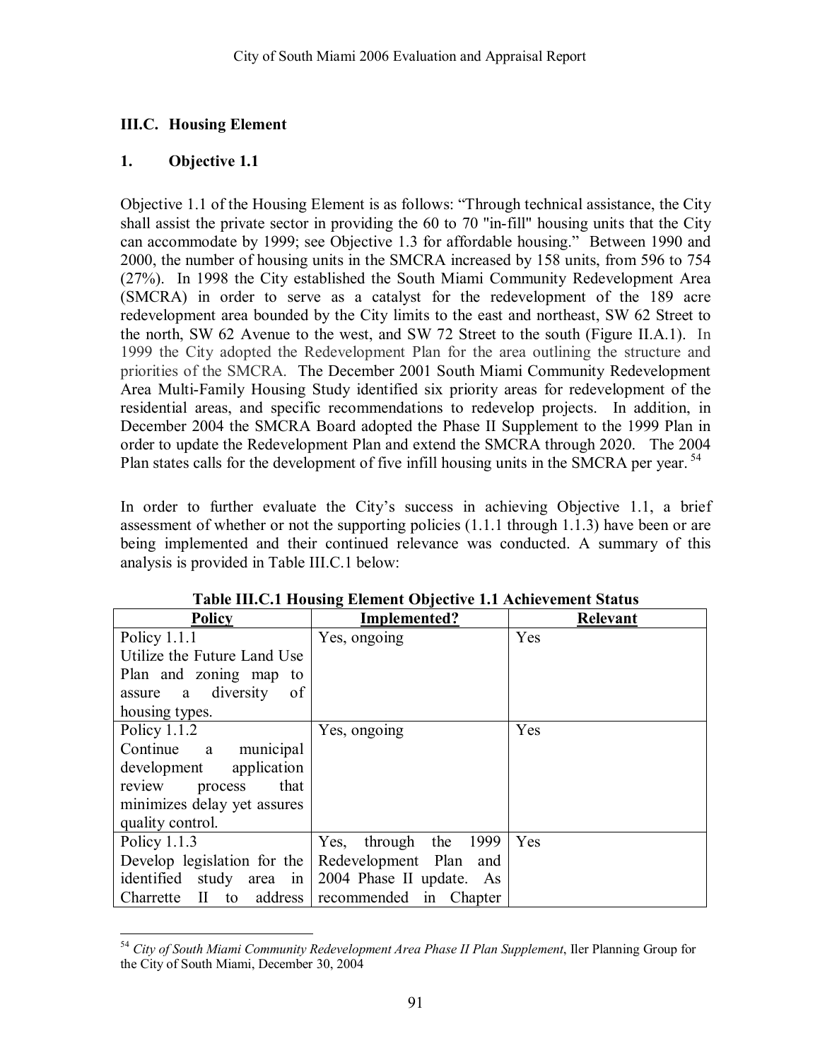## III.C. Housing Element

### 1. Objective 1.1

Objective 1.1 of the Housing Element is as follows: "Through technical assistance, the City shall assist the private sector in providing the 60 to 70 "in-fill" housing units that the City can accommodate by 1999; see Objective 1.3 for affordable housing." Between 1990 and 2000, the number of housing units in the SMCRA increased by 158 units, from 596 to 754 (27%). In 1998 the City established the South Miami Community Redevelopment Area (SMCRA) in order to serve as a catalyst for the redevelopment of the 189 acre redevelopment area bounded by the City limits to the east and northeast, SW 62 Street to the north, SW 62 Avenue to the west, and SW 72 Street to the south (Figure II.A.1). In 1999 the City adopted the Redevelopment Plan for the area outlining the structure and priorities of the SMCRA. The December 2001 South Miami Community Redevelopment Area Multi-Family Housing Study identified six priority areas for redevelopment of the residential areas, and specific recommendations to redevelop projects. In addition, in December 2004 the SMCRA Board adopted the Phase II Supplement to the 1999 Plan in order to update the Redevelopment Plan and extend the SMCRA through 2020. The 2004 Plan states calls for the development of five infill housing units in the SMCRA per year. [54]

In order to further evaluate the City's success in achieving Objective 1.1, a brief assessment of whether or not the supporting policies (1.1.1 through 1.1.3) have been or are being implemented and their continued relevance was conducted. A summary of this analysis is provided in Table III.C.1 below:

**Table III.C.1 Housing Element Objective 1.1 Achievement Status**

| Policy | Implemented? | Relevant |
|---|---|---|
| Policy 1.1.1 Utilize the Future Land Use Plan and zoning map to assure a diversity of housing types. | Yes, ongoing | Yes |
| Policy 1.1.2 Continue a municipal development application review process that minimizes delay yet assures quality control. | Yes, ongoing | Yes |
| Policy 1.1.3 Develop legislation for the identified study area in Charrette II to address | Yes, through the 1999 Redevelopment Plan and 2004 Phase II update. As recommended in Chapter | Yes |

[54] *City of South Miami Community Redevelopment Area Phase II Plan Supplement*, Iler Planning Group for the City of South Miami, December 30, 2004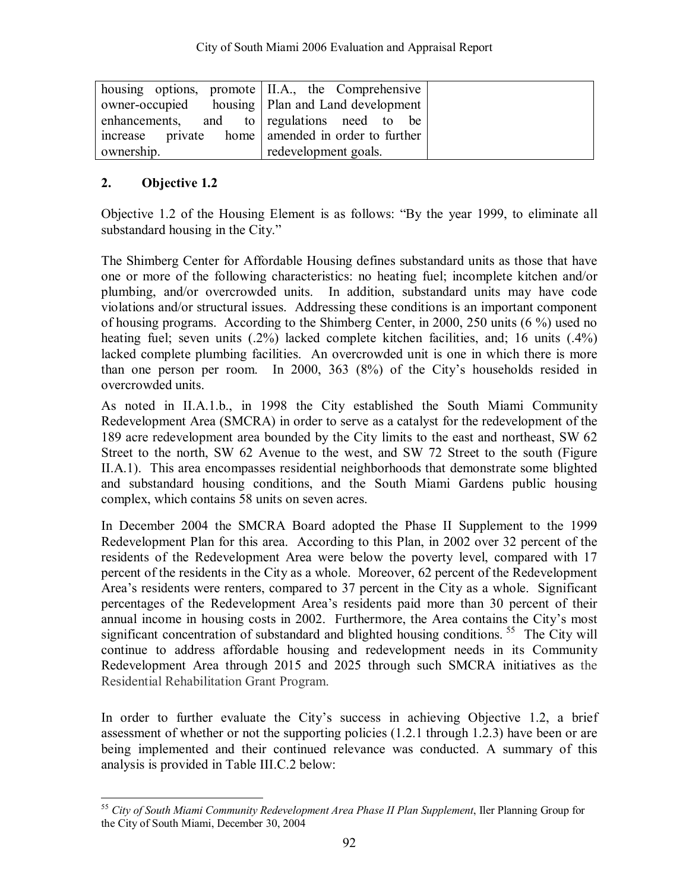| housing options, promote owner-occupied housing enhancements, and to increase private home ownership. | II.A., the Comprehensive Plan and Land development regulations need to be amended in order to further redevelopment goals. | |
|---|---|---|

## 2. Objective 1.2

Objective 1.2 of the Housing Element is as follows: "By the year 1999, to eliminate all substandard housing in the City."

The Shimberg Center for Affordable Housing defines substandard units as those that have one or more of the following characteristics: no heating fuel; incomplete kitchen and/or plumbing, and/or overcrowded units. In addition, substandard units may have code violations and/or structural issues. Addressing these conditions is an important component of housing programs. According to the Shimberg Center, in 2000, 250 units (6 %) used no heating fuel; seven units (.2%) lacked complete kitchen facilities, and; 16 units (.4%) lacked complete plumbing facilities. An overcrowded unit is one in which there is more than one person per room. In 2000, 363 (8%) of the City's households resided in overcrowded units.

As noted in II.A.1.b., in 1998 the City established the South Miami Community Redevelopment Area (SMCRA) in order to serve as a catalyst for the redevelopment of the 189 acre redevelopment area bounded by the City limits to the east and northeast, SW 62 Street to the north, SW 62 Avenue to the west, and SW 72 Street to the south (Figure II.A.1). This area encompasses residential neighborhoods that demonstrate some blighted and substandard housing conditions, and the South Miami Gardens public housing complex, which contains 58 units on seven acres.

In December 2004 the SMCRA Board adopted the Phase II Supplement to the 1999 Redevelopment Plan for this area. According to this Plan, in 2002 over 32 percent of the residents of the Redevelopment Area were below the poverty level, compared with 17 percent of the residents in the City as a whole. Moreover, 62 percent of the Redevelopment Area's residents were renters, compared to 37 percent in the City as a whole. Significant percentages of the Redevelopment Area's residents paid more than 30 percent of their annual income in housing costs in 2002. Furthermore, the Area contains the City's most significant concentration of substandard and blighted housing conditions.[55] The City will continue to address affordable housing and redevelopment needs in its Community Redevelopment Area through 2015 and 2025 through such SMCRA initiatives as the Residential Rehabilitation Grant Program.

In order to further evaluate the City's success in achieving Objective 1.2, a brief assessment of whether or not the supporting policies (1.2.1 through 1.2.3) have been or are being implemented and their continued relevance was conducted. A summary of this analysis is provided in Table III.C.2 below:

---

[55] *City of South Miami Community Redevelopment Area Phase II Plan Supplement*, Iler Planning Group for the City of South Miami, December 30, 2004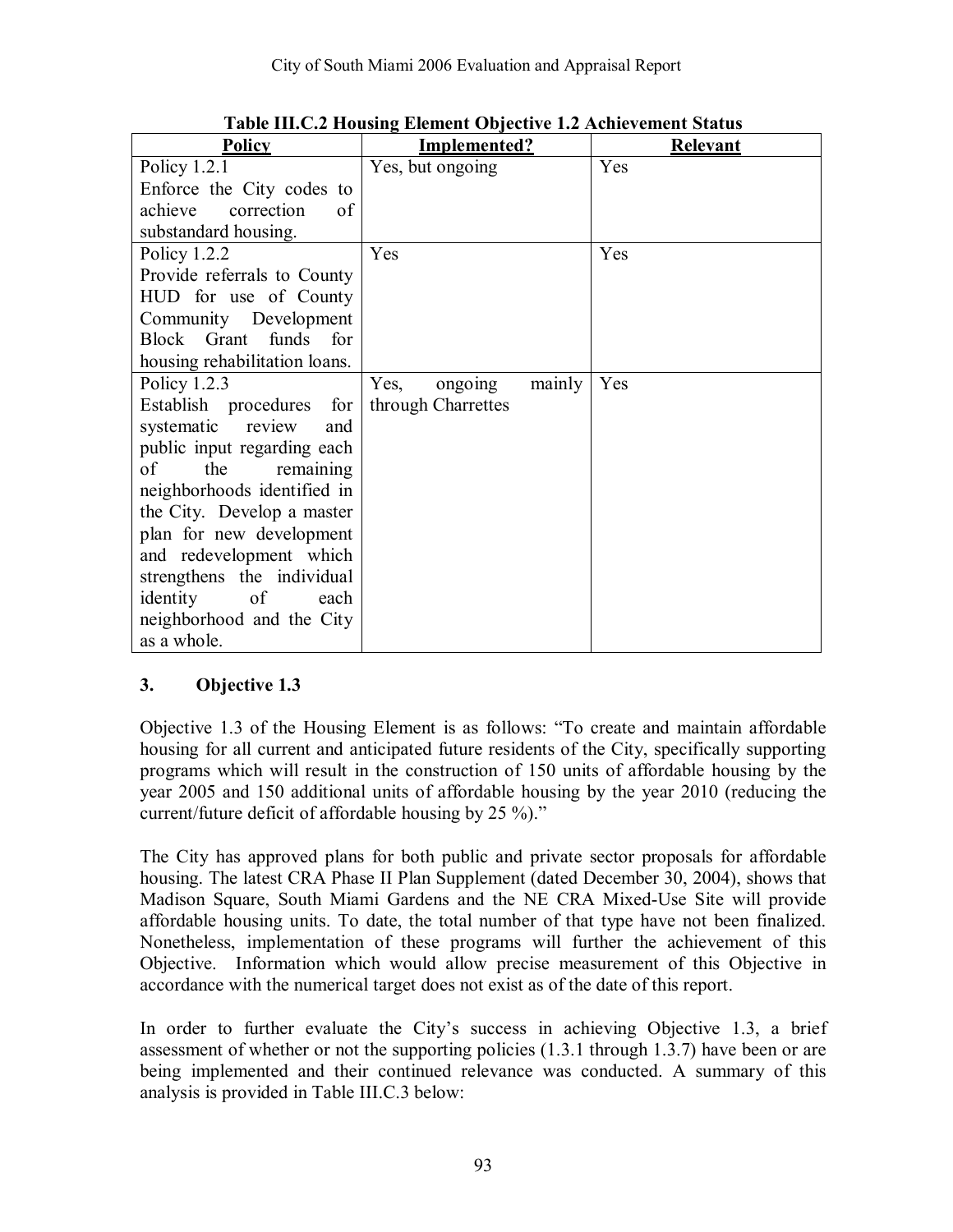**Table III.C.2 Housing Element Objective 1.2 Achievement Status**

| Policy | Implemented? | Relevant |
|---|---|---|
| Policy 1.2.1 Enforce the City codes to achieve correction of substandard housing. | Yes, but ongoing | Yes |
| Policy 1.2.2 Provide referrals to County HUD for use of County Community Development Block Grant funds for housing rehabilitation loans. | Yes | Yes |
| Policy 1.2.3 Establish procedures for systematic review and public input regarding each of the remaining neighborhoods identified in the City. Develop a master plan for new development and redevelopment which strengthens the individual identity of each neighborhood and the City as a whole. | Yes, ongoing mainly through Charrettes | Yes |

### 3. Objective 1.3

Objective 1.3 of the Housing Element is as follows: "To create and maintain affordable housing for all current and anticipated future residents of the City, specifically supporting programs which will result in the construction of 150 units of affordable housing by the year 2005 and 150 additional units of affordable housing by the year 2010 (reducing the current/future deficit of affordable housing by 25 %)."

The City has approved plans for both public and private sector proposals for affordable housing. The latest CRA Phase II Plan Supplement (dated December 30, 2004), shows that Madison Square, South Miami Gardens and the NE CRA Mixed-Use Site will provide affordable housing units. To date, the total number of that type have not been finalized. Nonetheless, implementation of these programs will further the achievement of this Objective. Information which would allow precise measurement of this Objective in accordance with the numerical target does not exist as of the date of this report.

In order to further evaluate the City's success in achieving Objective 1.3, a brief assessment of whether or not the supporting policies (1.3.1 through 1.3.7) have been or are being implemented and their continued relevance was conducted. A summary of this analysis is provided in Table III.C.3 below: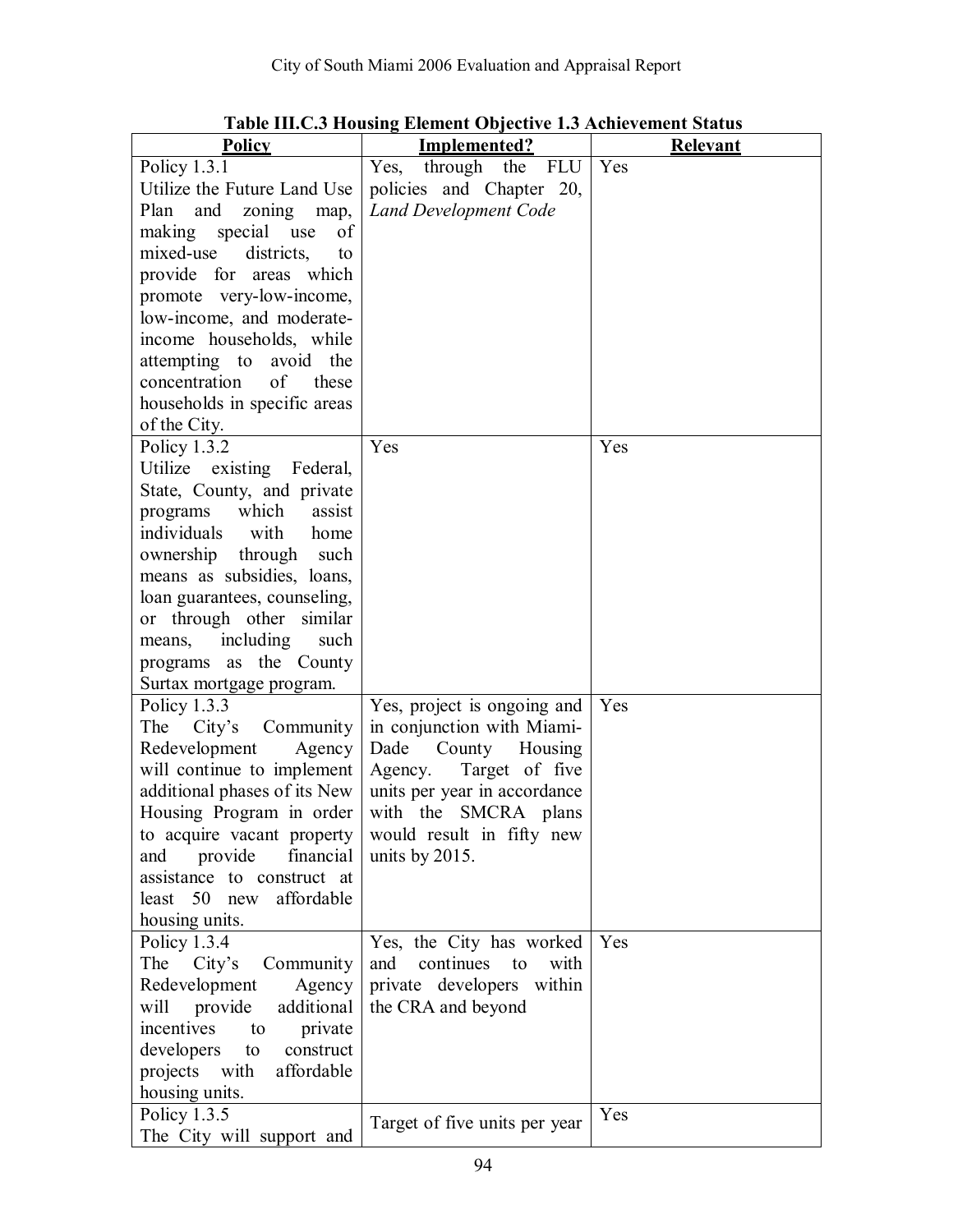**Table III.C.3 Housing Element Objective 1.3 Achievement Status**

| Policy | Implemented? | Relevant |
|---|---|---|
| Policy 1.3.1<br>Utilize the Future Land Use Plan and zoning map, making special use of mixed-use districts, to provide for areas which promote very-low-income, low-income, and moderate-income households, while attempting to avoid the concentration of these households in specific areas of the City. | Yes, through the FLU policies and Chapter 20, *Land Development Code* | Yes |
| Policy 1.3.2<br>Utilize existing Federal, State, County, and private programs which assist individuals with home ownership through such means as subsidies, loans, loan guarantees, counseling, or through other similar means, including such programs as the County Surtax mortgage program. | Yes | Yes |
| Policy 1.3.3<br>The City's Community Redevelopment Agency will continue to implement additional phases of its New Housing Program in order to acquire vacant property and provide financial assistance to construct at least 50 new affordable housing units. | Yes, project is ongoing and in conjunction with Miami-Dade County Housing Agency. Target of five units per year in accordance with the SMCRA plans would result in fifty new units by 2015. | Yes |
| Policy 1.3.4<br>The City's Community Redevelopment Agency will provide additional incentives to private developers to construct projects with affordable housing units. | Yes, the City has worked and continues to with private developers within the CRA and beyond | Yes |
| Policy 1.3.5<br>The City will support and | Target of five units per year | Yes |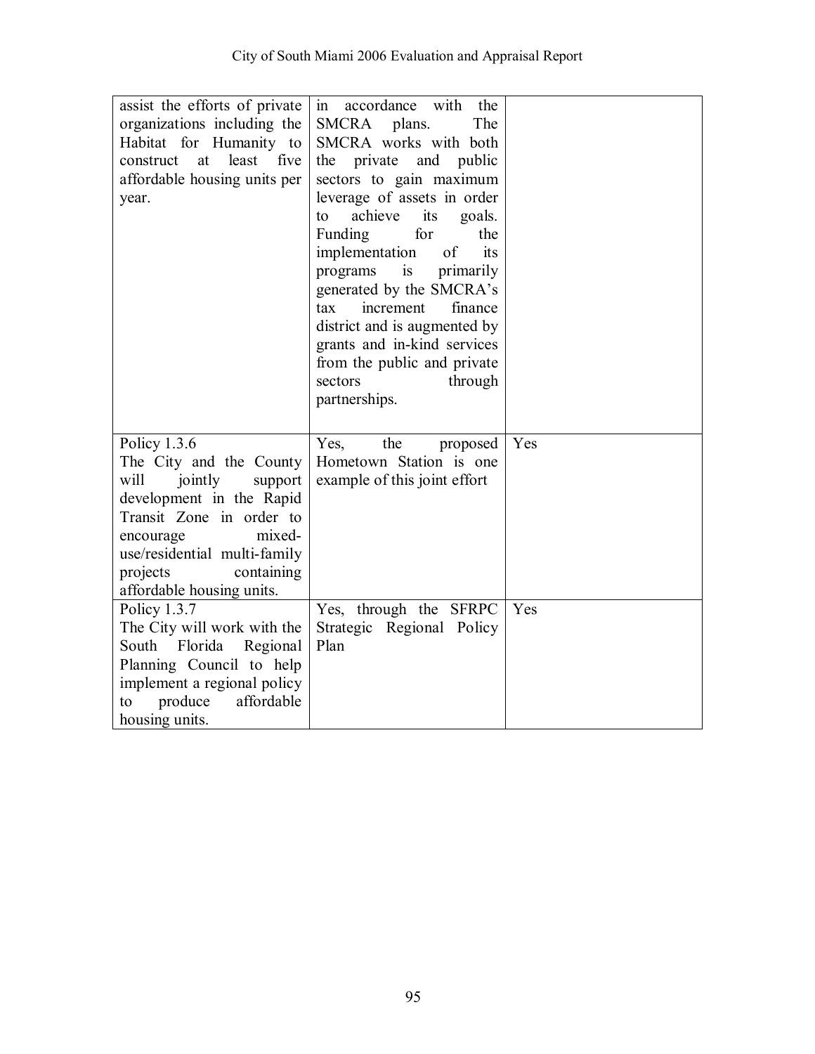| | | |
|---|---|---|
| assist the efforts of private organizations including the Habitat for Humanity to construct at least five affordable housing units per year. | in accordance with the SMCRA plans. The SMCRA works with both the private and public sectors to gain maximum leverage of assets in order to achieve its goals. Funding for the implementation of its programs is primarily generated by the SMCRA's tax increment finance district and is augmented by grants and in-kind services from the public and private sectors through partnerships. | |
| Policy 1.3.6 The City and the County will jointly support development in the Rapid Transit Zone in order to encourage mixed-use/residential multi-family projects containing affordable housing units. | Yes, the proposed Hometown Station is one example of this joint effort | Yes |
| Policy 1.3.7 The City will work with the South Florida Regional Planning Council to help implement a regional policy to produce affordable housing units. | Yes, through the SFRPC Strategic Regional Policy Plan | Yes |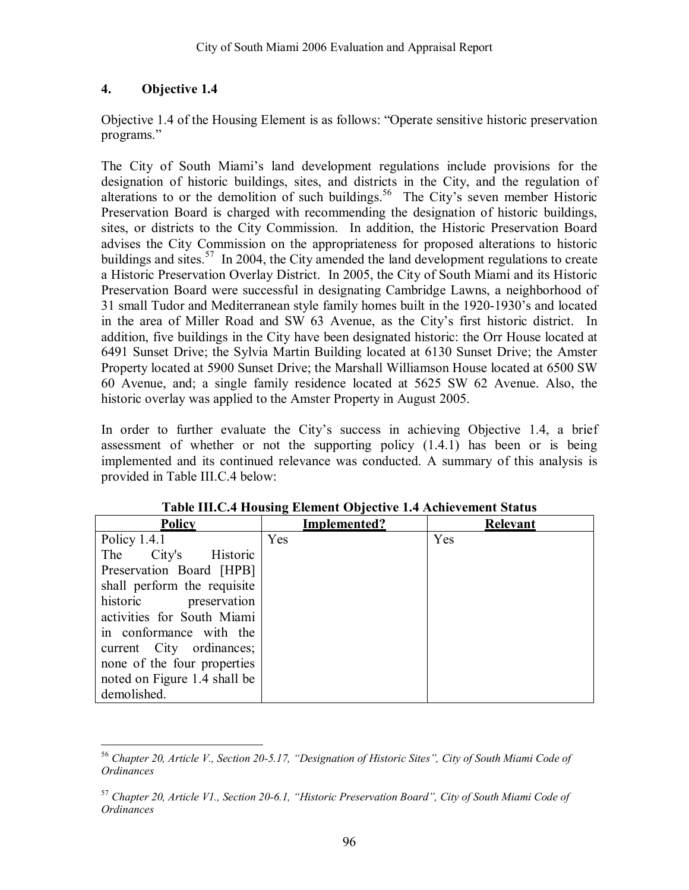## 4. Objective 1.4

Objective 1.4 of the Housing Element is as follows: "Operate sensitive historic preservation programs."

The City of South Miami's land development regulations include provisions for the designation of historic buildings, sites, and districts in the City, and the regulation of alterations to or the demolition of such buildings.[56] The City's seven member Historic Preservation Board is charged with recommending the designation of historic buildings, sites, or districts to the City Commission. In addition, the Historic Preservation Board advises the City Commission on the appropriateness for proposed alterations to historic buildings and sites.[57] In 2004, the City amended the land development regulations to create a Historic Preservation Overlay District. In 2005, the City of South Miami and its Historic Preservation Board were successful in designating Cambridge Lawns, a neighborhood of 31 small Tudor and Mediterranean style family homes built in the 1920-1930's and located in the area of Miller Road and SW 63 Avenue, as the City's first historic district. In addition, five buildings in the City have been designated historic: the Orr House located at 6491 Sunset Drive; the Sylvia Martin Building located at 6130 Sunset Drive; the Amster Property located at 5900 Sunset Drive; the Marshall Williamson House located at 6500 SW 60 Avenue, and; a single family residence located at 5625 SW 62 Avenue. Also, the historic overlay was applied to the Amster Property in August 2005.

In order to further evaluate the City's success in achieving Objective 1.4, a brief assessment of whether or not the supporting policy (1.4.1) has been or is being implemented and its continued relevance was conducted. A summary of this analysis is provided in Table III.C.4 below:

**Table III.C.4 Housing Element Objective 1.4 Achievement Status**

| Policy | Implemented? | Relevant |
|---|---|---|
| Policy 1.4.1 The City's Historic Preservation Board [HPB] shall perform the requisite historic preservation activities for South Miami in conformance with the current City ordinances; none of the four properties noted on Figure 1.4 shall be demolished. | Yes | Yes |

---

[56] *Chapter 20, Article V., Section 20-5.17, "Designation of Historic Sites", City of South Miami Code of Ordinances*

[57] *Chapter 20, Article V1., Section 20-6.1, "Historic Preservation Board", City of South Miami Code of Ordinances*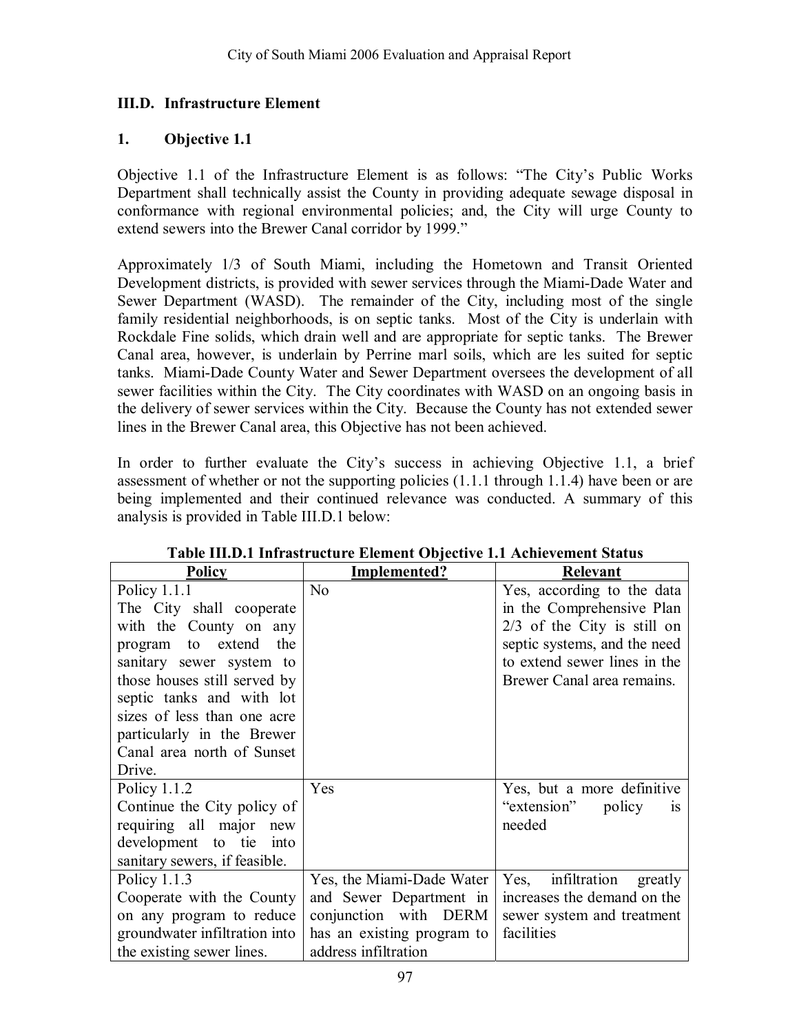## III.D. Infrastructure Element

### 1. Objective 1.1

Objective 1.1 of the Infrastructure Element is as follows: "The City's Public Works Department shall technically assist the County in providing adequate sewage disposal in conformance with regional environmental policies; and, the City will urge County to extend sewers into the Brewer Canal corridor by 1999."

Approximately 1/3 of South Miami, including the Hometown and Transit Oriented Development districts, is provided with sewer services through the Miami-Dade Water and Sewer Department (WASD). The remainder of the City, including most of the single family residential neighborhoods, is on septic tanks. Most of the City is underlain with Rockdale Fine solids, which drain well and are appropriate for septic tanks. The Brewer Canal area, however, is underlain by Perrine marl soils, which are les suited for septic tanks. Miami-Dade County Water and Sewer Department oversees the development of all sewer facilities within the City. The City coordinates with WASD on an ongoing basis in the delivery of sewer services within the City. Because the County has not extended sewer lines in the Brewer Canal area, this Objective has not been achieved.

In order to further evaluate the City's success in achieving Objective 1.1, a brief assessment of whether or not the supporting policies (1.1.1 through 1.1.4) have been or are being implemented and their continued relevance was conducted. A summary of this analysis is provided in Table III.D.1 below:

**Table III.D.1 Infrastructure Element Objective 1.1 Achievement Status**

| Policy | Implemented? | Relevant |
|---|---|---|
| Policy 1.1.1 The City shall cooperate with the County on any program to extend the sanitary sewer system to those houses still served by septic tanks and with lot sizes of less than one acre particularly in the Brewer Canal area north of Sunset Drive. | No | Yes, according to the data in the Comprehensive Plan 2/3 of the City is still on septic systems, and the need to extend sewer lines in the Brewer Canal area remains. |
| Policy 1.1.2 Continue the City policy of requiring all major new development to tie into sanitary sewers, if feasible. | Yes | Yes, but a more definitive "extension" policy is needed |
| Policy 1.1.3 Cooperate with the County on any program to reduce groundwater infiltration into the existing sewer lines. | Yes, the Miami-Dade Water and Sewer Department in conjunction with DERM has an existing program to address infiltration | Yes, infiltration greatly increases the demand on the sewer system and treatment facilities |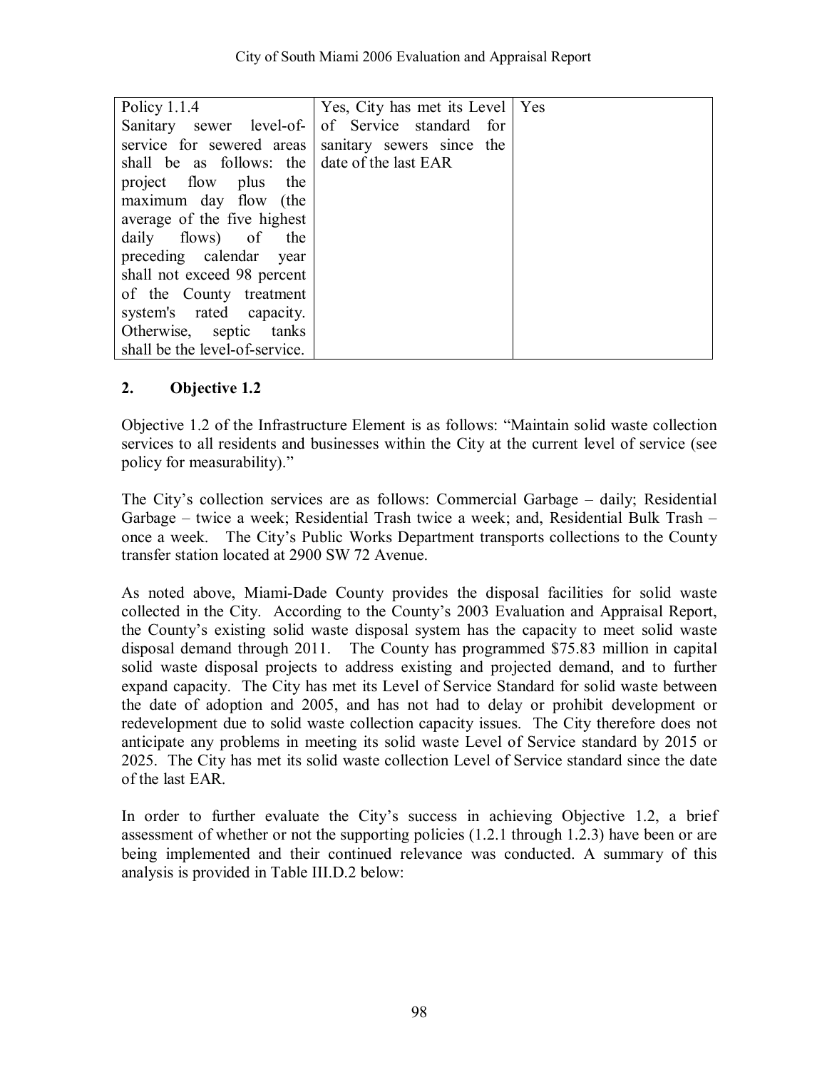| Policy 1.1.4 Sanitary sewer level-of-service for sewered areas shall be as follows: the project flow plus the maximum day flow (the average of the five highest daily flows) of the preceding calendar year shall not exceed 98 percent of the County treatment system's rated capacity. Otherwise, septic tanks shall be the level-of-service. | Yes, City has met its Level of Service standard for sanitary sewers since the date of the last EAR | Yes |
|---|---|---|

## 2. Objective 1.2

Objective 1.2 of the Infrastructure Element is as follows: "Maintain solid waste collection services to all residents and businesses within the City at the current level of service (see policy for measurability)."

The City's collection services are as follows: Commercial Garbage – daily; Residential Garbage – twice a week; Residential Trash twice a week; and, Residential Bulk Trash – once a week. The City's Public Works Department transports collections to the County transfer station located at 2900 SW 72 Avenue.

As noted above, Miami-Dade County provides the disposal facilities for solid waste collected in the City. According to the County's 2003 Evaluation and Appraisal Report, the County's existing solid waste disposal system has the capacity to meet solid waste disposal demand through 2011. The County has programmed \$75.83 million in capital solid waste disposal projects to address existing and projected demand, and to further expand capacity. The City has met its Level of Service Standard for solid waste between the date of adoption and 2005, and has not had to delay or prohibit development or redevelopment due to solid waste collection capacity issues. The City therefore does not anticipate any problems in meeting its solid waste Level of Service standard by 2015 or 2025. The City has met its solid waste collection Level of Service standard since the date of the last EAR.

In order to further evaluate the City's success in achieving Objective 1.2, a brief assessment of whether or not the supporting policies (1.2.1 through 1.2.3) have been or are being implemented and their continued relevance was conducted. A summary of this analysis is provided in Table III.D.2 below: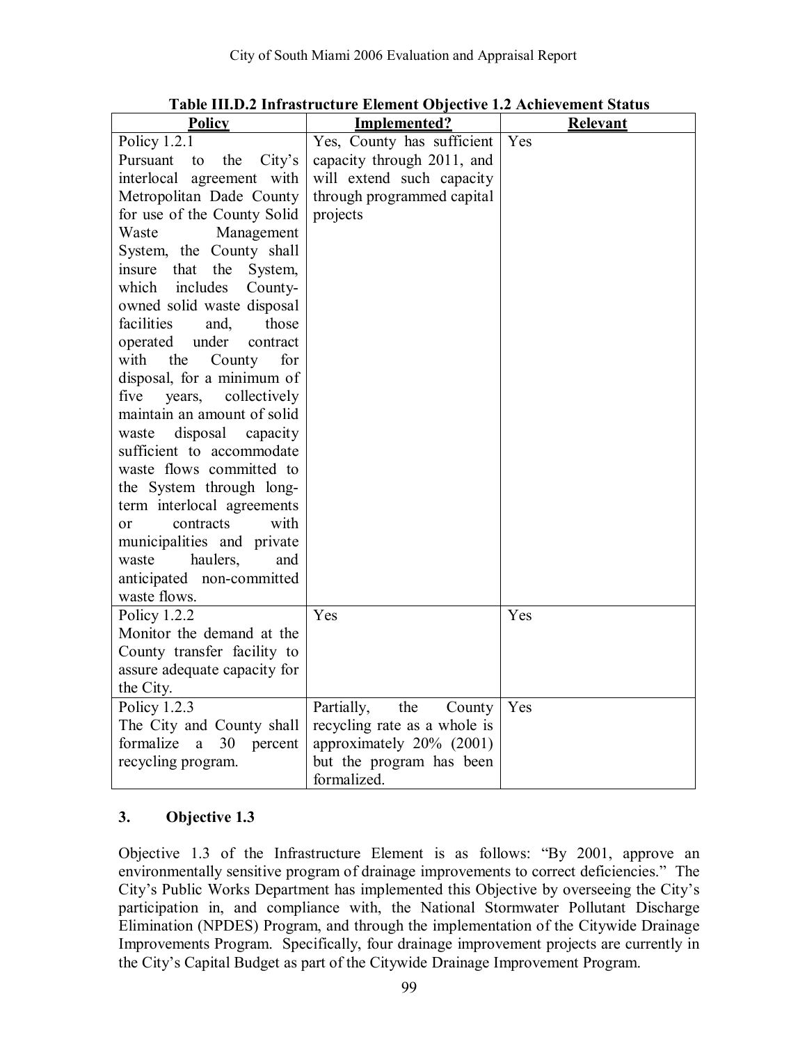**Table III.D.2 Infrastructure Element Objective 1.2 Achievement Status**

| Policy | Implemented? | Relevant |
|---|---|---|
| Policy 1.2.1 Pursuant to the City's interlocal agreement with Metropolitan Dade County for use of the County Solid Waste Management System, the County shall insure that the System, which includes County-owned solid waste disposal facilities and, those operated under contract with the County for disposal, for a minimum of five years, collectively maintain an amount of solid waste disposal capacity sufficient to accommodate waste flows committed to the System through long-term interlocal agreements or contracts with municipalities and private waste haulers, and anticipated non-committed waste flows. | Yes, County has sufficient capacity through 2011, and will extend such capacity through programmed capital projects | Yes |
| Policy 1.2.2 Monitor the demand at the County transfer facility to assure adequate capacity for the City. | Yes | Yes |
| Policy 1.2.3 The City and County shall formalize a 30 percent recycling program. | Partially, the County recycling rate as a whole is approximately 20% (2001) but the program has been formalized. | Yes |

### 3. Objective 1.3

Objective 1.3 of the Infrastructure Element is as follows: "By 2001, approve an environmentally sensitive program of drainage improvements to correct deficiencies." The City's Public Works Department has implemented this Objective by overseeing the City's participation in, and compliance with, the National Stormwater Pollutant Discharge Elimination (NPDES) Program, and through the implementation of the Citywide Drainage Improvements Program. Specifically, four drainage improvement projects are currently in the City's Capital Budget as part of the Citywide Drainage Improvement Program.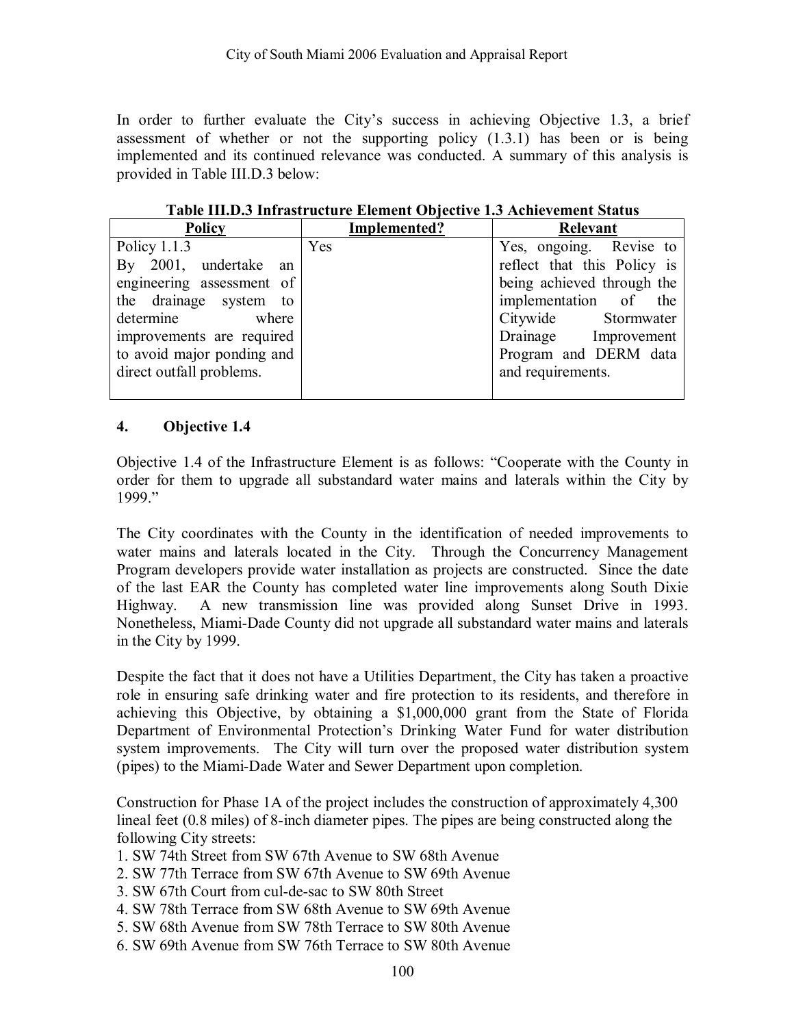In order to further evaluate the City's success in achieving Objective 1.3, a brief assessment of whether or not the supporting policy (1.3.1) has been or is being implemented and its continued relevance was conducted. A summary of this analysis is provided in Table III.D.3 below:

**Table III.D.3 Infrastructure Element Objective 1.3 Achievement Status**

| Policy | Implemented? | Relevant |
|---|---|---|
| Policy 1.1.3 By 2001, undertake an engineering assessment of the drainage system to determine where improvements are required to avoid major ponding and direct outfall problems. | Yes | Yes, ongoing. Revise to reflect that this Policy is being achieved through the implementation of the Citywide Stormwater Drainage Improvement Program and DERM data and requirements. |

## 4. Objective 1.4

Objective 1.4 of the Infrastructure Element is as follows: "Cooperate with the County in order for them to upgrade all substandard water mains and laterals within the City by 1999."

The City coordinates with the County in the identification of needed improvements to water mains and laterals located in the City. Through the Concurrency Management Program developers provide water installation as projects are constructed. Since the date of the last EAR the County has completed water line improvements along South Dixie Highway. A new transmission line was provided along Sunset Drive in 1993. Nonetheless, Miami-Dade County did not upgrade all substandard water mains and laterals in the City by 1999.

Despite the fact that it does not have a Utilities Department, the City has taken a proactive role in ensuring safe drinking water and fire protection to its residents, and therefore in achieving this Objective, by obtaining a $1,000,000 grant from the State of Florida Department of Environmental Protection's Drinking Water Fund for water distribution system improvements. The City will turn over the proposed water distribution system (pipes) to the Miami-Dade Water and Sewer Department upon completion.

Construction for Phase 1A of the project includes the construction of approximately 4,300 lineal feet (0.8 miles) of 8-inch diameter pipes. The pipes are being constructed along the following City streets:

1. SW 74th Street from SW 67th Avenue to SW 68th Avenue
2. SW 77th Terrace from SW 67th Avenue to SW 69th Avenue
3. SW 67th Court from cul-de-sac to SW 80th Street
4. SW 78th Terrace from SW 68th Avenue to SW 69th Avenue
5. SW 68th Avenue from SW 78th Terrace to SW 80th Avenue
6. SW 69th Avenue from SW 76th Terrace to SW 80th Avenue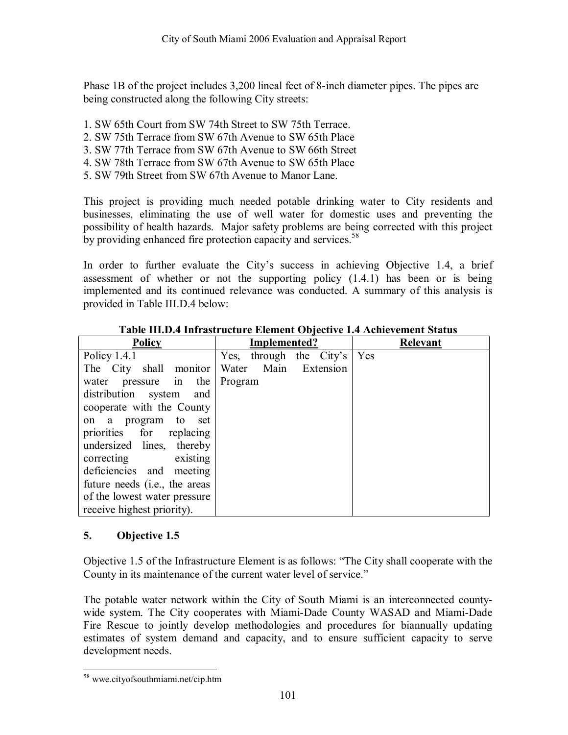Phase 1B of the project includes 3,200 lineal feet of 8-inch diameter pipes. The pipes are being constructed along the following City streets:

1. SW 65th Court from SW 74th Street to SW 75th Terrace.
2. SW 75th Terrace from SW 67th Avenue to SW 65th Place
3. SW 77th Terrace from SW 67th Avenue to SW 66th Street
4. SW 78th Terrace from SW 67th Avenue to SW 65th Place
5. SW 79th Street from SW 67th Avenue to Manor Lane.

This project is providing much needed potable drinking water to City residents and businesses, eliminating the use of well water for domestic uses and preventing the possibility of health hazards. Major safety problems are being corrected with this project by providing enhanced fire protection capacity and services.[58]

In order to further evaluate the City's success in achieving Objective 1.4, a brief assessment of whether or not the supporting policy (1.4.1) has been or is being implemented and its continued relevance was conducted. A summary of this analysis is provided in Table III.D.4 below:

**Table III.D.4 Infrastructure Element Objective 1.4 Achievement Status**

| Policy | Implemented? | Relevant |
|---|---|---|
| Policy 1.4.1 The City shall monitor water pressure in the distribution system and cooperate with the County on a program to set priorities for replacing undersized lines, thereby correcting existing deficiencies and meeting future needs (i.e., the areas of the lowest water pressure receive highest priority). | Yes, through the City's Water Main Extension Program | Yes |

## 5. Objective 1.5

Objective 1.5 of the Infrastructure Element is as follows: "The City shall cooperate with the County in its maintenance of the current water level of service."

The potable water network within the City of South Miami is an interconnected county-wide system. The City cooperates with Miami-Dade County WASAD and Miami-Dade Fire Rescue to jointly develop methodologies and procedures for biannually updating estimates of system demand and capacity, and to ensure sufficient capacity to serve development needs.

[58] wwe.cityofsouthmiami.net/cip.htm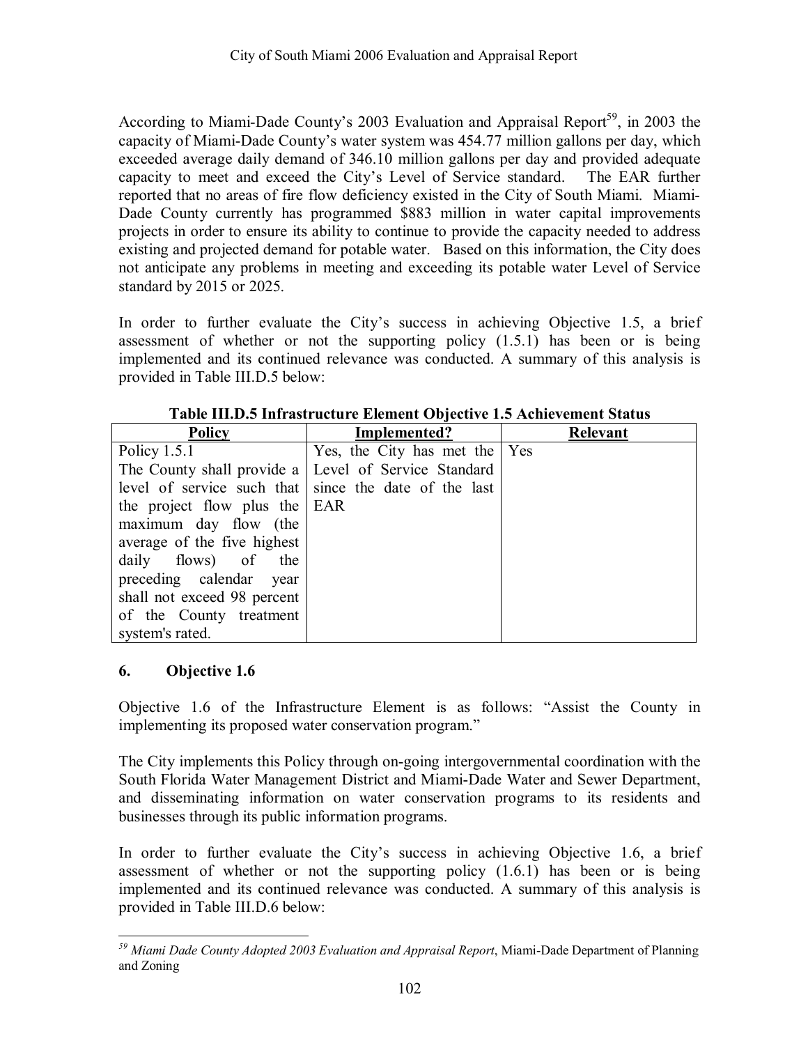According to Miami-Dade County's 2003 Evaluation and Appraisal Report[59], in 2003 the capacity of Miami-Dade County's water system was 454.77 million gallons per day, which exceeded average daily demand of 346.10 million gallons per day and provided adequate capacity to meet and exceed the City's Level of Service standard. The EAR further reported that no areas of fire flow deficiency existed in the City of South Miami. Miami-Dade County currently has programmed $883 million in water capital improvements projects in order to ensure its ability to continue to provide the capacity needed to address existing and projected demand for potable water. Based on this information, the City does not anticipate any problems in meeting and exceeding its potable water Level of Service standard by 2015 or 2025.

In order to further evaluate the City's success in achieving Objective 1.5, a brief assessment of whether or not the supporting policy (1.5.1) has been or is being implemented and its continued relevance was conducted. A summary of this analysis is provided in Table III.D.5 below:

**Table III.D.5 Infrastructure Element Objective 1.5 Achievement Status**

| Policy | Implemented? | Relevant |
|---|---|---|
| Policy 1.5.1 The County shall provide a level of service such that the project flow plus the maximum day flow (the average of the five highest daily flows) of the preceding calendar year shall not exceed 98 percent of the County treatment system's rated. | Yes, the City has met the Level of Service Standard since the date of the last EAR | Yes |

### 6. Objective 1.6

Objective 1.6 of the Infrastructure Element is as follows: "Assist the County in implementing its proposed water conservation program."

The City implements this Policy through on-going intergovernmental coordination with the South Florida Water Management District and Miami-Dade Water and Sewer Department, and disseminating information on water conservation programs to its residents and businesses through its public information programs.

In order to further evaluate the City's success in achieving Objective 1.6, a brief assessment of whether or not the supporting policy (1.6.1) has been or is being implemented and its continued relevance was conducted. A summary of this analysis is provided in Table III.D.6 below:

---

[59] *Miami Dade County Adopted 2003 Evaluation and Appraisal Report*, Miami-Dade Department of Planning and Zoning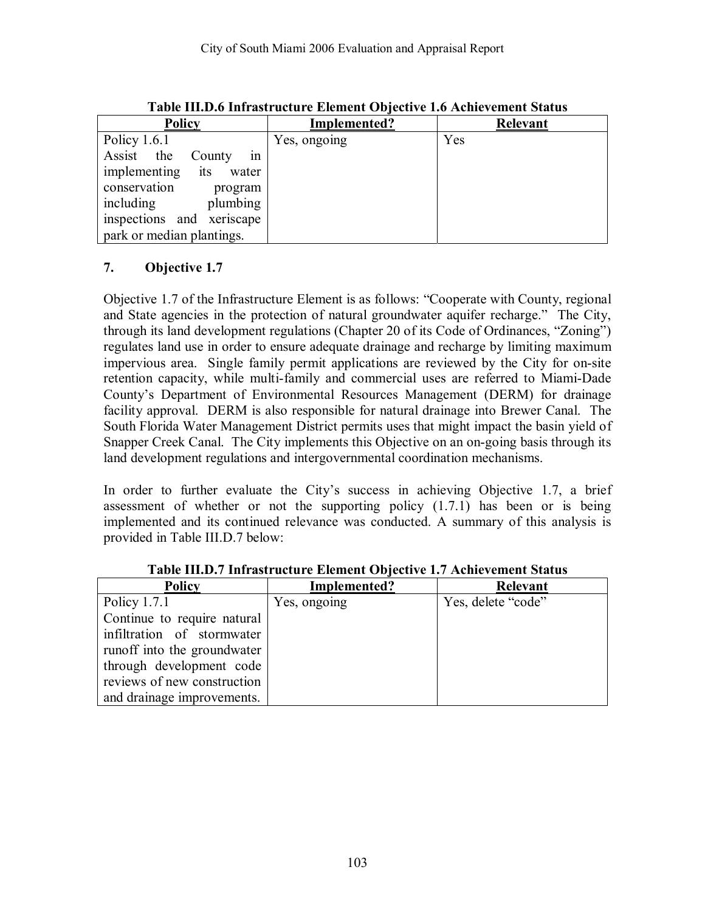**Table III.D.6 Infrastructure Element Objective 1.6 Achievement Status**

| Policy | Implemented? | Relevant |
|---|---|---|
| Policy 1.6.1 Assist the County in implementing its water conservation program including plumbing inspections and xeriscape park or median plantings. | Yes, ongoing | Yes |

### 7. Objective 1.7

Objective 1.7 of the Infrastructure Element is as follows: "Cooperate with County, regional and State agencies in the protection of natural groundwater aquifer recharge." The City, through its land development regulations (Chapter 20 of its Code of Ordinances, "Zoning") regulates land use in order to ensure adequate drainage and recharge by limiting maximum impervious area. Single family permit applications are reviewed by the City for on-site retention capacity, while multi-family and commercial uses are referred to Miami-Dade County's Department of Environmental Resources Management (DERM) for drainage facility approval. DERM is also responsible for natural drainage into Brewer Canal. The South Florida Water Management District permits uses that might impact the basin yield of Snapper Creek Canal. The City implements this Objective on an on-going basis through its land development regulations and intergovernmental coordination mechanisms.

In order to further evaluate the City's success in achieving Objective 1.7, a brief assessment of whether or not the supporting policy (1.7.1) has been or is being implemented and its continued relevance was conducted. A summary of this analysis is provided in Table III.D.7 below:

**Table III.D.7 Infrastructure Element Objective 1.7 Achievement Status**

| Policy | Implemented? | Relevant |
|---|---|---|
| Policy 1.7.1 Continue to require natural infiltration of stormwater runoff into the groundwater through development code reviews of new construction and drainage improvements. | Yes, ongoing | Yes, delete "code" |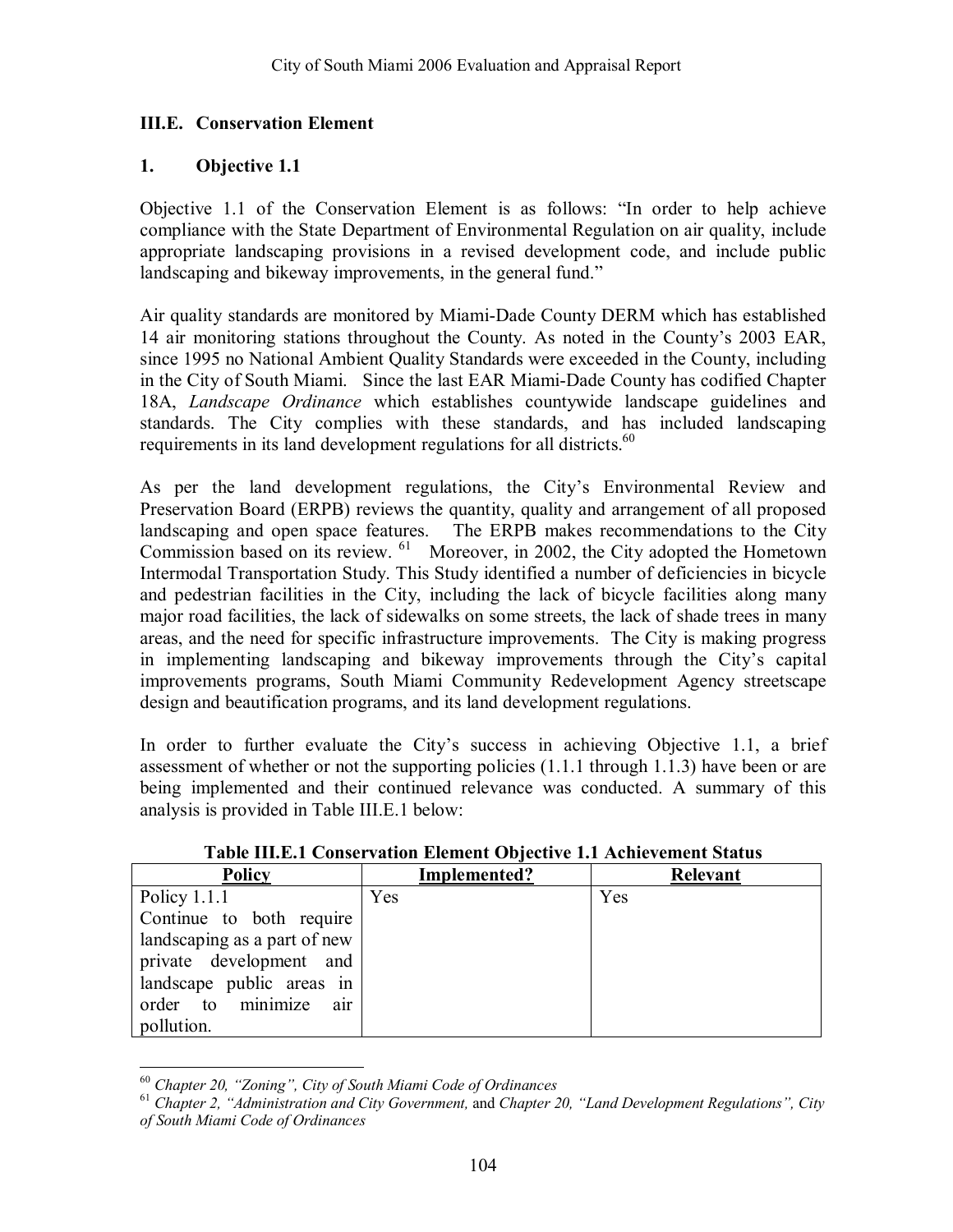## III.E. Conservation Element

### 1. Objective 1.1

Objective 1.1 of the Conservation Element is as follows: "In order to help achieve compliance with the State Department of Environmental Regulation on air quality, include appropriate landscaping provisions in a revised development code, and include public landscaping and bikeway improvements, in the general fund."

Air quality standards are monitored by Miami-Dade County DERM which has established 14 air monitoring stations throughout the County. As noted in the County's 2003 EAR, since 1995 no National Ambient Quality Standards were exceeded in the County, including in the City of South Miami. Since the last EAR Miami-Dade County has codified Chapter 18A, *Landscape Ordinance* which establishes countywide landscape guidelines and standards. The City complies with these standards, and has included landscaping requirements in its land development regulations for all districts.[60]

As per the land development regulations, the City's Environmental Review and Preservation Board (ERPB) reviews the quantity, quality and arrangement of all proposed landscaping and open space features. The ERPB makes recommendations to the City Commission based on its review.[61] Moreover, in 2002, the City adopted the Hometown Intermodal Transportation Study. This Study identified a number of deficiencies in bicycle and pedestrian facilities in the City, including the lack of bicycle facilities along many major road facilities, the lack of sidewalks on some streets, the lack of shade trees in many areas, and the need for specific infrastructure improvements. The City is making progress in implementing landscaping and bikeway improvements through the City's capital improvements programs, South Miami Community Redevelopment Agency streetscape design and beautification programs, and its land development regulations.

In order to further evaluate the City's success in achieving Objective 1.1, a brief assessment of whether or not the supporting policies (1.1.1 through 1.1.3) have been or are being implemented and their continued relevance was conducted. A summary of this analysis is provided in Table III.E.1 below:

**Table III.E.1 Conservation Element Objective 1.1 Achievement Status**

| Policy | Implemented? | Relevant |
| --- | --- | --- |
| Policy 1.1.1 Continue to both require landscaping as a part of new private development and landscape public areas in order to minimize air pollution. | Yes | Yes |

---

[60] *Chapter 20, "Zoning", City of South Miami Code of Ordinances*

[61] *Chapter 2, "Administration and City Government,* and *Chapter 20, "Land Development Regulations", City of South Miami Code of Ordinances*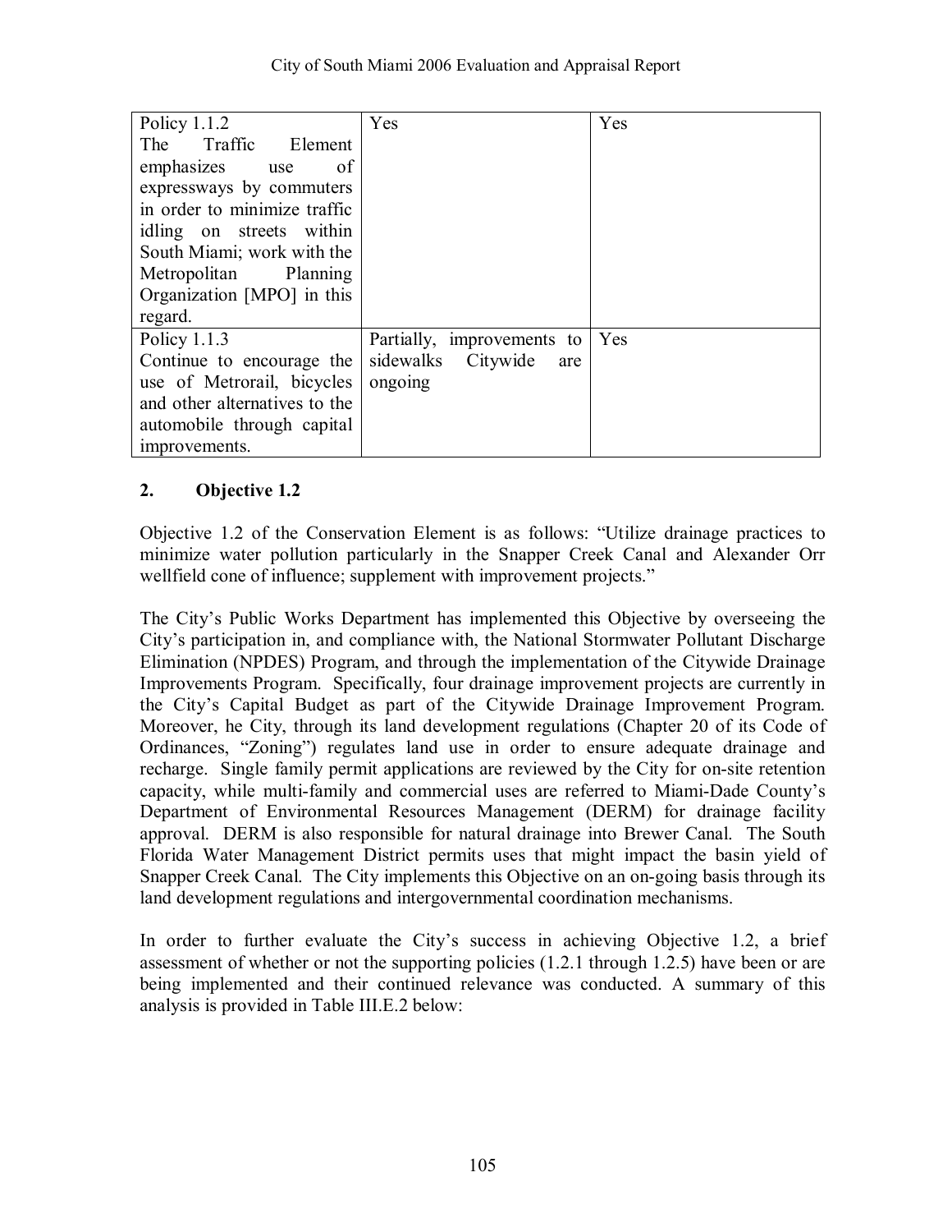| | | |
|---|---|---|
| Policy 1.1.2 The Traffic Element emphasizes use of expressways by commuters in order to minimize traffic idling on streets within South Miami; work with the Metropolitan Planning Organization [MPO] in this regard. | Yes | Yes |
| Policy 1.1.3 Continue to encourage the use of Metrorail, bicycles and other alternatives to the automobile through capital improvements. | Partially, improvements to sidewalks Citywide are ongoing | Yes |

## 2. Objective 1.2

Objective 1.2 of the Conservation Element is as follows: "Utilize drainage practices to minimize water pollution particularly in the Snapper Creek Canal and Alexander Orr wellfield cone of influence; supplement with improvement projects."

The City's Public Works Department has implemented this Objective by overseeing the City's participation in, and compliance with, the National Stormwater Pollutant Discharge Elimination (NPDES) Program, and through the implementation of the Citywide Drainage Improvements Program. Specifically, four drainage improvement projects are currently in the City's Capital Budget as part of the Citywide Drainage Improvement Program. Moreover, he City, through its land development regulations (Chapter 20 of its Code of Ordinances, "Zoning") regulates land use in order to ensure adequate drainage and recharge. Single family permit applications are reviewed by the City for on-site retention capacity, while multi-family and commercial uses are referred to Miami-Dade County's Department of Environmental Resources Management (DERM) for drainage facility approval. DERM is also responsible for natural drainage into Brewer Canal. The South Florida Water Management District permits uses that might impact the basin yield of Snapper Creek Canal. The City implements this Objective on an on-going basis through its land development regulations and intergovernmental coordination mechanisms.

In order to further evaluate the City's success in achieving Objective 1.2, a brief assessment of whether or not the supporting policies (1.2.1 through 1.2.5) have been or are being implemented and their continued relevance was conducted. A summary of this analysis is provided in Table III.E.2 below: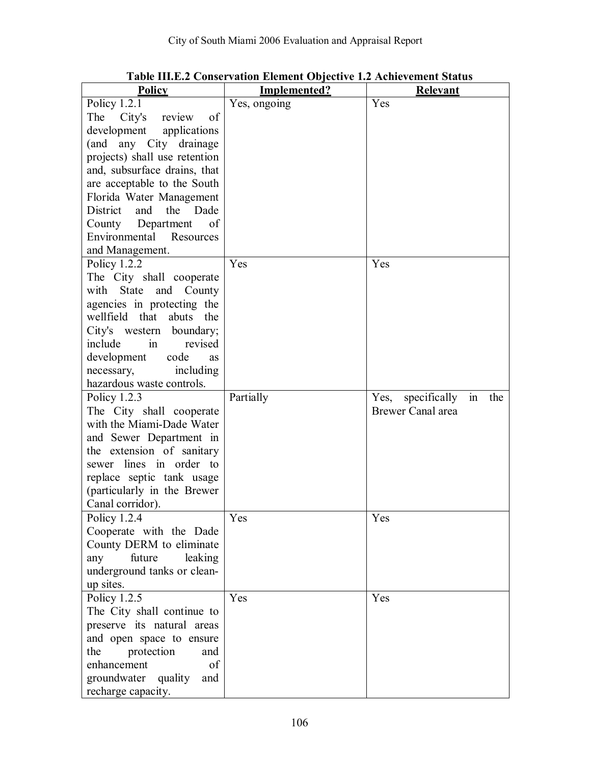**Table III.E.2 Conservation Element Objective 1.2 Achievement Status**

| Policy | Implemented? | Relevant |
|---|---|---|
| Policy 1.2.1 The City's review of development applications (and any City drainage projects) shall use retention and, subsurface drains, that are acceptable to the South Florida Water Management District and the Dade County Department of Environmental Resources and Management. | Yes, ongoing | Yes |
| Policy 1.2.2 The City shall cooperate with State and County agencies in protecting the wellfield that abuts the City's western boundary; include in revised development code as necessary, including hazardous waste controls. | Yes | Yes |
| Policy 1.2.3 The City shall cooperate with the Miami-Dade Water and Sewer Department in the extension of sanitary sewer lines in order to replace septic tank usage (particularly in the Brewer Canal corridor). | Partially | Yes, specifically in the Brewer Canal area |
| Policy 1.2.4 Cooperate with the Dade County DERM to eliminate any future leaking underground tanks or clean-up sites. | Yes | Yes |
| Policy 1.2.5 The City shall continue to preserve its natural areas and open space to ensure the protection and enhancement of groundwater quality and recharge capacity. | Yes | Yes |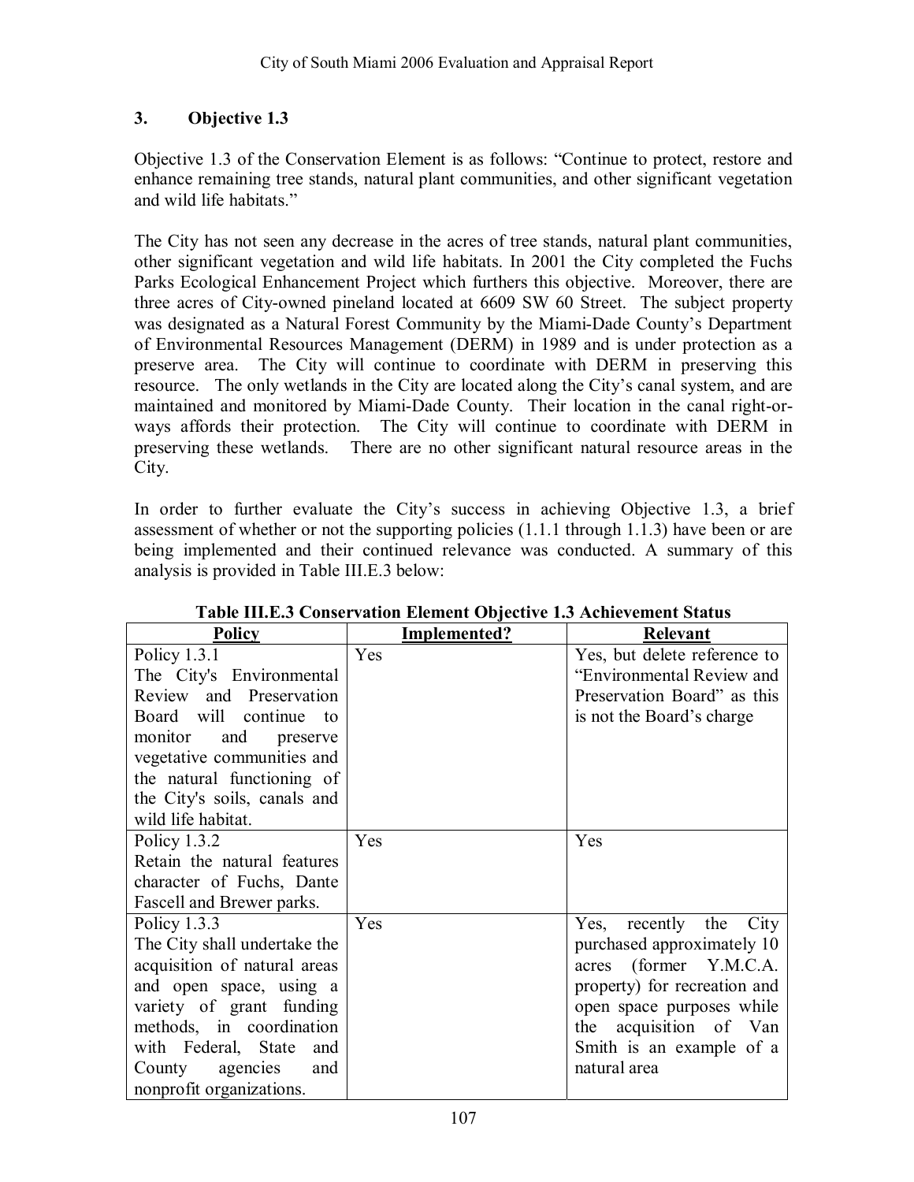### 3. Objective 1.3

Objective 1.3 of the Conservation Element is as follows: "Continue to protect, restore and enhance remaining tree stands, natural plant communities, and other significant vegetation and wild life habitats."

The City has not seen any decrease in the acres of tree stands, natural plant communities, other significant vegetation and wild life habitats. In 2001 the City completed the Fuchs Parks Ecological Enhancement Project which furthers this objective. Moreover, there are three acres of City-owned pineland located at 6609 SW 60 Street. The subject property was designated as a Natural Forest Community by the Miami-Dade County's Department of Environmental Resources Management (DERM) in 1989 and is under protection as a preserve area. The City will continue to coordinate with DERM in preserving this resource. The only wetlands in the City are located along the City's canal system, and are maintained and monitored by Miami-Dade County. Their location in the canal right-or-ways affords their protection. The City will continue to coordinate with DERM in preserving these wetlands. There are no other significant natural resource areas in the City.

In order to further evaluate the City's success in achieving Objective 1.3, a brief assessment of whether or not the supporting policies (1.1.1 through 1.1.3) have been or are being implemented and their continued relevance was conducted. A summary of this analysis is provided in Table III.E.3 below:

**Table III.E.3 Conservation Element Objective 1.3 Achievement Status**

| Policy | Implemented? | Relevant |
|---|---|---|
| Policy 1.3.1 The City's Environmental Review and Preservation Board will continue to monitor and preserve vegetative communities and the natural functioning of the City's soils, canals and wild life habitat. | Yes | Yes, but delete reference to "Environmental Review and Preservation Board" as this is not the Board's charge |
| Policy 1.3.2 Retain the natural features character of Fuchs, Dante Fascell and Brewer parks. | Yes | Yes |
| Policy 1.3.3 The City shall undertake the acquisition of natural areas and open space, using a variety of grant funding methods, in coordination with Federal, State and County agencies and nonprofit organizations. | Yes | Yes, recently the City purchased approximately 10 acres (former Y.M.C.A. property) for recreation and open space purposes while the acquisition of Van Smith is an example of a natural area |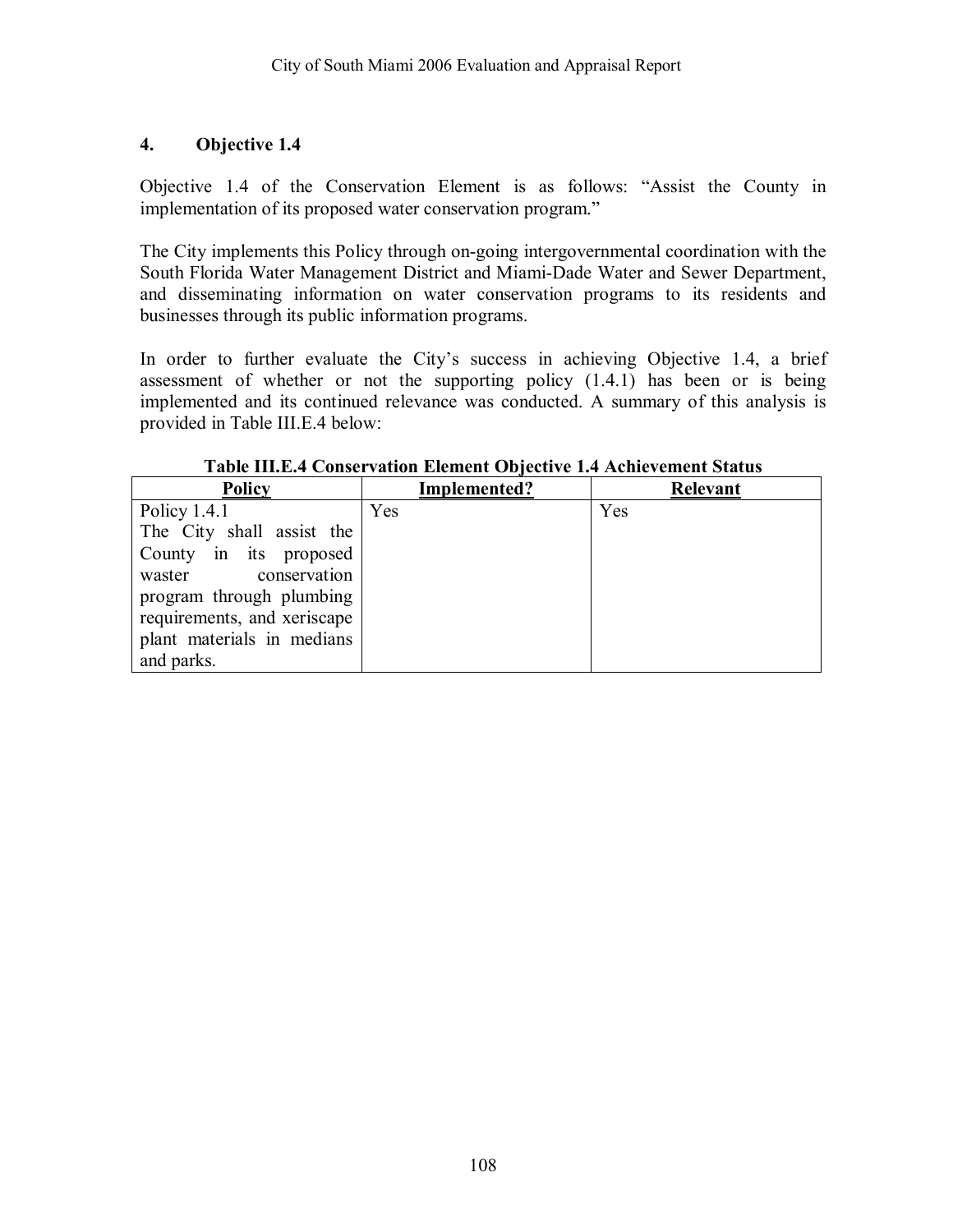## 4. Objective 1.4

Objective 1.4 of the Conservation Element is as follows: "Assist the County in implementation of its proposed water conservation program."

The City implements this Policy through on-going intergovernmental coordination with the South Florida Water Management District and Miami-Dade Water and Sewer Department, and disseminating information on water conservation programs to its residents and businesses through its public information programs.

In order to further evaluate the City's success in achieving Objective 1.4, a brief assessment of whether or not the supporting policy (1.4.1) has been or is being implemented and its continued relevance was conducted. A summary of this analysis is provided in Table III.E.4 below:

**Table III.E.4 Conservation Element Objective 1.4 Achievement Status**

| Policy | Implemented? | Relevant |
| --- | --- | --- |
| Policy 1.4.1 The City shall assist the County in its proposed waster conservation program through plumbing requirements, and xeriscape plant materials in medians and parks. | Yes | Yes |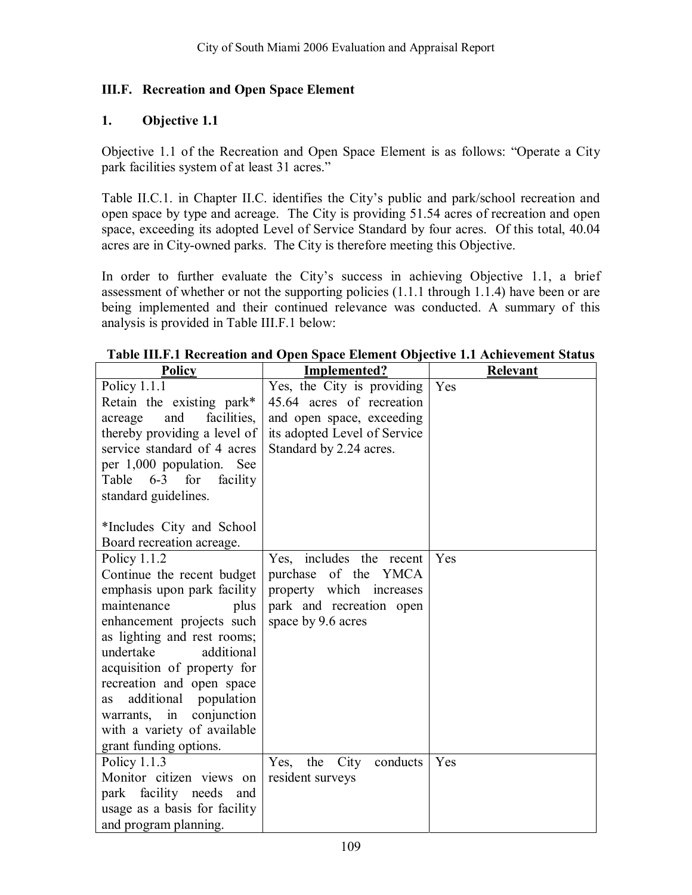## III.F. Recreation and Open Space Element

### 1. Objective 1.1

Objective 1.1 of the Recreation and Open Space Element is as follows: "Operate a City park facilities system of at least 31 acres."

Table II.C.1. in Chapter II.C. identifies the City's public and park/school recreation and open space by type and acreage. The City is providing 51.54 acres of recreation and open space, exceeding its adopted Level of Service Standard by four acres. Of this total, 40.04 acres are in City-owned parks. The City is therefore meeting this Objective.

In order to further evaluate the City's success in achieving Objective 1.1, a brief assessment of whether or not the supporting policies (1.1.1 through 1.1.4) have been or are being implemented and their continued relevance was conducted. A summary of this analysis is provided in Table III.F.1 below:

**Table III.F.1 Recreation and Open Space Element Objective 1.1 Achievement Status**

| Policy | Implemented? | Relevant |
|---|---|---|
| Policy 1.1.1<br>Retain the existing park* acreage and facilities, thereby providing a level of service standard of 4 acres per 1,000 population. See Table 6-3 for facility standard guidelines.<br><br>*Includes City and School Board recreation acreage. | Yes, the City is providing 45.64 acres of recreation and open space, exceeding its adopted Level of Service Standard by 2.24 acres. | Yes |
| Policy 1.1.2<br>Continue the recent budget emphasis upon park facility maintenance plus enhancement projects such as lighting and rest rooms; undertake additional acquisition of property for recreation and open space as additional population warrants, in conjunction with a variety of available grant funding options. | Yes, includes the recent purchase of the YMCA property which increases park and recreation open space by 9.6 acres | Yes |
| Policy 1.1.3<br>Monitor citizen views on park facility needs and usage as a basis for facility and program planning. | Yes, the City conducts resident surveys | Yes |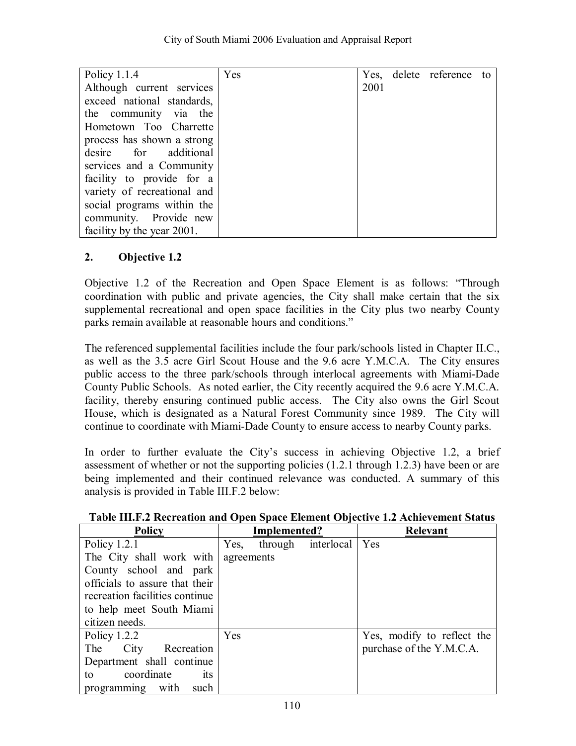| | | |
|---|---|---|
| Policy 1.1.4 Although current services exceed national standards, the community via the Hometown Too Charrette process has shown a strong desire for additional services and a Community facility to provide for a variety of recreational and social programs within the community. Provide new facility by the year 2001. | Yes | Yes, delete reference to 2001 |

## 2. Objective 1.2

Objective 1.2 of the Recreation and Open Space Element is as follows: "Through coordination with public and private agencies, the City shall make certain that the six supplemental recreational and open space facilities in the City plus two nearby County parks remain available at reasonable hours and conditions."

The referenced supplemental facilities include the four park/schools listed in Chapter II.C., as well as the 3.5 acre Girl Scout House and the 9.6 acre Y.M.C.A. The City ensures public access to the three park/schools through interlocal agreements with Miami-Dade County Public Schools. As noted earlier, the City recently acquired the 9.6 acre Y.M.C.A. facility, thereby ensuring continued public access. The City also owns the Girl Scout House, which is designated as a Natural Forest Community since 1989. The City will continue to coordinate with Miami-Dade County to ensure access to nearby County parks.

In order to further evaluate the City's success in achieving Objective 1.2, a brief assessment of whether or not the supporting policies (1.2.1 through 1.2.3) have been or are being implemented and their continued relevance was conducted. A summary of this analysis is provided in Table III.F.2 below:

**Table III.F.2 Recreation and Open Space Element Objective 1.2 Achievement Status**

| Policy | Implemented? | Relevant |
|---|---|---|
| Policy 1.2.1 The City shall work with County school and park officials to assure that their recreation facilities continue to help meet South Miami citizen needs. | Yes, through interlocal agreements | Yes |
| Policy 1.2.2 The City Recreation Department shall continue to coordinate its programming with such | Yes | Yes, modify to reflect the purchase of the Y.M.C.A. |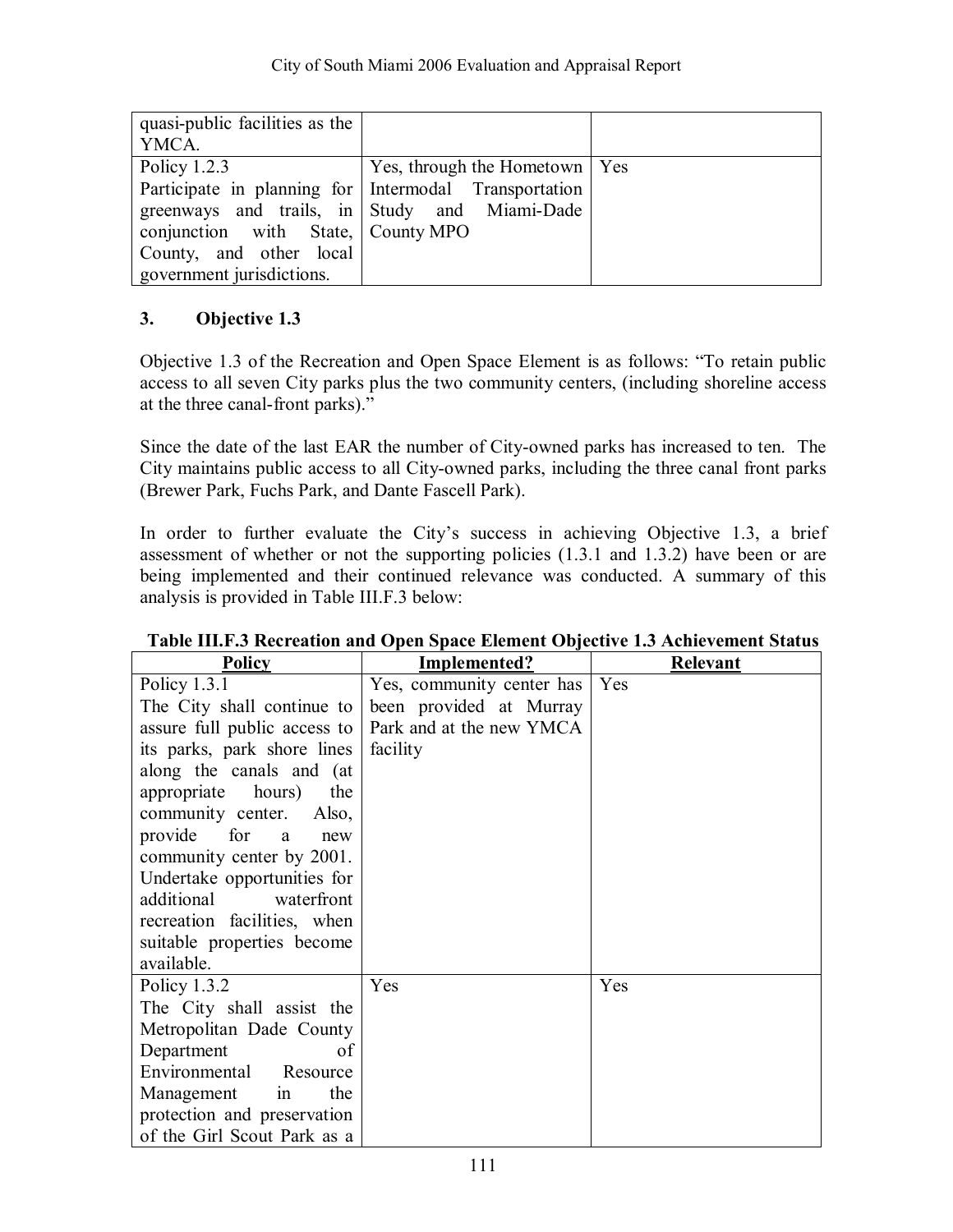| | | |
|---|---|---|
| quasi-public facilities as the YMCA. | | |
| Policy 1.2.3<br>Participate in planning for greenways and trails, in conjunction with State, County, and other local government jurisdictions. | Yes, through the Hometown Intermodal Transportation Study and Miami-Dade County MPO | Yes |

### 3. Objective 1.3

Objective 1.3 of the Recreation and Open Space Element is as follows: "To retain public access to all seven City parks plus the two community centers, (including shoreline access at the three canal-front parks)."

Since the date of the last EAR the number of City-owned parks has increased to ten. The City maintains public access to all City-owned parks, including the three canal front parks (Brewer Park, Fuchs Park, and Dante Fascell Park).

In order to further evaluate the City's success in achieving Objective 1.3, a brief assessment of whether or not the supporting policies (1.3.1 and 1.3.2) have been or are being implemented and their continued relevance was conducted. A summary of this analysis is provided in Table III.F.3 below:

**Table III.F.3 Recreation and Open Space Element Objective 1.3 Achievement Status**

| Policy | Implemented? | Relevant |
|---|---|---|
| Policy 1.3.1<br>The City shall continue to assure full public access to its parks, park shore lines along the canals and (at appropriate hours) the community center. Also, provide for a new community center by 2001. Undertake opportunities for additional waterfront recreation facilities, when suitable properties become available. | Yes, community center has been provided at Murray Park and at the new YMCA facility | Yes |
| Policy 1.3.2<br>The City shall assist the Metropolitan Dade County Department of Environmental Resource Management in the protection and preservation of the Girl Scout Park as a | Yes | Yes |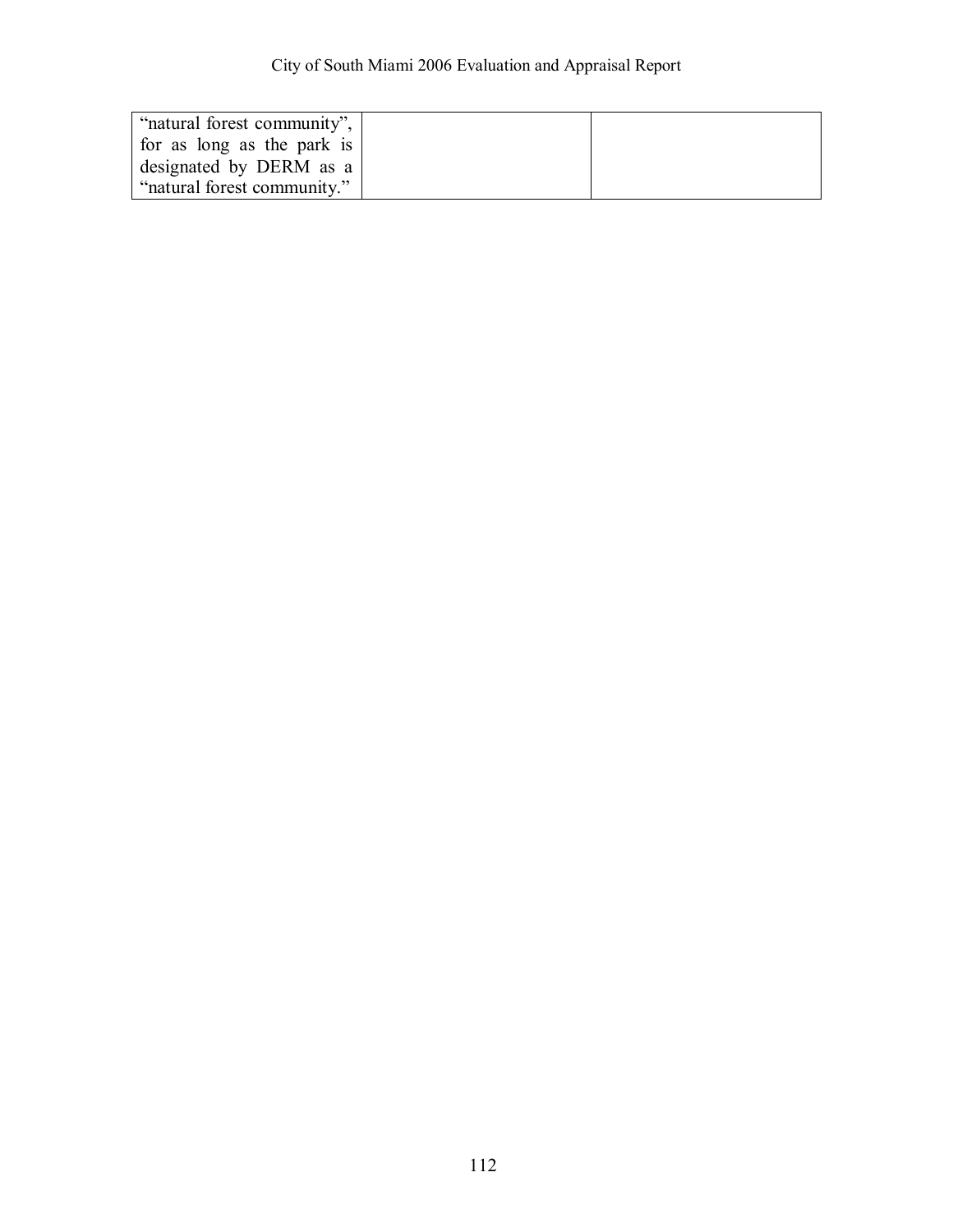| | | |
|---|---|---|
| "natural forest community", for as long as the park is designated by DERM as a "natural forest community." | | |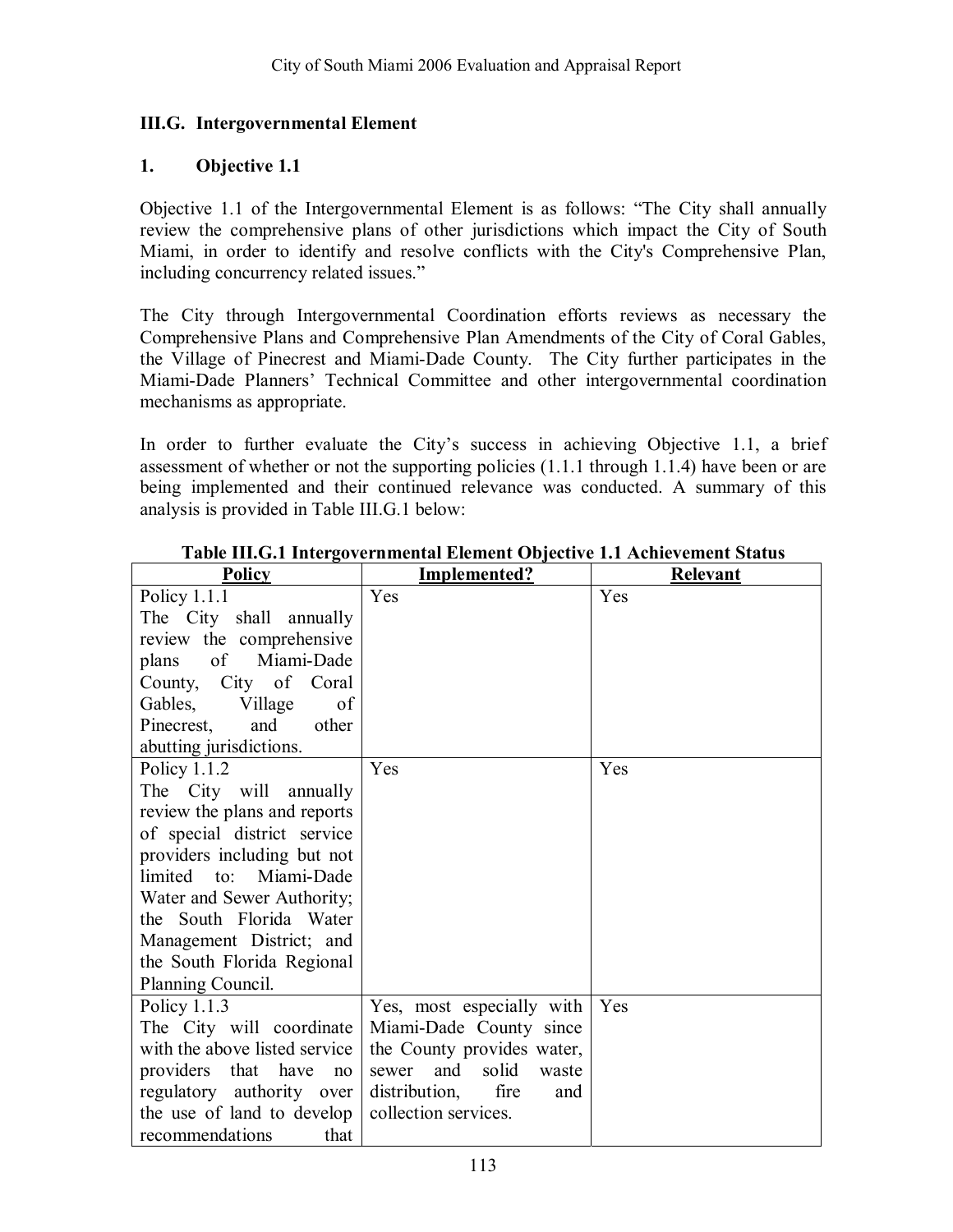### III.G. Intergovernmental Element

#### 1. Objective 1.1

Objective 1.1 of the Intergovernmental Element is as follows: "The City shall annually review the comprehensive plans of other jurisdictions which impact the City of South Miami, in order to identify and resolve conflicts with the City's Comprehensive Plan, including concurrency related issues."

The City through Intergovernmental Coordination efforts reviews as necessary the Comprehensive Plans and Comprehensive Plan Amendments of the City of Coral Gables, the Village of Pinecrest and Miami-Dade County. The City further participates in the Miami-Dade Planners' Technical Committee and other intergovernmental coordination mechanisms as appropriate.

In order to further evaluate the City's success in achieving Objective 1.1, a brief assessment of whether or not the supporting policies (1.1.1 through 1.1.4) have been or are being implemented and their continued relevance was conducted. A summary of this analysis is provided in Table III.G.1 below:

**Table III.G.1 Intergovernmental Element Objective 1.1 Achievement Status**

| Policy | Implemented? | Relevant |
|---|---|---|
| Policy 1.1.1 The City shall annually review the comprehensive plans of Miami-Dade County, City of Coral Gables, Village of Pinecrest, and other abutting jurisdictions. | Yes | Yes |
| Policy 1.1.2 The City will annually review the plans and reports of special district service providers including but not limited to: Miami-Dade Water and Sewer Authority; the South Florida Water Management District; and the South Florida Regional Planning Council. | Yes | Yes |
| Policy 1.1.3 The City will coordinate with the above listed service providers that have no regulatory authority over the use of land to develop recommendations that | Yes, most especially with Miami-Dade County since the County provides water, sewer and solid waste distribution, fire and collection services. | Yes |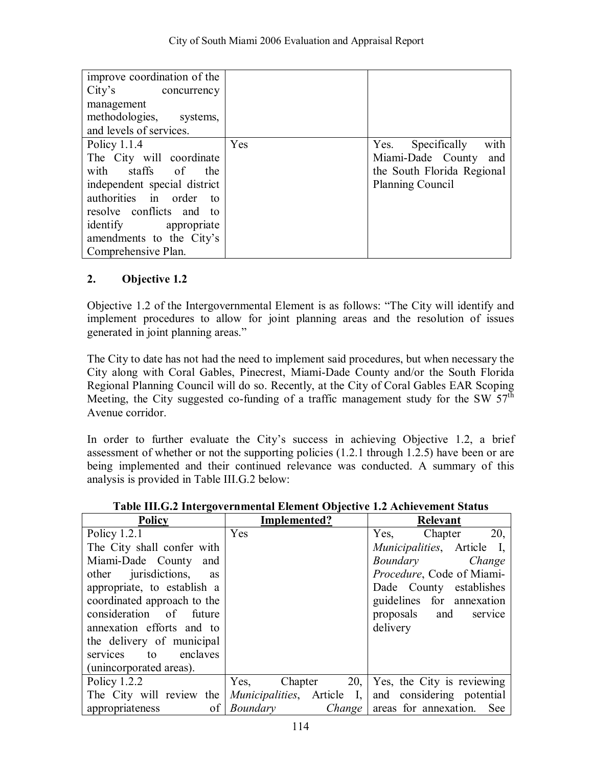| | | |
|---|---|---|
| improve coordination of the City's concurrency management methodologies, systems, and levels of services. | | |
| Policy 1.1.4<br>The City will coordinate with staffs of the independent special district authorities in order to resolve conflicts and to identify appropriate amendments to the City's Comprehensive Plan. | Yes | Yes. Specifically with Miami-Dade County and the South Florida Regional Planning Council |

## 2. Objective 1.2

Objective 1.2 of the Intergovernmental Element is as follows: "The City will identify and implement procedures to allow for joint planning areas and the resolution of issues generated in joint planning areas."

The City to date has not had the need to implement said procedures, but when necessary the City along with Coral Gables, Pinecrest, Miami-Dade County and/or the South Florida Regional Planning Council will do so. Recently, at the City of Coral Gables EAR Scoping Meeting, the City suggested co-funding of a traffic management study for the SW 57th Avenue corridor.

In order to further evaluate the City's success in achieving Objective 1.2, a brief assessment of whether or not the supporting policies (1.2.1 through 1.2.5) have been or are being implemented and their continued relevance was conducted. A summary of this analysis is provided in Table III.G.2 below:

**Table III.G.2 Intergovernmental Element Objective 1.2 Achievement Status**

| Policy | Implemented? | Relevant |
|---|---|---|
| Policy 1.2.1<br>The City shall confer with Miami-Dade County and other jurisdictions, as appropriate, to establish a coordinated approach to the consideration of future annexation efforts and to the delivery of municipal services to enclaves (unincorporated areas). | Yes | Yes, Chapter 20, *Municipalities*, Article I, *Boundary Change Procedure*, Code of Miami-Dade County establishes guidelines for annexation proposals and service delivery |
| Policy 1.2.2<br>The City will review the appropriateness of | Yes, Chapter 20, *Municipalities*, Article I, *Boundary Change* | Yes, the City is reviewing and considering potential areas for annexation. See |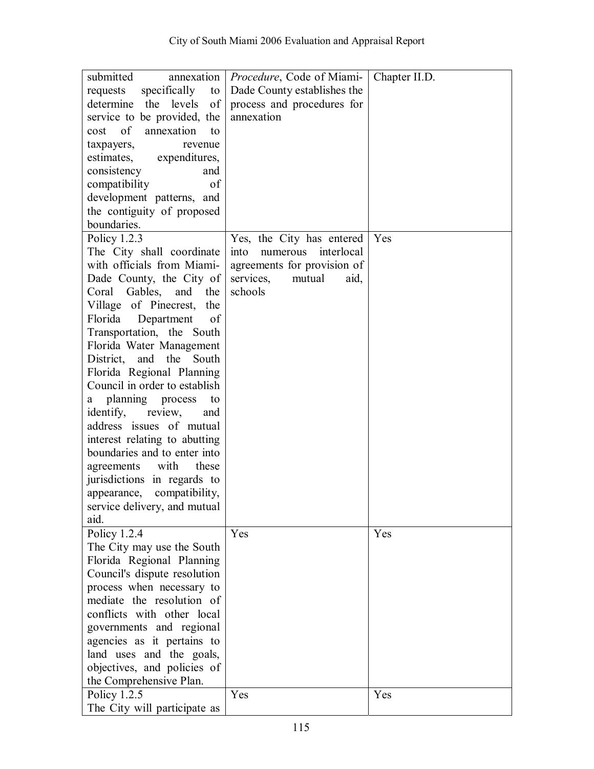| | | |
|---|---|---|
| submitted annexation requests specifically to determine the levels of service to be provided, the cost of annexation to taxpayers, revenue estimates, expenditures, consistency and compatibility of development patterns, and the contiguity of proposed boundaries. | *Procedure*, Code of Miami-Dade County establishes the process and procedures for annexation | Chapter II.D. |
| Policy 1.2.3<br>The City shall coordinate with officials from Miami-Dade County, the City of Coral Gables, and the Village of Pinecrest, the Florida Department of Transportation, the South Florida Water Management District, and the South Florida Regional Planning Council in order to establish a planning process to identify, review, and address issues of mutual interest relating to abutting boundaries and to enter into agreements with these jurisdictions in regards to appearance, compatibility, service delivery, and mutual aid. | Yes, the City has entered into numerous interlocal agreements for provision of services, mutual aid, schools | Yes |
| Policy 1.2.4<br>The City may use the South Florida Regional Planning Council's dispute resolution process when necessary to mediate the resolution of conflicts with other local governments and regional agencies as it pertains to land uses and the goals, objectives, and policies of the Comprehensive Plan. | Yes | Yes |
| Policy 1.2.5<br>The City will participate as | Yes | Yes |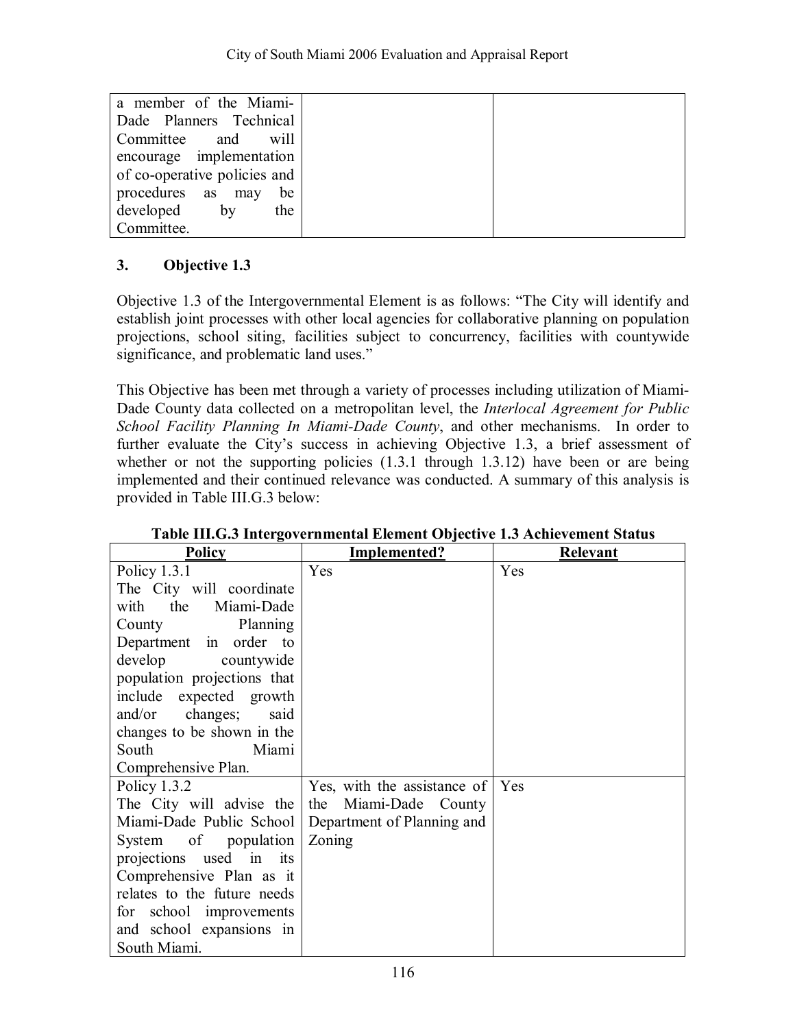| | | |
|---|---|---|
| a member of the Miami-Dade Planners Technical Committee and will encourage implementation of co-operative policies and procedures as may be developed by the Committee. | | |

### 3. Objective 1.3

Objective 1.3 of the Intergovernmental Element is as follows: "The City will identify and establish joint processes with other local agencies for collaborative planning on population projections, school siting, facilities subject to concurrency, facilities with countywide significance, and problematic land uses."

This Objective has been met through a variety of processes including utilization of Miami-Dade County data collected on a metropolitan level, the *Interlocal Agreement for Public School Facility Planning In Miami-Dade County*, and other mechanisms. In order to further evaluate the City's success in achieving Objective 1.3, a brief assessment of whether or not the supporting policies (1.3.1 through 1.3.12) have been or are being implemented and their continued relevance was conducted. A summary of this analysis is provided in Table III.G.3 below:

**Table III.G.3 Intergovernmental Element Objective 1.3 Achievement Status**

| Policy | Implemented? | Relevant |
|---|---|---|
| Policy 1.3.1<br>The City will coordinate with the Miami-Dade County Planning Department in order to develop countywide population projections that include expected growth and/or changes; said changes to be shown in the South Miami Comprehensive Plan. | Yes | Yes |
| Policy 1.3.2<br>The City will advise the Miami-Dade Public School System of population projections used in its Comprehensive Plan as it relates to the future needs for school improvements and school expansions in South Miami. | Yes, with the assistance of the Miami-Dade County Department of Planning and Zoning | Yes |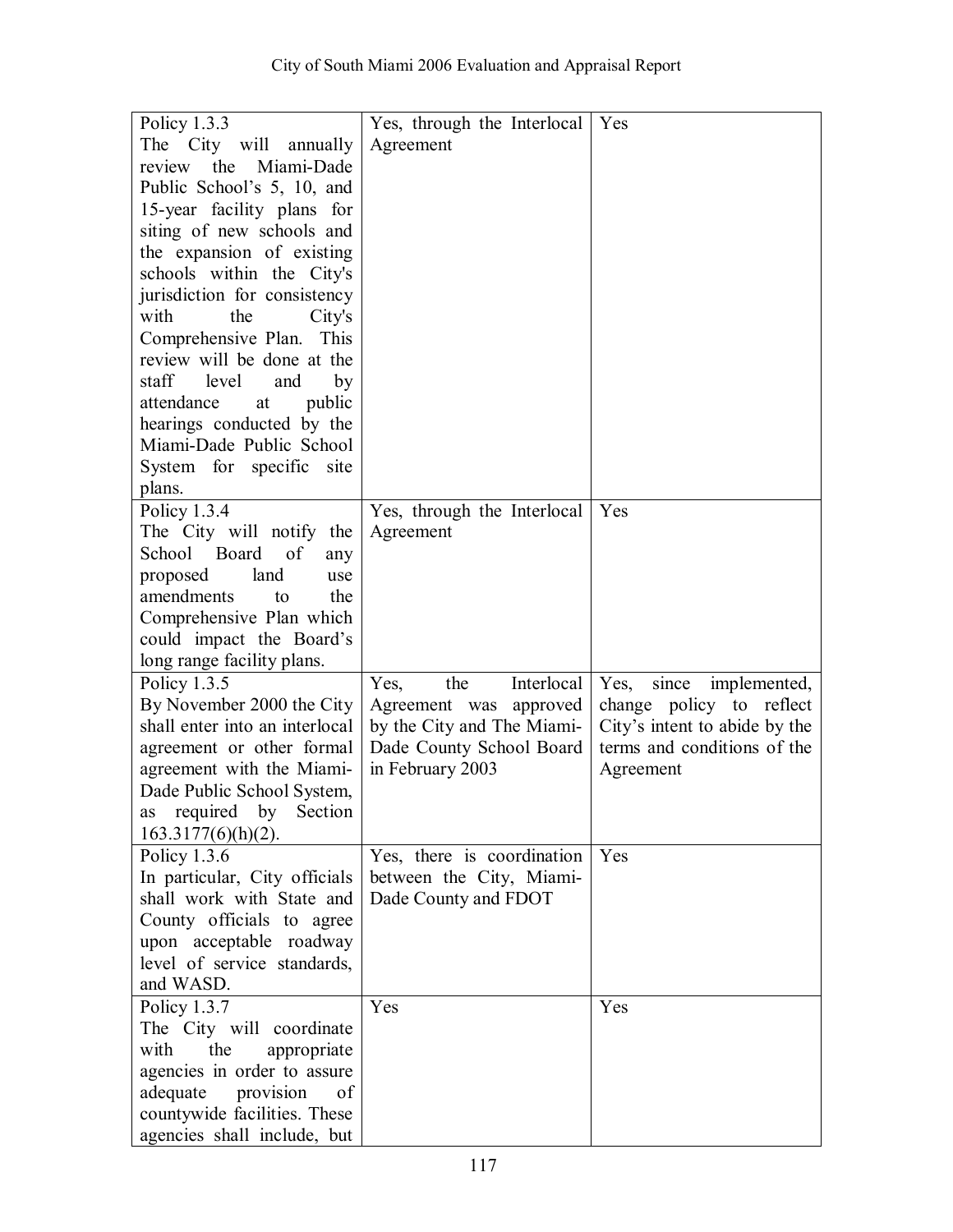| | | |
|---|---|---|
| Policy 1.3.3<br>The City will annually review the Miami-Dade Public School's 5, 10, and 15-year facility plans for siting of new schools and the expansion of existing schools within the City's jurisdiction for consistency with the City's Comprehensive Plan. This review will be done at the staff level and by attendance at public hearings conducted by the Miami-Dade Public School System for specific site plans. | Yes, through the Interlocal Agreement | Yes |
| Policy 1.3.4<br>The City will notify the School Board of any proposed land use amendments to the Comprehensive Plan which could impact the Board's long range facility plans. | Yes, through the Interlocal Agreement | Yes |
| Policy 1.3.5<br>By November 2000 the City shall enter into an interlocal agreement or other formal agreement with the Miami-Dade Public School System, as required by Section 163.3177(6)(h)(2). | Yes, the Interlocal Agreement was approved by the City and The Miami-Dade County School Board in February 2003 | Yes, since implemented, change policy to reflect City's intent to abide by the terms and conditions of the Agreement |
| Policy 1.3.6<br>In particular, City officials shall work with State and County officials to agree upon acceptable roadway level of service standards, and WASD. | Yes, there is coordination between the City, Miami-Dade County and FDOT | Yes |
| Policy 1.3.7<br>The City will coordinate with the appropriate agencies in order to assure adequate provision of countywide facilities. These agencies shall include, but | Yes | Yes |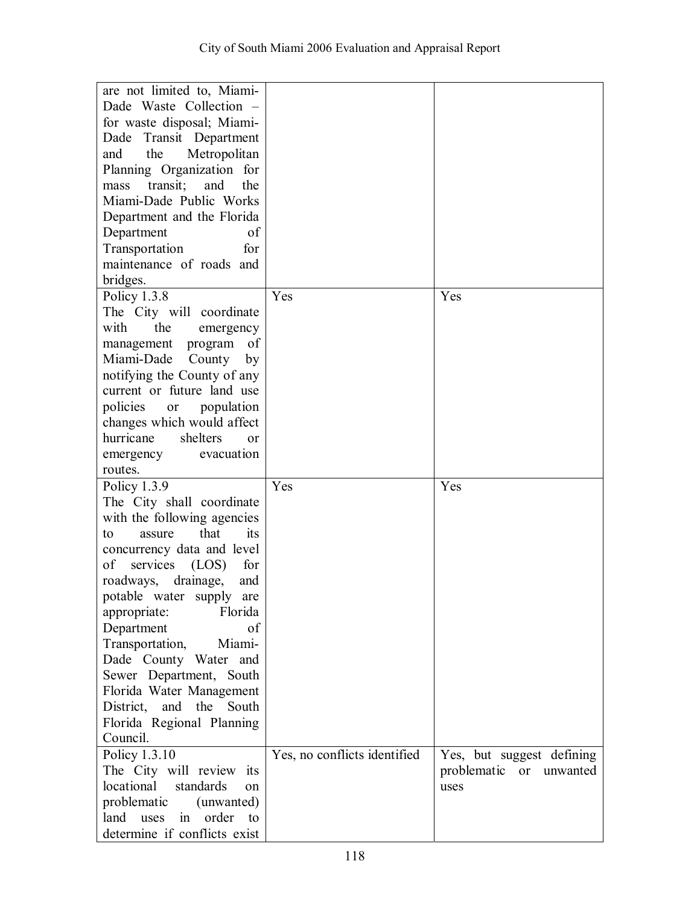| | | |
|---|---|---|
| are not limited to, Miami-Dade Waste Collection – for waste disposal; Miami-Dade Transit Department and the Metropolitan Planning Organization for mass transit; and the Miami-Dade Public Works Department and the Florida Department of Transportation for maintenance of roads and bridges. | | |
| Policy 1.3.8 The City will coordinate with the emergency management program of Miami-Dade County by notifying the County of any current or future land use policies or population changes which would affect hurricane shelters or emergency evacuation routes. | Yes | Yes |
| Policy 1.3.9 The City shall coordinate with the following agencies to assure that its concurrency data and level of services (LOS) for roadways, drainage, and potable water supply are appropriate: Florida Department of Transportation, Miami-Dade County Water and Sewer Department, South Florida Water Management District, and the South Florida Regional Planning Council. | Yes | Yes |
| Policy 1.3.10 The City will review its locational standards on problematic (unwanted) land uses in order to determine if conflicts exist | Yes, no conflicts identified | Yes, but suggest defining problematic or unwanted uses |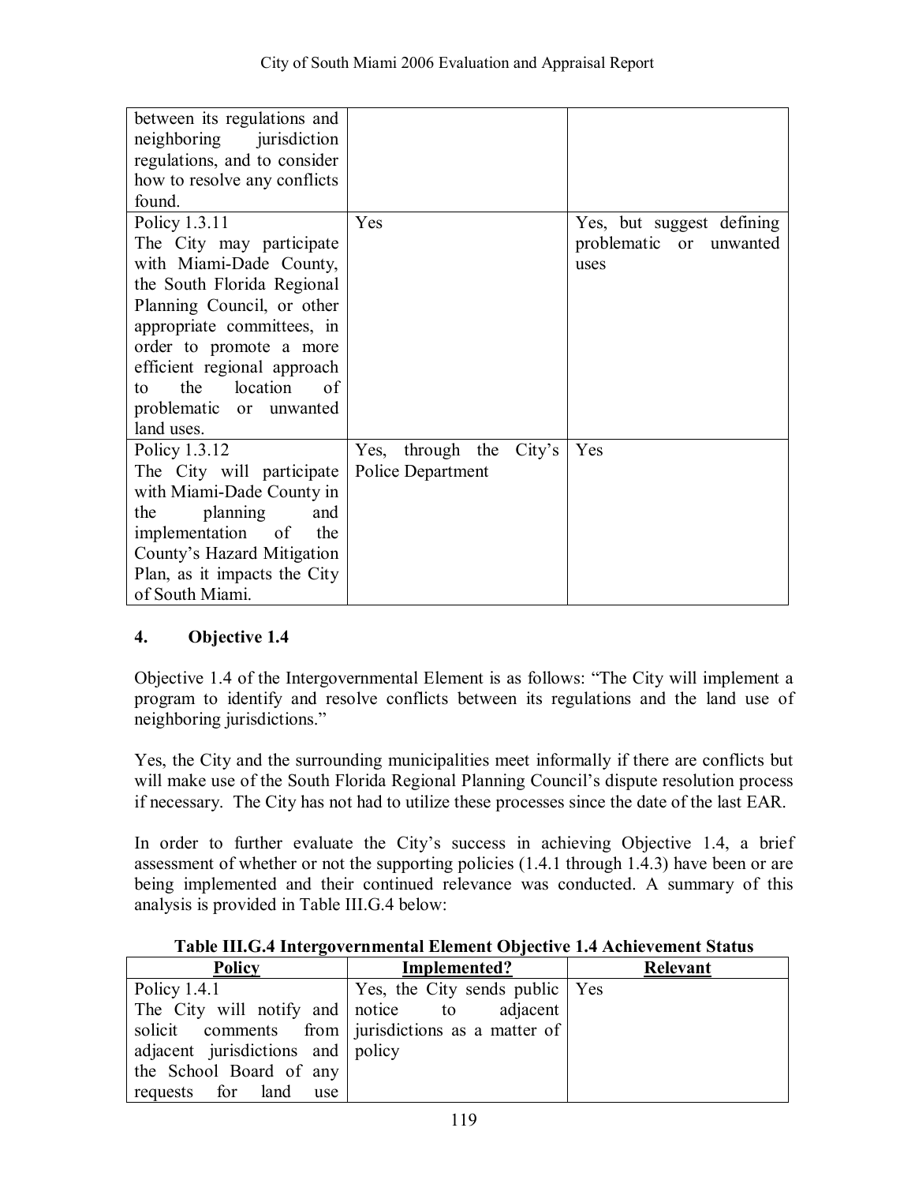| | | |
|---|---|---|
| between its regulations and neighboring jurisdiction regulations, and to consider how to resolve any conflicts found. | | |
| Policy 1.3.11 The City may participate with Miami-Dade County, the South Florida Regional Planning Council, or other appropriate committees, in order to promote a more efficient regional approach to the location of problematic or unwanted land uses. | Yes | Yes, but suggest defining problematic or unwanted uses |
| Policy 1.3.12 The City will participate with Miami-Dade County in the planning and implementation of the County's Hazard Mitigation Plan, as it impacts the City of South Miami. | Yes, through the City's Police Department | Yes |

## 4. Objective 1.4

Objective 1.4 of the Intergovernmental Element is as follows: "The City will implement a program to identify and resolve conflicts between its regulations and the land use of neighboring jurisdictions."

Yes, the City and the surrounding municipalities meet informally if there are conflicts but will make use of the South Florida Regional Planning Council's dispute resolution process if necessary. The City has not had to utilize these processes since the date of the last EAR.

In order to further evaluate the City's success in achieving Objective 1.4, a brief assessment of whether or not the supporting policies (1.4.1 through 1.4.3) have been or are being implemented and their continued relevance was conducted. A summary of this analysis is provided in Table III.G.4 below:

**Table III.G.4 Intergovernmental Element Objective 1.4 Achievement Status**

| Policy | Implemented? | Relevant |
|---|---|---|
| Policy 1.4.1 The City will notify and solicit comments from adjacent jurisdictions and the School Board of any requests for land use | Yes, the City sends public notice to adjacent jurisdictions as a matter of policy | Yes |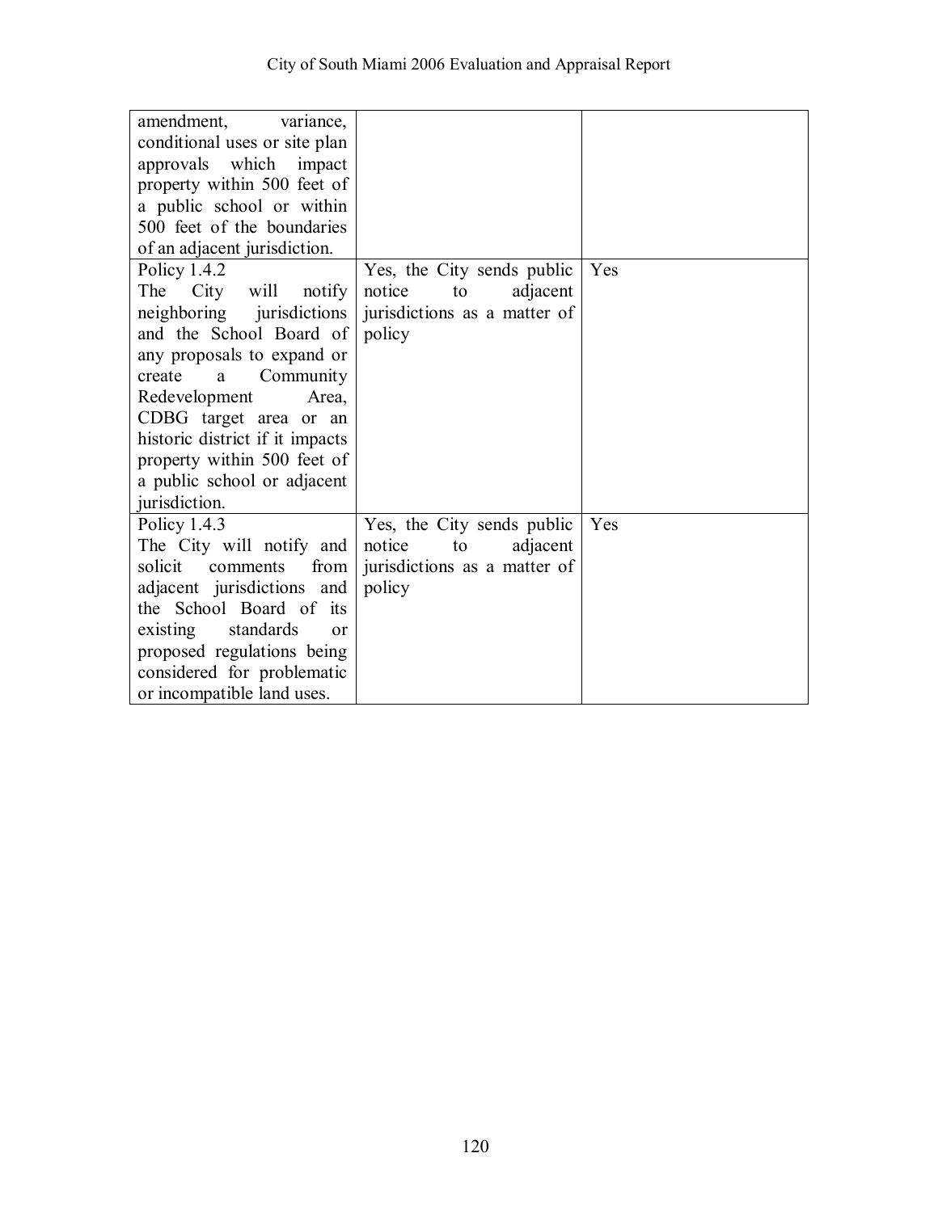| | | |
|---|---|---|
| amendment, variance, conditional uses or site plan approvals which impact property within 500 feet of a public school or within 500 feet of the boundaries of an adjacent jurisdiction. | | |
| Policy 1.4.2<br>The City will notify neighboring jurisdictions and the School Board of any proposals to expand or create a Community Redevelopment Area, CDBG target area or an historic district if it impacts property within 500 feet of a public school or adjacent jurisdiction. | Yes, the City sends public notice to adjacent jurisdictions as a matter of policy | Yes |
| Policy 1.4.3<br>The City will notify and solicit comments from adjacent jurisdictions and the School Board of its existing standards or proposed regulations being considered for problematic or incompatible land uses. | Yes, the City sends public notice to adjacent jurisdictions as a matter of policy | Yes |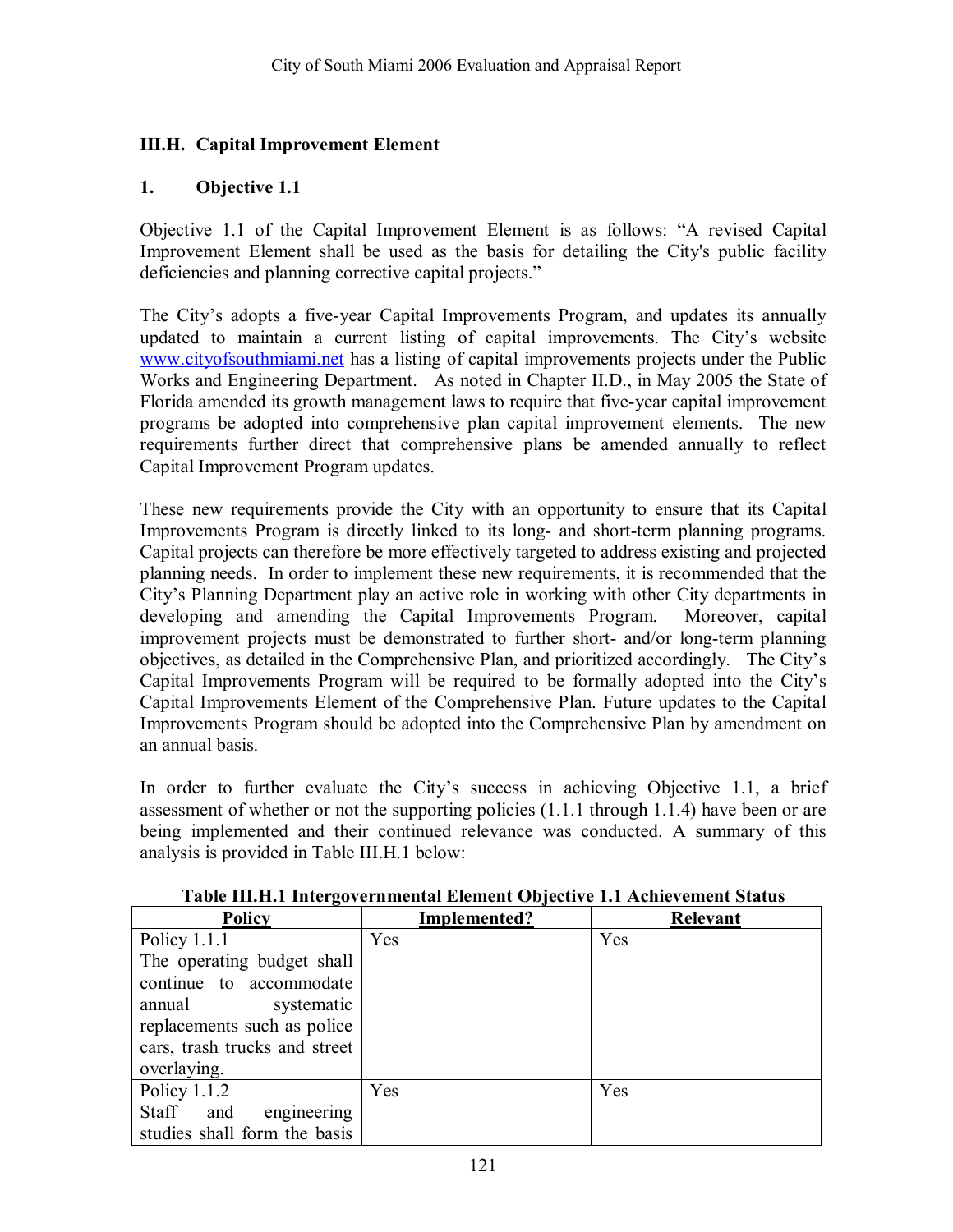## III.H. Capital Improvement Element

### 1. Objective 1.1

Objective 1.1 of the Capital Improvement Element is as follows: "A revised Capital Improvement Element shall be used as the basis for detailing the City's public facility deficiencies and planning corrective capital projects."

The City's adopts a five-year Capital Improvements Program, and updates its annually updated to maintain a current listing of capital improvements. The City's website www.cityofsouthmiami.net has a listing of capital improvements projects under the Public Works and Engineering Department. As noted in Chapter II.D., in May 2005 the State of Florida amended its growth management laws to require that five-year capital improvement programs be adopted into comprehensive plan capital improvement elements. The new requirements further direct that comprehensive plans be amended annually to reflect Capital Improvement Program updates.

These new requirements provide the City with an opportunity to ensure that its Capital Improvements Program is directly linked to its long- and short-term planning programs. Capital projects can therefore be more effectively targeted to address existing and projected planning needs. In order to implement these new requirements, it is recommended that the City's Planning Department play an active role in working with other City departments in developing and amending the Capital Improvements Program. Moreover, capital improvement projects must be demonstrated to further short- and/or long-term planning objectives, as detailed in the Comprehensive Plan, and prioritized accordingly. The City's Capital Improvements Program will be required to be formally adopted into the City's Capital Improvements Element of the Comprehensive Plan. Future updates to the Capital Improvements Program should be adopted into the Comprehensive Plan by amendment on an annual basis.

In order to further evaluate the City's success in achieving Objective 1.1, a brief assessment of whether or not the supporting policies (1.1.1 through 1.1.4) have been or are being implemented and their continued relevance was conducted. A summary of this analysis is provided in Table III.H.1 below:

**Table III.H.1 Intergovernmental Element Objective 1.1 Achievement Status**

| Policy | Implemented? | Relevant |
|---|---|---|
| Policy 1.1.1 The operating budget shall continue to accommodate annual systematic replacements such as police cars, trash trucks and street overlaying. | Yes | Yes |
| Policy 1.1.2 Staff and engineering studies shall form the basis | Yes | Yes |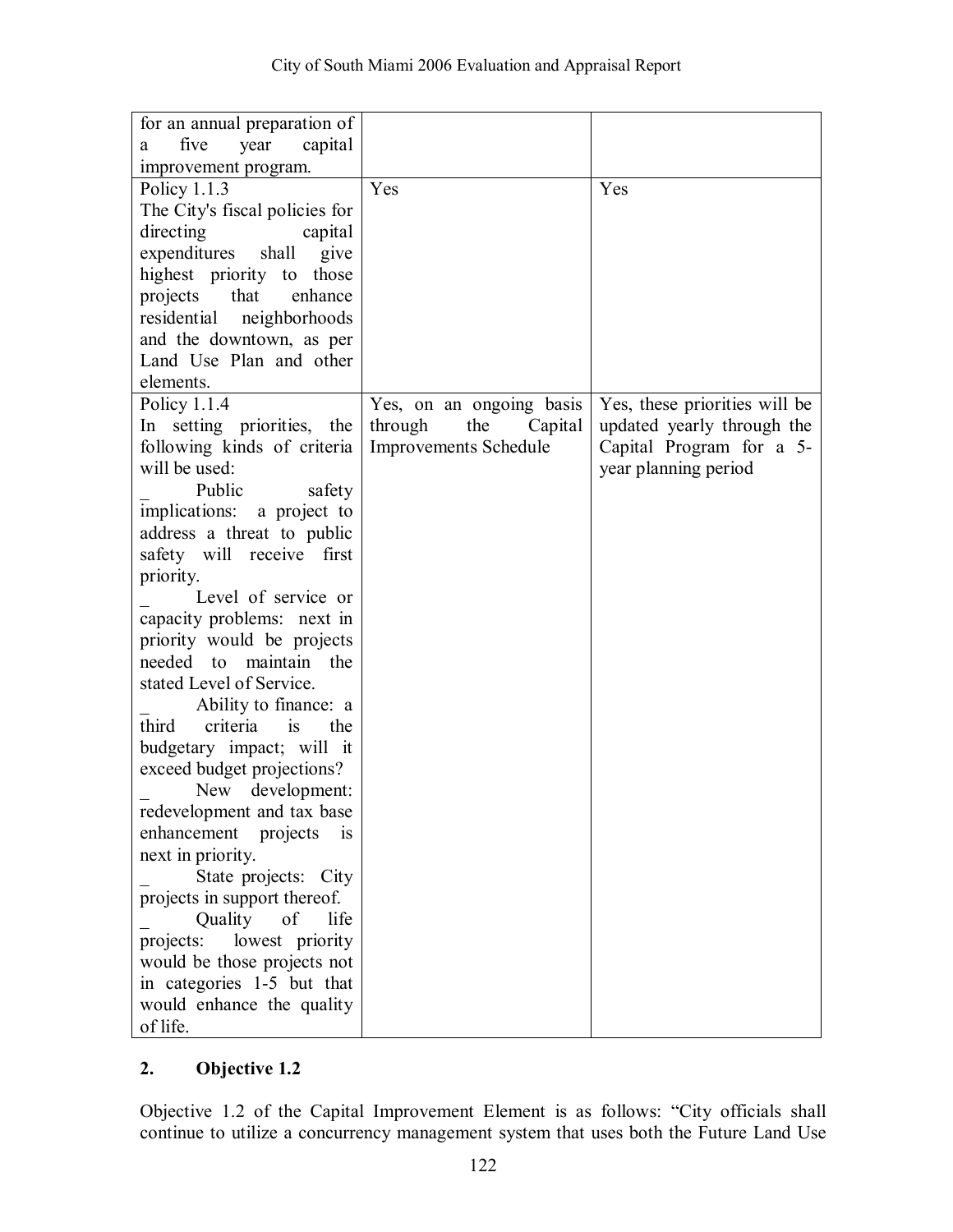| | | |
|---|---|---|
| for an annual preparation of a five year capital improvement program. | | |
| Policy 1.1.3<br>The City's fiscal policies for directing capital expenditures shall give highest priority to those projects that enhance residential neighborhoods and the downtown, as per Land Use Plan and other elements. | Yes | Yes |
| Policy 1.1.4<br>In setting priorities, the following kinds of criteria will be used:<br>_ Public safety implications: a project to address a threat to public safety will receive first priority.<br>_ Level of service or capacity problems: next in priority would be projects needed to maintain the stated Level of Service.<br>_ Ability to finance: a third criteria is the budgetary impact; will it exceed budget projections?<br>_ New development: redevelopment and tax base enhancement projects is next in priority.<br>_ State projects: City projects in support thereof.<br>_ Quality of life projects: lowest priority would be those projects not in categories 1-5 but that would enhance the quality of life. | Yes, on an ongoing basis through the Capital Improvements Schedule | Yes, these priorities will be updated yearly through the Capital Program for a 5-year planning period |

## 2. Objective 1.2

Objective 1.2 of the Capital Improvement Element is as follows: "City officials shall continue to utilize a concurrency management system that uses both the Future Land Use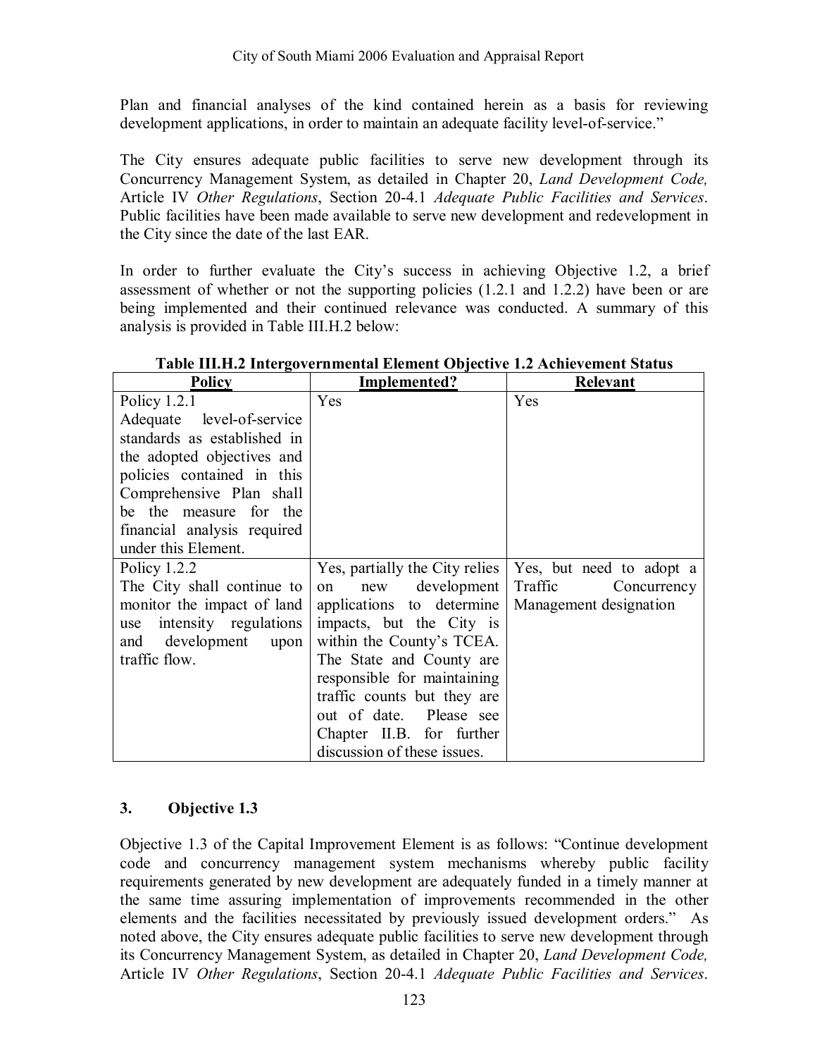Plan and financial analyses of the kind contained herein as a basis for reviewing development applications, in order to maintain an adequate facility level-of-service."

The City ensures adequate public facilities to serve new development through its Concurrency Management System, as detailed in Chapter 20, *Land Development Code,* Article IV *Other Regulations*, Section 20-4.1 *Adequate Public Facilities and Services*. Public facilities have been made available to serve new development and redevelopment in the City since the date of the last EAR.

In order to further evaluate the City's success in achieving Objective 1.2, a brief assessment of whether or not the supporting policies (1.2.1 and 1.2.2) have been or are being implemented and their continued relevance was conducted. A summary of this analysis is provided in Table III.H.2 below:

**Table III.H.2 Intergovernmental Element Objective 1.2 Achievement Status**

| Policy | Implemented? | Relevant |
|---|---|---|
| Policy 1.2.1 Adequate level-of-service standards as established in the adopted objectives and policies contained in this Comprehensive Plan shall be the measure for the financial analysis required under this Element. | Yes | Yes |
| Policy 1.2.2 The City shall continue to monitor the impact of land use intensity regulations and development upon traffic flow. | Yes, partially the City relies on new development applications to determine impacts, but the City is within the County's TCEA. The State and County are responsible for maintaining traffic counts but they are out of date. Please see Chapter II.B. for further discussion of these issues. | Yes, but need to adopt a Traffic Concurrency Management designation |

## 3. Objective 1.3

Objective 1.3 of the Capital Improvement Element is as follows: "Continue development code and concurrency management system mechanisms whereby public facility requirements generated by new development are adequately funded in a timely manner at the same time assuring implementation of improvements recommended in the other elements and the facilities necessitated by previously issued development orders." As noted above, the City ensures adequate public facilities to serve new development through its Concurrency Management System, as detailed in Chapter 20, *Land Development Code,* Article IV *Other Regulations*, Section 20-4.1 *Adequate Public Facilities and Services*.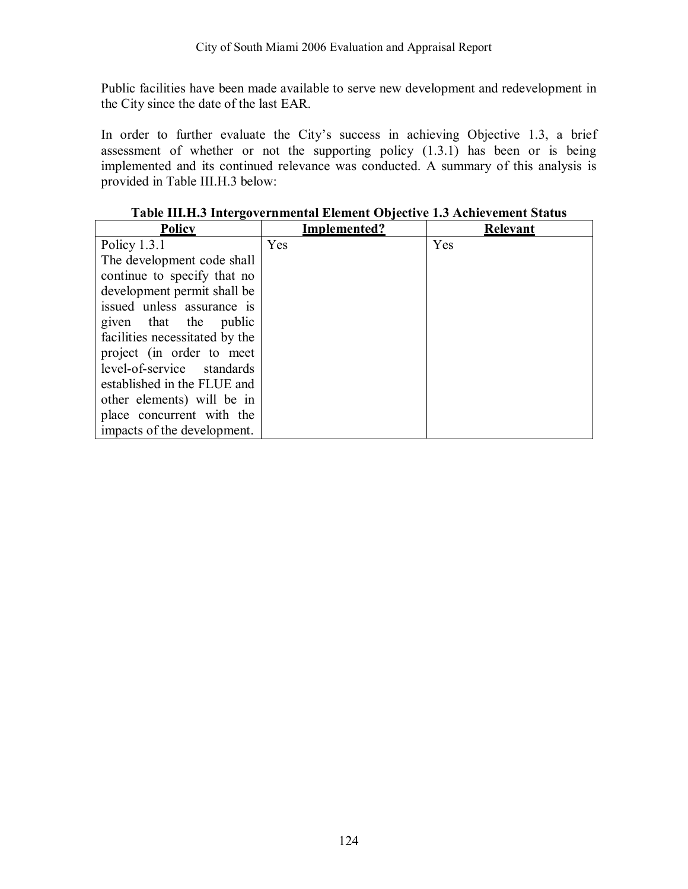Public facilities have been made available to serve new development and redevelopment in the City since the date of the last EAR.

In order to further evaluate the City's success in achieving Objective 1.3, a brief assessment of whether or not the supporting policy (1.3.1) has been or is being implemented and its continued relevance was conducted. A summary of this analysis is provided in Table III.H.3 below:

**Table III.H.3 Intergovernmental Element Objective 1.3 Achievement Status**

| Policy | Implemented? | Relevant |
|---|---|---|
| Policy 1.3.1 The development code shall continue to specify that no development permit shall be issued unless assurance is given that the public facilities necessitated by the project (in order to meet level-of-service standards established in the FLUE and other elements) will be in place concurrent with the impacts of the development. | Yes | Yes |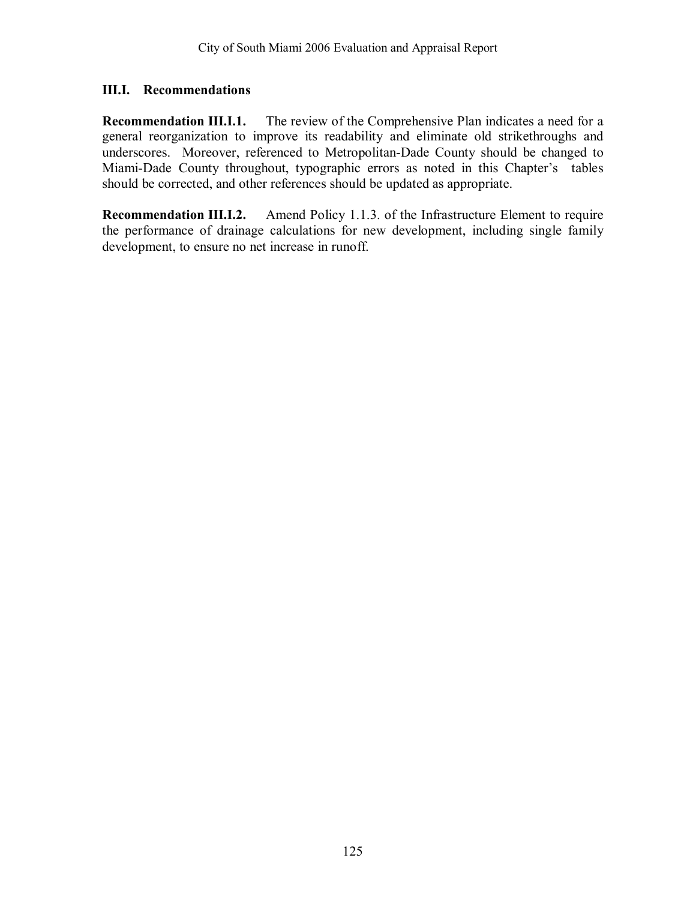## III.I. Recommendations

**Recommendation III.I.1.** The review of the Comprehensive Plan indicates a need for a general reorganization to improve its readability and eliminate old strikethroughs and underscores. Moreover, referenced to Metropolitan-Dade County should be changed to Miami-Dade County throughout, typographic errors as noted in this Chapter's tables should be corrected, and other references should be updated as appropriate.

**Recommendation III.I.2.** Amend Policy 1.1.3. of the Infrastructure Element to require the performance of drainage calculations for new development, including single family development, to ensure no net increase in runoff.